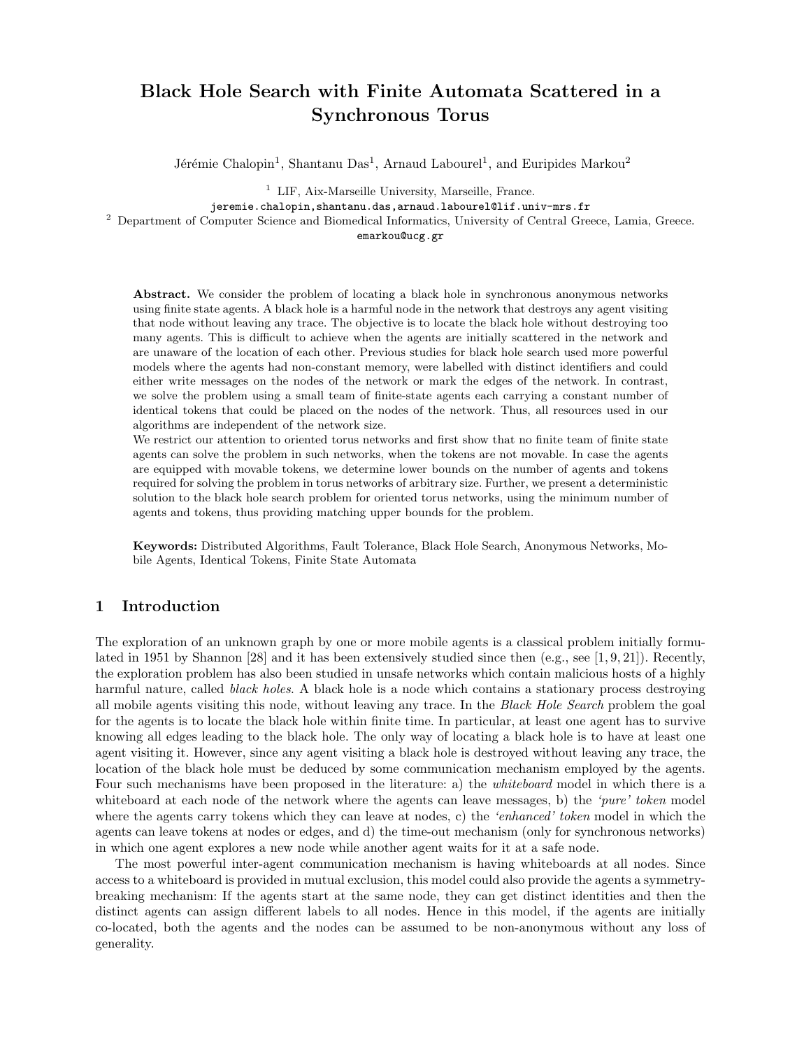# Black Hole Search with Finite Automata Scattered in a Synchronous Torus

Jérémie Chalopin[1], Shantanu Das[1], Arnaud Labourel[1], and Euripides Markou[2]

[1] LIF, Aix-Marseille University, Marseille, France.
jeremie.chalopin,shantanu.das,arnaud.labourel@lif.univ-mrs.fr

[2] Department of Computer Science and Biomedical Informatics, University of Central Greece, Lamia, Greece.
emarkou@ucg.gr

**Abstract.** We consider the problem of locating a black hole in synchronous anonymous networks using finite state agents. A black hole is a harmful node in the network that destroys any agent visiting that node without leaving any trace. The objective is to locate the black hole without destroying too many agents. This is difficult to achieve when the agents are initially scattered in the network and are unaware of the location of each other. Previous studies for black hole search used more powerful models where the agents had non-constant memory, were labelled with distinct identifiers and could either write messages on the nodes of the network or mark the edges of the network. In contrast, we solve the problem using a small team of finite-state agents each carrying a constant number of identical tokens that could be placed on the nodes of the network. Thus, all resources used in our algorithms are independent of the network size.

We restrict our attention to oriented torus networks and first show that no finite team of finite state agents can solve the problem in such networks, when the tokens are not movable. In case the agents are equipped with movable tokens, we determine lower bounds on the number of agents and tokens required for solving the problem in torus networks of arbitrary size. Further, we present a deterministic solution to the black hole search problem for oriented torus networks, using the minimum number of agents and tokens, thus providing matching upper bounds for the problem.

**Keywords:** Distributed Algorithms, Fault Tolerance, Black Hole Search, Anonymous Networks, Mobile Agents, Identical Tokens, Finite State Automata

## 1 Introduction

The exploration of an unknown graph by one or more mobile agents is a classical problem initially formulated in 1951 by Shannon [28] and it has been extensively studied since then (e.g., see [1, 9, 21]). Recently, the exploration problem has also been studied in unsafe networks which contain malicious hosts of a highly harmful nature, called *black holes*. A black hole is a node which contains a stationary process destroying all mobile agents visiting this node, without leaving any trace. In the *Black Hole Search* problem the goal for the agents is to locate the black hole within finite time. In particular, at least one agent has to survive knowing all edges leading to the black hole. The only way of locating a black hole is to have at least one agent visiting it. However, since any agent visiting a black hole is destroyed without leaving any trace, the location of the black hole must be deduced by some communication mechanism employed by the agents. Four such mechanisms have been proposed in the literature: a) the *whiteboard* model in which there is a whiteboard at each node of the network where the agents can leave messages, b) the *'pure' token* model where the agents carry tokens which they can leave at nodes, c) the *'enhanced' token* model in which the agents can leave tokens at nodes or edges, and d) the time-out mechanism (only for synchronous networks) in which one agent explores a new node while another agent waits for it at a safe node.

The most powerful inter-agent communication mechanism is having whiteboards at all nodes. Since access to a whiteboard is provided in mutual exclusion, this model could also provide the agents a symmetry-breaking mechanism: If the agents start at the same node, they can get distinct identities and then the distinct agents can assign different labels to all nodes. Hence in this model, if the agents are initially co-located, both the agents and the nodes can be assumed to be non-anonymous without any loss of generality.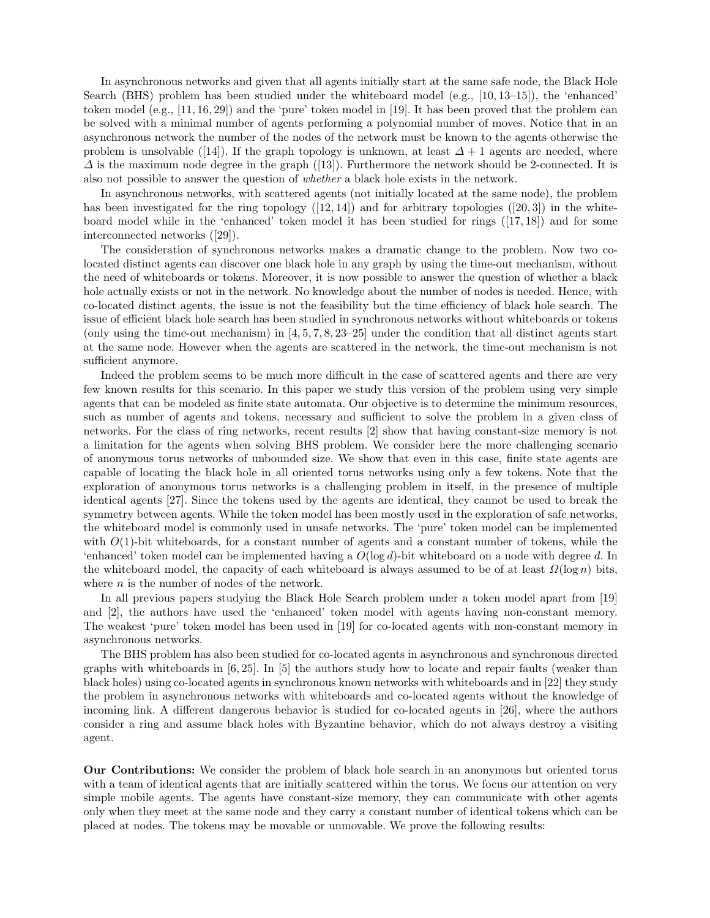In asynchronous networks and given that all agents initially start at the same safe node, the Black Hole Search (BHS) problem has been studied under the whiteboard model (e.g., [10, 13–15]), the 'enhanced' token model (e.g., [11, 16, 29]) and the 'pure' token model in [19]. It has been proved that the problem can be solved with a minimal number of agents performing a polynomial number of moves. Notice that in an asynchronous network the number of the nodes of the network must be known to the agents otherwise the problem is unsolvable ([14]). If the graph topology is unknown, at least $\Delta + 1$ agents are needed, where $\Delta$ is the maximum node degree in the graph ([13]). Furthermore the network should be 2-connected. It is also not possible to answer the question of *whether* a black hole exists in the network.

In asynchronous networks, with scattered agents (not initially located at the same node), the problem has been investigated for the ring topology ([12, 14]) and for arbitrary topologies ([20, 3]) in the whiteboard model while in the 'enhanced' token model it has been studied for rings ([17, 18]) and for some interconnected networks ([29]).

The consideration of synchronous networks makes a dramatic change to the problem. Now two co-located distinct agents can discover one black hole in any graph by using the time-out mechanism, without the need of whiteboards or tokens. Moreover, it is now possible to answer the question of whether a black hole actually exists or not in the network. No knowledge about the number of nodes is needed. Hence, with co-located distinct agents, the issue is not the feasibility but the time efficiency of black hole search. The issue of efficient black hole search has been studied in synchronous networks without whiteboards or tokens (only using the time-out mechanism) in [4, 5, 7, 8, 23–25] under the condition that all distinct agents start at the same node. However when the agents are scattered in the network, the time-out mechanism is not sufficient anymore.

Indeed the problem seems to be much more difficult in the case of scattered agents and there are very few known results for this scenario. In this paper we study this version of the problem using very simple agents that can be modeled as finite state automata. Our objective is to determine the minimum resources, such as number of agents and tokens, necessary and sufficient to solve the problem in a given class of networks. For the class of ring networks, recent results [2] show that having constant-size memory is not a limitation for the agents when solving BHS problem. We consider here the more challenging scenario of anonymous torus networks of unbounded size. We show that even in this case, finite state agents are capable of locating the black hole in all oriented torus networks using only a few tokens. Note that the exploration of anonymous torus networks is a challenging problem in itself, in the presence of multiple identical agents [27]. Since the tokens used by the agents are identical, they cannot be used to break the symmetry between agents. While the token model has been mostly used in the exploration of safe networks, the whiteboard model is commonly used in unsafe networks. The 'pure' token model can be implemented with $O(1)$-bit whiteboards, for a constant number of agents and a constant number of tokens, while the 'enhanced' token model can be implemented having a $O(\log d)$-bit whiteboard on a node with degree $d$. In the whiteboard model, the capacity of each whiteboard is always assumed to be of at least $\Omega(\log n)$ bits, where $n$ is the number of nodes of the network.

In all previous papers studying the Black Hole Search problem under a token model apart from [19] and [2], the authors have used the 'enhanced' token model with agents having non-constant memory. The weakest 'pure' token model has been used in [19] for co-located agents with non-constant memory in asynchronous networks.

The BHS problem has also been studied for co-located agents in asynchronous and synchronous directed graphs with whiteboards in [6, 25]. In [5] the authors study how to locate and repair faults (weaker than black holes) using co-located agents in synchronous known networks with whiteboards and in [22] they study the problem in asynchronous networks with whiteboards and co-located agents without the knowledge of incoming link. A different dangerous behavior is studied for co-located agents in [26], where the authors consider a ring and assume black holes with Byzantine behavior, which do not always destroy a visiting agent.

**Our Contributions:** We consider the problem of black hole search in an anonymous but oriented torus with a team of identical agents that are initially scattered within the torus. We focus our attention on very simple mobile agents. The agents have constant-size memory, they can communicate with other agents only when they meet at the same node and they carry a constant number of identical tokens which can be placed at nodes. The tokens may be movable or unmovable. We prove the following results: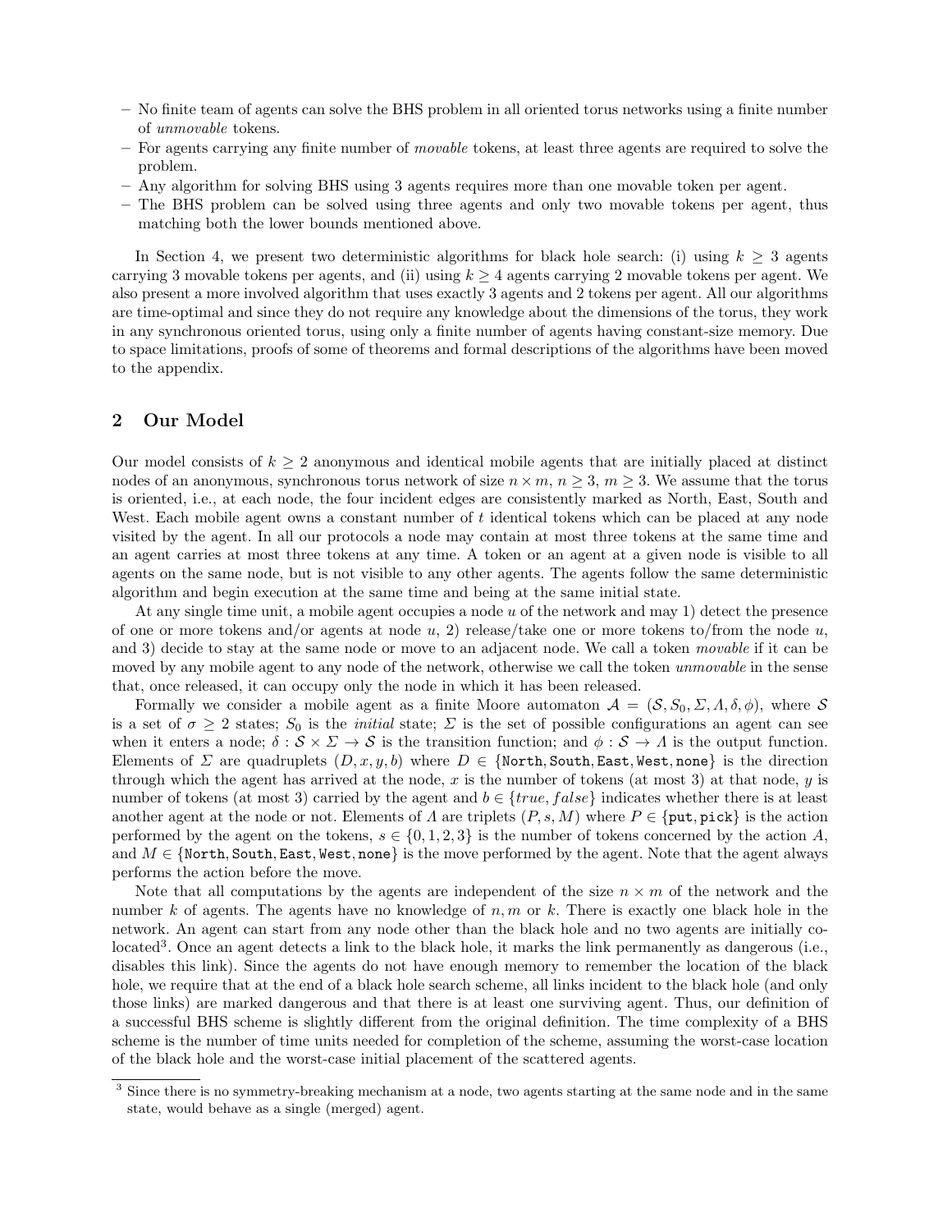– No finite team of agents can solve the BHS problem in all oriented torus networks using a finite number of *unmovable* tokens.
– For agents carrying any finite number of *movable* tokens, at least three agents are required to solve the problem.
– Any algorithm for solving BHS using 3 agents requires more than one movable token per agent.
– The BHS problem can be solved using three agents and only two movable tokens per agent, thus matching both the lower bounds mentioned above.

In Section 4, we present two deterministic algorithms for black hole search: (i) using $k \geq 3$ agents carrying 3 movable tokens per agents, and (ii) using $k \geq 4$ agents carrying 2 movable tokens per agent. We also present a more involved algorithm that uses exactly 3 agents and 2 tokens per agent. All our algorithms are time-optimal and since they do not require any knowledge about the dimensions of the torus, they work in any synchronous oriented torus, using only a finite number of agents having constant-size memory. Due to space limitations, proofs of some of theorems and formal descriptions of the algorithms have been moved to the appendix.

## 2 Our Model

Our model consists of $k \geq 2$ anonymous and identical mobile agents that are initially placed at distinct nodes of an anonymous, synchronous torus network of size $n \times m$, $n \geq 3$, $m \geq 3$. We assume that the torus is oriented, i.e., at each node, the four incident edges are consistently marked as North, East, South and West. Each mobile agent owns a constant number of $t$ identical tokens which can be placed at any node visited by the agent. In all our protocols a node may contain at most three tokens at the same time and an agent carries at most three tokens at any time. A token or an agent at a given node is visible to all agents on the same node, but is not visible to any other agents. The agents follow the same deterministic algorithm and begin execution at the same time and being at the same initial state.

At any single time unit, a mobile agent occupies a node $u$ of the network and may 1) detect the presence of one or more tokens and/or agents at node $u$, 2) release/take one or more tokens to/from the node $u$, and 3) decide to stay at the same node or move to an adjacent node. We call a token *movable* if it can be moved by any mobile agent to any node of the network, otherwise we call the token *unmovable* in the sense that, once released, it can occupy only the node in which it has been released.

Formally we consider a mobile agent as a finite Moore automaton $\mathcal{A} = (\mathcal{S}, S_0, \Sigma, \Lambda, \delta, \phi)$, where $\mathcal{S}$ is a set of $\sigma \geq 2$ states; $S_0$ is the *initial* state; $\Sigma$ is the set of possible configurations an agent can see when it enters a node; $\delta : \mathcal{S} \times \Sigma \to \mathcal{S}$ is the transition function; and $\phi : \mathcal{S} \to \Lambda$ is the output function. Elements of $\Sigma$ are quadruplets $(D, x, y, b)$ where $D \in \{\texttt{North}, \texttt{South}, \texttt{East}, \texttt{West}, \texttt{none}\}$ is the direction through which the agent has arrived at the node, $x$ is the number of tokens (at most 3) at that node, $y$ is number of tokens (at most 3) carried by the agent and $b \in \{true, false\}$ indicates whether there is at least another agent at the node or not. Elements of $\Lambda$ are triplets $(P, s, M)$ where $P \in \{\texttt{put}, \texttt{pick}\}$ is the action performed by the agent on the tokens, $s \in \{0, 1, 2, 3\}$ is the number of tokens concerned by the action $A$, and $M \in \{\texttt{North}, \texttt{South}, \texttt{East}, \texttt{West}, \texttt{none}\}$ is the move performed by the agent. Note that the agent always performs the action before the move.

Note that all computations by the agents are independent of the size $n \times m$ of the network and the number $k$ of agents. The agents have no knowledge of $n, m$ or $k$. There is exactly one black hole in the network. An agent can start from any node other than the black hole and no two agents are initially co-located[3]. Once an agent detects a link to the black hole, it marks the link permanently as dangerous (i.e., disables this link). Since the agents do not have enough memory to remember the location of the black hole, we require that at the end of a black hole search scheme, all links incident to the black hole (and only those links) are marked dangerous and that there is at least one surviving agent. Thus, our definition of a successful BHS scheme is slightly different from the original definition. The time complexity of a BHS scheme is the number of time units needed for completion of the scheme, assuming the worst-case location of the black hole and the worst-case initial placement of the scattered agents.

[3] Since there is no symmetry-breaking mechanism at a node, two agents starting at the same node and in the same state, would behave as a single (merged) agent.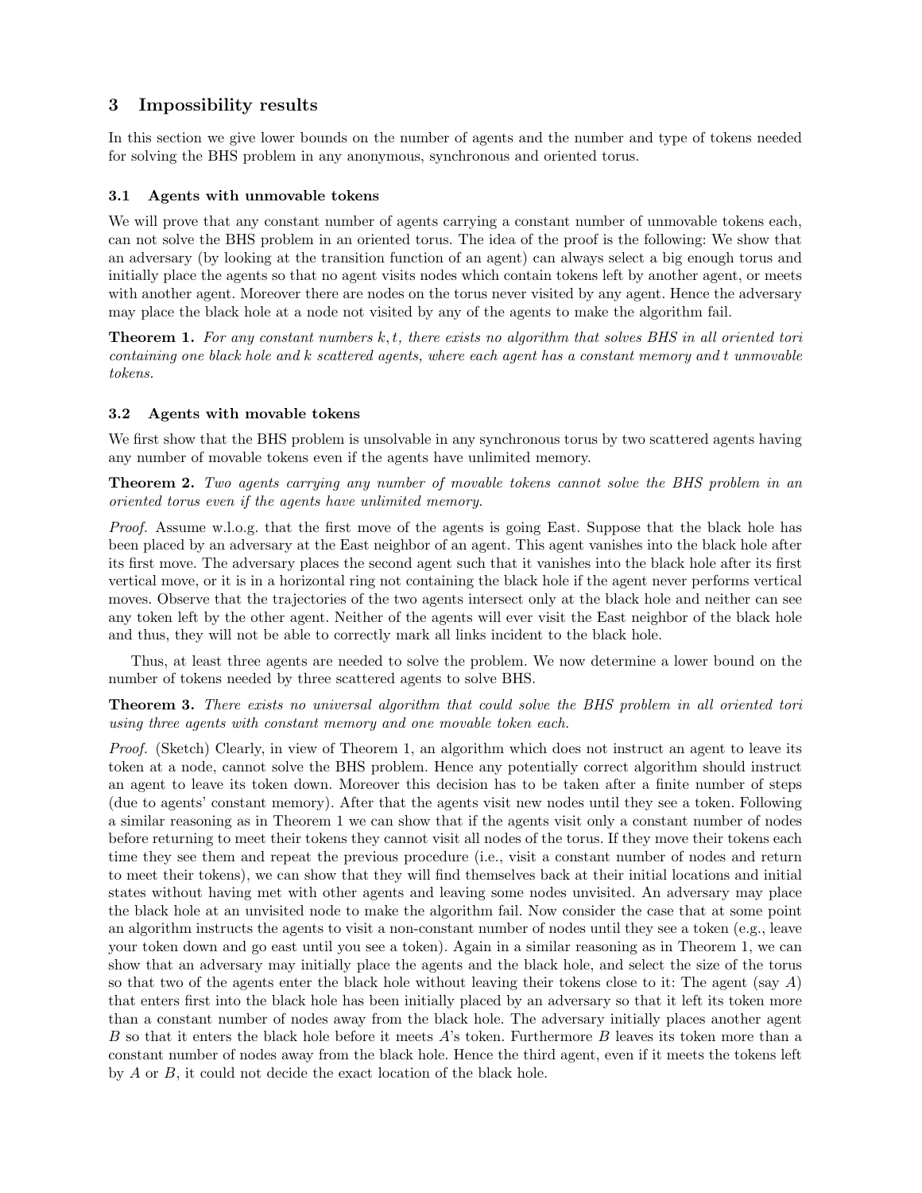## 3 Impossibility results

In this section we give lower bounds on the number of agents and the number and type of tokens needed for solving the BHS problem in any anonymous, synchronous and oriented torus.

### 3.1 Agents with unmovable tokens

We will prove that any constant number of agents carrying a constant number of unmovable tokens each, can not solve the BHS problem in an oriented torus. The idea of the proof is the following: We show that an adversary (by looking at the transition function of an agent) can always select a big enough torus and initially place the agents so that no agent visits nodes which contain tokens left by another agent, or meets with another agent. Moreover there are nodes on the torus never visited by any agent. Hence the adversary may place the black hole at a node not visited by any of the agents to make the algorithm fail.

**Theorem 1.** *For any constant numbers $k, t$, there exists no algorithm that solves BHS in all oriented tori containing one black hole and $k$ scattered agents, where each agent has a constant memory and $t$ unmovable tokens.*

### 3.2 Agents with movable tokens

We first show that the BHS problem is unsolvable in any synchronous torus by two scattered agents having any number of movable tokens even if the agents have unlimited memory.

**Theorem 2.** *Two agents carrying any number of movable tokens cannot solve the BHS problem in an oriented torus even if the agents have unlimited memory.*

*Proof.* Assume w.l.o.g. that the first move of the agents is going East. Suppose that the black hole has been placed by an adversary at the East neighbor of an agent. This agent vanishes into the black hole after its first move. The adversary places the second agent such that it vanishes into the black hole after its first vertical move, or it is in a horizontal ring not containing the black hole if the agent never performs vertical moves. Observe that the trajectories of the two agents intersect only at the black hole and neither can see any token left by the other agent. Neither of the agents will ever visit the East neighbor of the black hole and thus, they will not be able to correctly mark all links incident to the black hole.

Thus, at least three agents are needed to solve the problem. We now determine a lower bound on the number of tokens needed by three scattered agents to solve BHS.

**Theorem 3.** *There exists no universal algorithm that could solve the BHS problem in all oriented tori using three agents with constant memory and one movable token each.*

*Proof.* (Sketch) Clearly, in view of Theorem 1, an algorithm which does not instruct an agent to leave its token at a node, cannot solve the BHS problem. Hence any potentially correct algorithm should instruct an agent to leave its token down. Moreover this decision has to be taken after a finite number of steps (due to agents' constant memory). After that the agents visit new nodes until they see a token. Following a similar reasoning as in Theorem 1 we can show that if the agents visit only a constant number of nodes before returning to meet their tokens they cannot visit all nodes of the torus. If they move their tokens each time they see them and repeat the previous procedure (i.e., visit a constant number of nodes and return to meet their tokens), we can show that they will find themselves back at their initial locations and initial states without having met with other agents and leaving some nodes unvisited. An adversary may place the black hole at an unvisited node to make the algorithm fail. Now consider the case that at some point an algorithm instructs the agents to visit a non-constant number of nodes until they see a token (e.g., leave your token down and go east until you see a token). Again in a similar reasoning as in Theorem 1, we can show that an adversary may initially place the agents and the black hole, and select the size of the torus so that two of the agents enter the black hole without leaving their tokens close to it: The agent (say $A$) that enters first into the black hole has been initially placed by an adversary so that it left its token more than a constant number of nodes away from the black hole. The adversary initially places another agent $B$ so that it enters the black hole before it meets $A$'s token. Furthermore $B$ leaves its token more than a constant number of nodes away from the black hole. Hence the third agent, even if it meets the tokens left by $A$ or $B$, it could not decide the exact location of the black hole.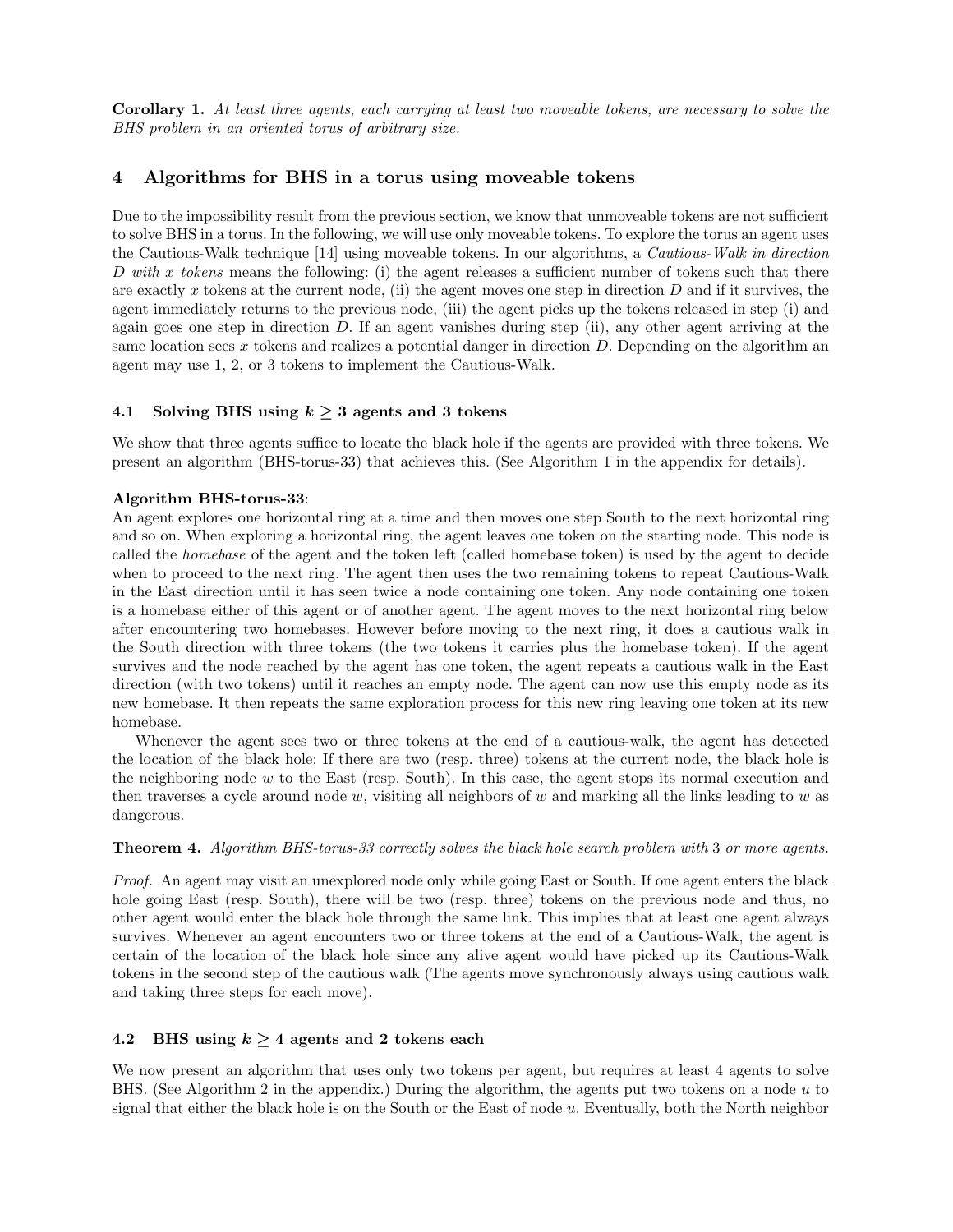**Corollary 1.** *At least three agents, each carrying at least two moveable tokens, are necessary to solve the BHS problem in an oriented torus of arbitrary size.*

## 4 Algorithms for BHS in a torus using moveable tokens

Due to the impossibility result from the previous section, we know that unmoveable tokens are not sufficient to solve BHS in a torus. In the following, we will use only moveable tokens. To explore the torus an agent uses the Cautious-Walk technique [14] using moveable tokens. In our algorithms, a *Cautious-Walk in direction $D$ with $x$ tokens* means the following: (i) the agent releases a sufficient number of tokens such that there are exactly $x$ tokens at the current node, (ii) the agent moves one step in direction $D$ and if it survives, the agent immediately returns to the previous node, (iii) the agent picks up the tokens released in step (i) and again goes one step in direction $D$. If an agent vanishes during step (ii), any other agent arriving at the same location sees $x$ tokens and realizes a potential danger in direction $D$. Depending on the algorithm an agent may use 1, 2, or 3 tokens to implement the Cautious-Walk.

### 4.1 Solving BHS using $k \geq 3$ agents and 3 tokens

We show that three agents suffice to locate the black hole if the agents are provided with three tokens. We present an algorithm (BHS-torus-33) that achieves this. (See Algorithm 1 in the appendix for details).

**Algorithm BHS-torus-33**:
An agent explores one horizontal ring at a time and then moves one step South to the next horizontal ring and so on. When exploring a horizontal ring, the agent leaves one token on the starting node. This node is called the *homebase* of the agent and the token left (called homebase token) is used by the agent to decide when to proceed to the next ring. The agent then uses the two remaining tokens to repeat Cautious-Walk in the East direction until it has seen twice a node containing one token. Any node containing one token is a homebase either of this agent or of another agent. The agent moves to the next horizontal ring below after encountering two homebases. However before moving to the next ring, it does a cautious walk in the South direction with three tokens (the two tokens it carries plus the homebase token). If the agent survives and the node reached by the agent has one token, the agent repeats a cautious walk in the East direction (with two tokens) until it reaches an empty node. The agent can now use this empty node as its new homebase. It then repeats the same exploration process for this new ring leaving one token at its new homebase.

Whenever the agent sees two or three tokens at the end of a cautious-walk, the agent has detected the location of the black hole: If there are two (resp. three) tokens at the current node, the black hole is the neighboring node $w$ to the East (resp. South). In this case, the agent stops its normal execution and then traverses a cycle around node $w$, visiting all neighbors of $w$ and marking all the links leading to $w$ as dangerous.

**Theorem 4.** *Algorithm BHS-torus-33 correctly solves the black hole search problem with* 3 *or more agents.*

*Proof.* An agent may visit an unexplored node only while going East or South. If one agent enters the black hole going East (resp. South), there will be two (resp. three) tokens on the previous node and thus, no other agent would enter the black hole through the same link. This implies that at least one agent always survives. Whenever an agent encounters two or three tokens at the end of a Cautious-Walk, the agent is certain of the location of the black hole since any alive agent would have picked up its Cautious-Walk tokens in the second step of the cautious walk (The agents move synchronously always using cautious walk and taking three steps for each move).

### 4.2 BHS using $k \geq 4$ agents and 2 tokens each

We now present an algorithm that uses only two tokens per agent, but requires at least 4 agents to solve BHS. (See Algorithm 2 in the appendix.) During the algorithm, the agents put two tokens on a node $u$ to signal that either the black hole is on the South or the East of node $u$. Eventually, both the North neighbor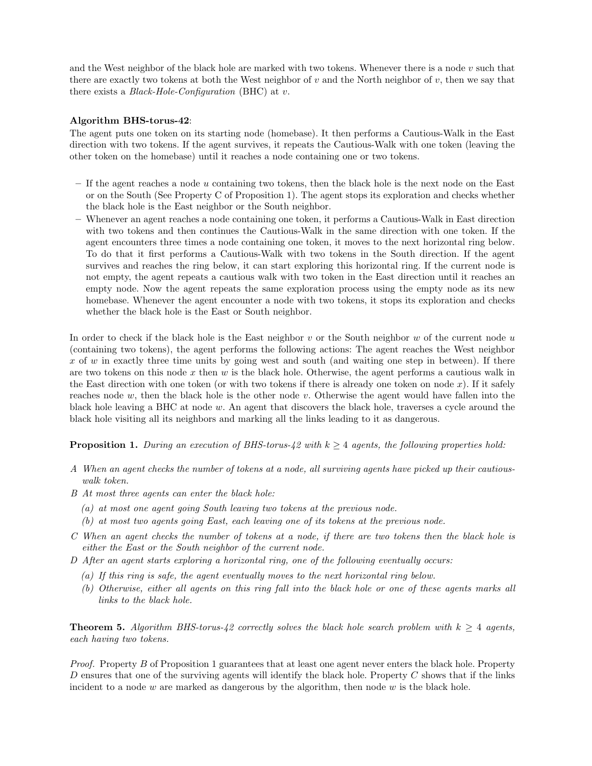and the West neighbor of the black hole are marked with two tokens. Whenever there is a node $v$ such that there are exactly two tokens at both the West neighbor of $v$ and the North neighbor of $v$, then we say that there exists a *Black-Hole-Configuration* (BHC) at $v$.

**Algorithm BHS-torus-42**:
The agent puts one token on its starting node (homebase). It then performs a Cautious-Walk in the East direction with two tokens. If the agent survives, it repeats the Cautious-Walk with one token (leaving the other token on the homebase) until it reaches a node containing one or two tokens.

- If the agent reaches a node $u$ containing two tokens, then the black hole is the next node on the East or on the South (See Property C of Proposition 1). The agent stops its exploration and checks whether the black hole is the East neighbor or the South neighbor.
- Whenever an agent reaches a node containing one token, it performs a Cautious-Walk in East direction with two tokens and then continues the Cautious-Walk in the same direction with one token. If the agent encounters three times a node containing one token, it moves to the next horizontal ring below. To do that it first performs a Cautious-Walk with two tokens in the South direction. If the agent survives and reaches the ring below, it can start exploring this horizontal ring. If the current node is not empty, the agent repeats a cautious walk with two token in the East direction until it reaches an empty node. Now the agent repeats the same exploration process using the empty node as its new homebase. Whenever the agent encounter a node with two tokens, it stops its exploration and checks whether the black hole is the East or South neighbor.

In order to check if the black hole is the East neighbor $v$ or the South neighbor $w$ of the current node $u$ (containing two tokens), the agent performs the following actions: The agent reaches the West neighbor $x$ of $w$ in exactly three time units by going west and south (and waiting one step in between). If there are two tokens on this node $x$ then $w$ is the black hole. Otherwise, the agent performs a cautious walk in the East direction with one token (or with two tokens if there is already one token on node $x$). If it safely reaches node $w$, then the black hole is the other node $v$. Otherwise the agent would have fallen into the black hole leaving a BHC at node $w$. An agent that discovers the black hole, traverses a cycle around the black hole visiting all its neighbors and marking all the links leading to it as dangerous.

**Proposition 1.** *During an execution of BHS-torus-42 with $k \geq 4$ agents, the following properties hold:*

A *When an agent checks the number of tokens at a node, all surviving agents have picked up their cautious-walk token.*

B *At most three agents can enter the black hole:*
  (a) *at most one agent going South leaving two tokens at the previous node.*
  (b) *at most two agents going East, each leaving one of its tokens at the previous node.*

C *When an agent checks the number of tokens at a node, if there are two tokens then the black hole is either the East or the South neighbor of the current node.*

D *After an agent starts exploring a horizontal ring, one of the following eventually occurs:*
  (a) *If this ring is safe, the agent eventually moves to the next horizontal ring below.*
  (b) *Otherwise, either all agents on this ring fall into the black hole or one of these agents marks all links to the black hole.*

**Theorem 5.** *Algorithm BHS-torus-42 correctly solves the black hole search problem with $k \geq 4$ agents, each having two tokens.*

*Proof.* Property $B$ of Proposition 1 guarantees that at least one agent never enters the black hole. Property $D$ ensures that one of the surviving agents will identify the black hole. Property $C$ shows that if the links incident to a node $w$ are marked as dangerous by the algorithm, then node $w$ is the black hole.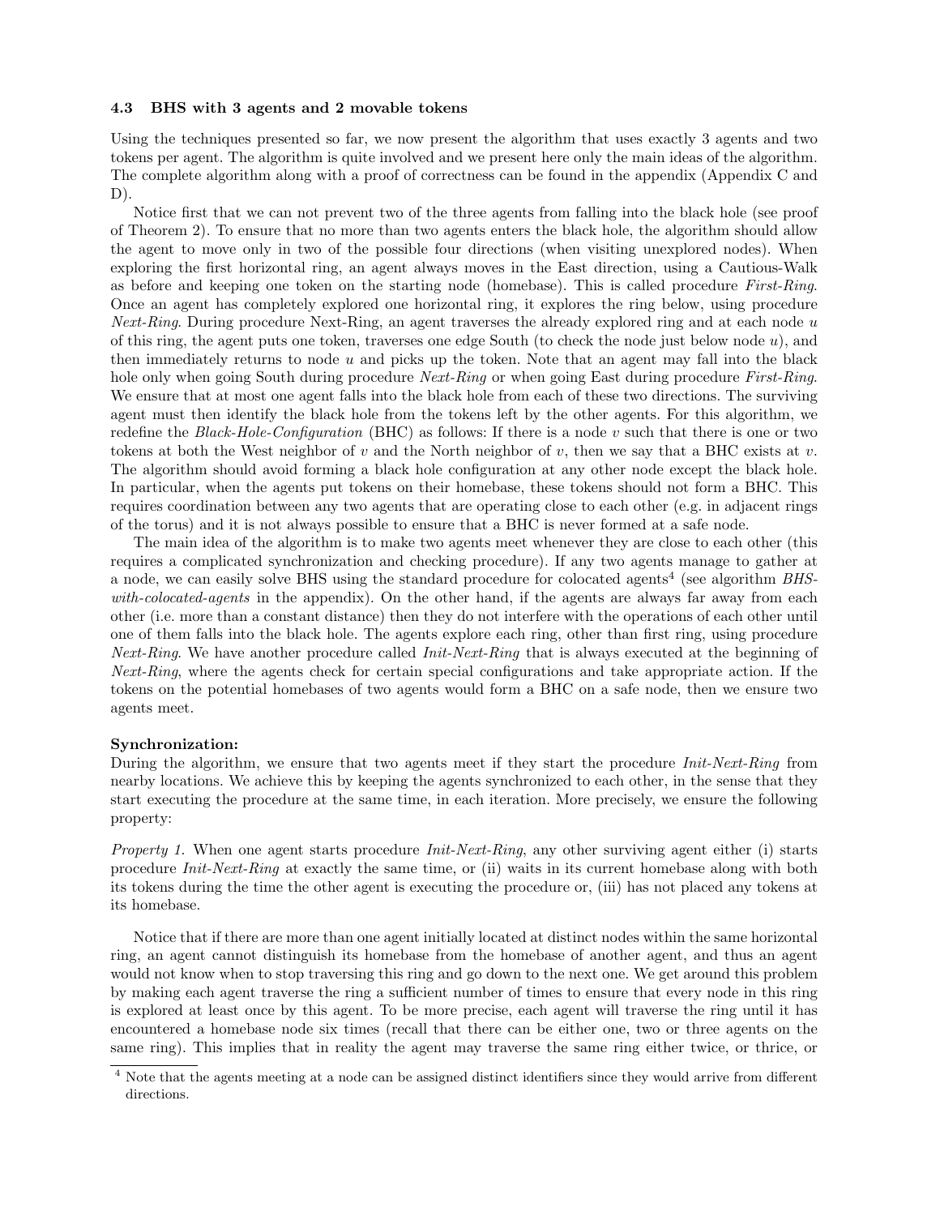### 4.3 BHS with 3 agents and 2 movable tokens

Using the techniques presented so far, we now present the algorithm that uses exactly 3 agents and two tokens per agent. The algorithm is quite involved and we present here only the main ideas of the algorithm. The complete algorithm along with a proof of correctness can be found in the appendix (Appendix C and D).

Notice first that we can not prevent two of the three agents from falling into the black hole (see proof of Theorem 2). To ensure that no more than two agents enters the black hole, the algorithm should allow the agent to move only in two of the possible four directions (when visiting unexplored nodes). When exploring the first horizontal ring, an agent always moves in the East direction, using a Cautious-Walk as before and keeping one token on the starting node (homebase). This is called procedure *First-Ring*. Once an agent has completely explored one horizontal ring, it explores the ring below, using procedure *Next-Ring*. During procedure Next-Ring, an agent traverses the already explored ring and at each node $u$ of this ring, the agent puts one token, traverses one edge South (to check the node just below node $u$), and then immediately returns to node $u$ and picks up the token. Note that an agent may fall into the black hole only when going South during procedure *Next-Ring* or when going East during procedure *First-Ring*. We ensure that at most one agent falls into the black hole from each of these two directions. The surviving agent must then identify the black hole from the tokens left by the other agents. For this algorithm, we redefine the *Black-Hole-Configuration* (BHC) as follows: If there is a node $v$ such that there is one or two tokens at both the West neighbor of $v$ and the North neighbor of $v$, then we say that a BHC exists at $v$. The algorithm should avoid forming a black hole configuration at any other node except the black hole. In particular, when the agents put tokens on their homebase, these tokens should not form a BHC. This requires coordination between any two agents that are operating close to each other (e.g. in adjacent rings of the torus) and it is not always possible to ensure that a BHC is never formed at a safe node.

The main idea of the algorithm is to make two agents meet whenever they are close to each other (this requires a complicated synchronization and checking procedure). If any two agents manage to gather at a node, we can easily solve BHS using the standard procedure for colocated agents[4] (see algorithm *BHS-with-colocated-agents* in the appendix). On the other hand, if the agents are always far away from each other (i.e. more than a constant distance) then they do not interfere with the operations of each other until one of them falls into the black hole. The agents explore each ring, other than first ring, using procedure *Next-Ring*. We have another procedure called *Init-Next-Ring* that is always executed at the beginning of *Next-Ring*, where the agents check for certain special configurations and take appropriate action. If the tokens on the potential homebases of two agents would form a BHC on a safe node, then we ensure two agents meet.

**Synchronization:**
During the algorithm, we ensure that two agents meet if they start the procedure *Init-Next-Ring* from nearby locations. We achieve this by keeping the agents synchronized to each other, in the sense that they start executing the procedure at the same time, in each iteration. More precisely, we ensure the following property:

*Property 1.* When one agent starts procedure *Init-Next-Ring*, any other surviving agent either (i) starts procedure *Init-Next-Ring* at exactly the same time, or (ii) waits in its current homebase along with both its tokens during the time the other agent is executing the procedure or, (iii) has not placed any tokens at its homebase.

Notice that if there are more than one agent initially located at distinct nodes within the same horizontal ring, an agent cannot distinguish its homebase from the homebase of another agent, and thus an agent would not know when to stop traversing this ring and go down to the next one. We get around this problem by making each agent traverse the ring a sufficient number of times to ensure that every node in this ring is explored at least once by this agent. To be more precise, each agent will traverse the ring until it has encountered a homebase node six times (recall that there can be either one, two or three agents on the same ring). This implies that in reality the agent may traverse the same ring either twice, or thrice, or

[4] Note that the agents meeting at a node can be assigned distinct identifiers since they would arrive from different directions.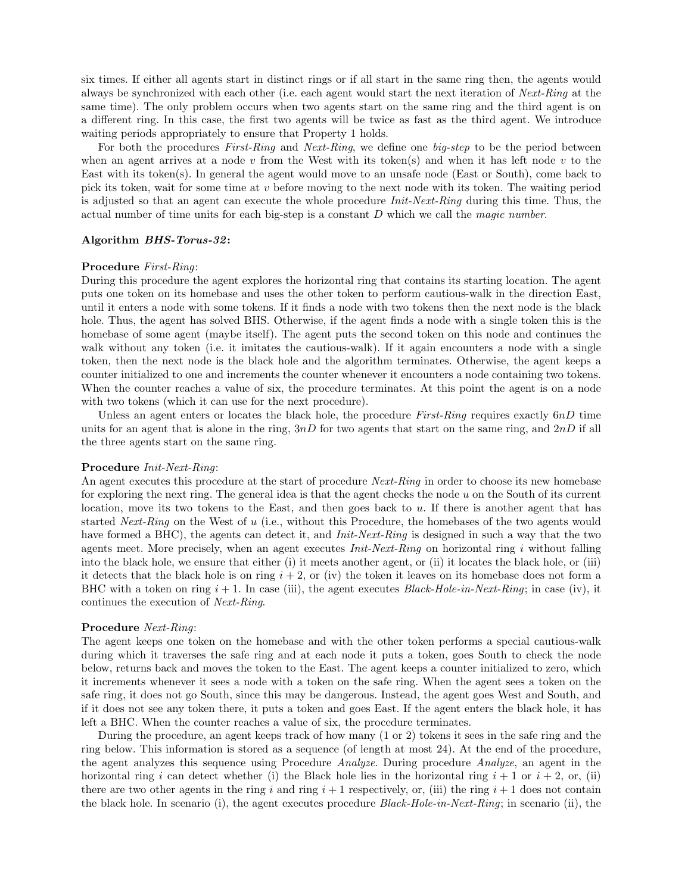six times. If either all agents start in distinct rings or if all start in the same ring then, the agents would always be synchronized with each other (i.e. each agent would start the next iteration of *Next-Ring* at the same time). The only problem occurs when two agents start on the same ring and the third agent is on a different ring. In this case, the first two agents will be twice as fast as the third agent. We introduce waiting periods appropriately to ensure that Property 1 holds.

For both the procedures *First-Ring* and *Next-Ring*, we define one *big-step* to be the period between when an agent arrives at a node $v$ from the West with its token(s) and when it has left node $v$ to the East with its token(s). In general the agent would move to an unsafe node (East or South), come back to pick its token, wait for some time at $v$ before moving to the next node with its token. The waiting period is adjusted so that an agent can execute the whole procedure *Init-Next-Ring* during this time. Thus, the actual number of time units for each big-step is a constant $D$ which we call the *magic number*.

**Algorithm *BHS-Torus-32*:**

**Procedure** *First-Ring*:
During this procedure the agent explores the horizontal ring that contains its starting location. The agent puts one token on its homebase and uses the other token to perform cautious-walk in the direction East, until it enters a node with some tokens. If it finds a node with two tokens then the next node is the black hole. Thus, the agent has solved BHS. Otherwise, if the agent finds a node with a single token this is the homebase of some agent (maybe itself). The agent puts the second token on this node and continues the walk without any token (i.e. it imitates the cautious-walk). If it again encounters a node with a single token, then the next node is the black hole and the algorithm terminates. Otherwise, the agent keeps a counter initialized to one and increments the counter whenever it encounters a node containing two tokens. When the counter reaches a value of six, the procedure terminates. At this point the agent is on a node with two tokens (which it can use for the next procedure).

Unless an agent enters or locates the black hole, the procedure *First-Ring* requires exactly $6nD$ time units for an agent that is alone in the ring, $3nD$ for two agents that start on the same ring, and $2nD$ if all the three agents start on the same ring.

**Procedure** *Init-Next-Ring*:
An agent executes this procedure at the start of procedure *Next-Ring* in order to choose its new homebase for exploring the next ring. The general idea is that the agent checks the node $u$ on the South of its current location, move its two tokens to the East, and then goes back to $u$. If there is another agent that has started *Next-Ring* on the West of $u$ (i.e., without this Procedure, the homebases of the two agents would have formed a BHC), the agents can detect it, and *Init-Next-Ring* is designed in such a way that the two agents meet. More precisely, when an agent executes *Init-Next-Ring* on horizontal ring $i$ without falling into the black hole, we ensure that either (i) it meets another agent, or (ii) it locates the black hole, or (iii) it detects that the black hole is on ring $i+2$, or (iv) the token it leaves on its homebase does not form a BHC with a token on ring $i+1$. In case (iii), the agent executes *Black-Hole-in-Next-Ring*; in case (iv), it continues the execution of *Next-Ring*.

**Procedure** *Next-Ring*:
The agent keeps one token on the homebase and with the other token performs a special cautious-walk during which it traverses the safe ring and at each node it puts a token, goes South to check the node below, returns back and moves the token to the East. The agent keeps a counter initialized to zero, which it increments whenever it sees a node with a token on the safe ring. When the agent sees a token on the safe ring, it does not go South, since this may be dangerous. Instead, the agent goes West and South, and if it does not see any token there, it puts a token and goes East. If the agent enters the black hole, it has left a BHC. When the counter reaches a value of six, the procedure terminates.

During the procedure, an agent keeps track of how many (1 or 2) tokens it sees in the safe ring and the ring below. This information is stored as a sequence (of length at most 24). At the end of the procedure, the agent analyzes this sequence using Procedure *Analyze*. During procedure *Analyze*, an agent in the horizontal ring $i$ can detect whether (i) the Black hole lies in the horizontal ring $i+1$ or $i+2$, or, (ii) there are two other agents in the ring $i$ and ring $i+1$ respectively, or, (iii) the ring $i+1$ does not contain the black hole. In scenario (i), the agent executes procedure *Black-Hole-in-Next-Ring*; in scenario (ii), the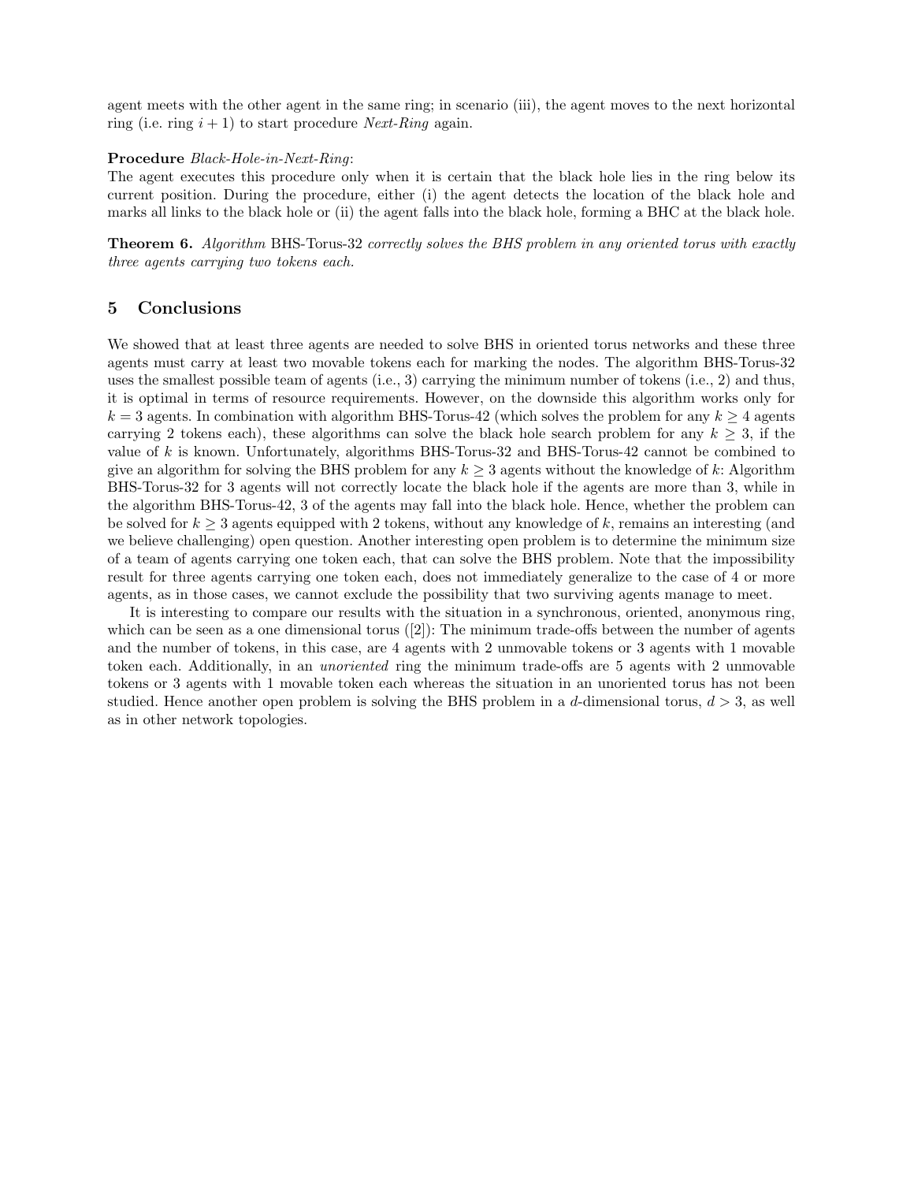agent meets with the other agent in the same ring; in scenario (iii), the agent moves to the next horizontal ring (i.e. ring $i + 1$) to start procedure *Next-Ring* again.

**Procedure** *Black-Hole-in-Next-Ring*:
The agent executes this procedure only when it is certain that the black hole lies in the ring below its current position. During the procedure, either (i) the agent detects the location of the black hole and marks all links to the black hole or (ii) the agent falls into the black hole, forming a BHC at the black hole.

**Theorem 6.** *Algorithm* BHS-Torus-32 *correctly solves the BHS problem in any oriented torus with exactly three agents carrying two tokens each.*

## 5 Conclusions

We showed that at least three agents are needed to solve BHS in oriented torus networks and these three agents must carry at least two movable tokens each for marking the nodes. The algorithm BHS-Torus-32 uses the smallest possible team of agents (i.e., 3) carrying the minimum number of tokens (i.e., 2) and thus, it is optimal in terms of resource requirements. However, on the downside this algorithm works only for $k = 3$ agents. In combination with algorithm BHS-Torus-42 (which solves the problem for any $k \geq 4$ agents carrying 2 tokens each), these algorithms can solve the black hole search problem for any $k \geq 3$, if the value of $k$ is known. Unfortunately, algorithms BHS-Torus-32 and BHS-Torus-42 cannot be combined to give an algorithm for solving the BHS problem for any $k \geq 3$ agents without the knowledge of $k$: Algorithm BHS-Torus-32 for 3 agents will not correctly locate the black hole if the agents are more than 3, while in the algorithm BHS-Torus-42, 3 of the agents may fall into the black hole. Hence, whether the problem can be solved for $k \geq 3$ agents equipped with 2 tokens, without any knowledge of $k$, remains an interesting (and we believe challenging) open question. Another interesting open problem is to determine the minimum size of a team of agents carrying one token each, that can solve the BHS problem. Note that the impossibility result for three agents carrying one token each, does not immediately generalize to the case of 4 or more agents, as in those cases, we cannot exclude the possibility that two surviving agents manage to meet.

It is interesting to compare our results with the situation in a synchronous, oriented, anonymous ring, which can be seen as a one dimensional torus ([2]): The minimum trade-offs between the number of agents and the number of tokens, in this case, are 4 agents with 2 unmovable tokens or 3 agents with 1 movable token each. Additionally, in an *unoriented* ring the minimum trade-offs are 5 agents with 2 unmovable tokens or 3 agents with 1 movable token each whereas the situation in an unoriented torus has not been studied. Hence another open problem is solving the BHS problem in a $d$-dimensional torus, $d > 3$, as well as in other network topologies.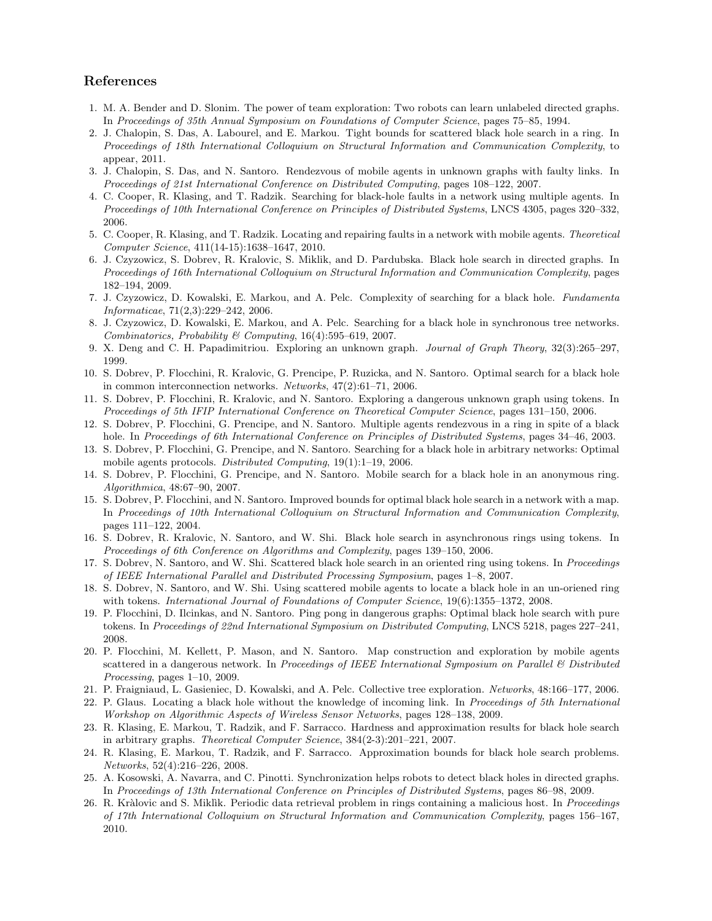## References

1. M. A. Bender and D. Slonim. The power of team exploration: Two robots can learn unlabeled directed graphs. In *Proceedings of 35th Annual Symposium on Foundations of Computer Science*, pages 75–85, 1994.
2. J. Chalopin, S. Das, A. Labourel, and E. Markou. Tight bounds for scattered black hole search in a ring. In *Proceedings of 18th International Colloquium on Structural Information and Communication Complexity*, to appear, 2011.
3. J. Chalopin, S. Das, and N. Santoro. Rendezvous of mobile agents in unknown graphs with faulty links. In *Proceedings of 21st International Conference on Distributed Computing*, pages 108–122, 2007.
4. C. Cooper, R. Klasing, and T. Radzik. Searching for black-hole faults in a network using multiple agents. In *Proceedings of 10th International Conference on Principles of Distributed Systems*, LNCS 4305, pages 320–332, 2006.
5. C. Cooper, R. Klasing, and T. Radzik. Locating and repairing faults in a network with mobile agents. *Theoretical Computer Science*, 411(14-15):1638–1647, 2010.
6. J. Czyzowicz, S. Dobrev, R. Kralovic, S. Miklik, and D. Pardubska. Black hole search in directed graphs. In *Proceedings of 16th International Colloquium on Structural Information and Communication Complexity*, pages 182–194, 2009.
7. J. Czyzowicz, D. Kowalski, E. Markou, and A. Pelc. Complexity of searching for a black hole. *Fundamenta Informaticae*, 71(2,3):229–242, 2006.
8. J. Czyzowicz, D. Kowalski, E. Markou, and A. Pelc. Searching for a black hole in synchronous tree networks. *Combinatorics, Probability & Computing*, 16(4):595–619, 2007.
9. X. Deng and C. H. Papadimitriou. Exploring an unknown graph. *Journal of Graph Theory*, 32(3):265–297, 1999.
10. S. Dobrev, P. Flocchini, R. Kralovic, G. Prencipe, P. Ruzicka, and N. Santoro. Optimal search for a black hole in common interconnection networks. *Networks*, 47(2):61–71, 2006.
11. S. Dobrev, P. Flocchini, R. Kralovic, and N. Santoro. Exploring a dangerous unknown graph using tokens. In *Proceedings of 5th IFIP International Conference on Theoretical Computer Science*, pages 131–150, 2006.
12. S. Dobrev, P. Flocchini, G. Prencipe, and N. Santoro. Multiple agents rendezvous in a ring in spite of a black hole. In *Proceedings of 6th International Conference on Principles of Distributed Systems*, pages 34–46, 2003.
13. S. Dobrev, P. Flocchini, G. Prencipe, and N. Santoro. Searching for a black hole in arbitrary networks: Optimal mobile agents protocols. *Distributed Computing*, 19(1):1–19, 2006.
14. S. Dobrev, P. Flocchini, G. Prencipe, and N. Santoro. Mobile search for a black hole in an anonymous ring. *Algorithmica*, 48:67–90, 2007.
15. S. Dobrev, P. Flocchini, and N. Santoro. Improved bounds for optimal black hole search in a network with a map. In *Proceedings of 10th International Colloquium on Structural Information and Communication Complexity*, pages 111–122, 2004.
16. S. Dobrev, R. Kralovic, N. Santoro, and W. Shi. Black hole search in asynchronous rings using tokens. In *Proceedings of 6th Conference on Algorithms and Complexity*, pages 139–150, 2006.
17. S. Dobrev, N. Santoro, and W. Shi. Scattered black hole search in an oriented ring using tokens. In *Proceedings of IEEE International Parallel and Distributed Processing Symposium*, pages 1–8, 2007.
18. S. Dobrev, N. Santoro, and W. Shi. Using scattered mobile agents to locate a black hole in an un-oriened ring with tokens. *International Journal of Foundations of Computer Science*, 19(6):1355–1372, 2008.
19. P. Flocchini, D. Ilcinkas, and N. Santoro. Ping pong in dangerous graphs: Optimal black hole search with pure tokens. In *Proceedings of 22nd International Symposium on Distributed Computing*, LNCS 5218, pages 227–241, 2008.
20. P. Flocchini, M. Kellett, P. Mason, and N. Santoro. Map construction and exploration by mobile agents scattered in a dangerous network. In *Proceedings of IEEE International Symposium on Parallel & Distributed Processing*, pages 1–10, 2009.
21. P. Fraigniaud, L. Gasieniec, D. Kowalski, and A. Pelc. Collective tree exploration. *Networks*, 48:166–177, 2006.
22. P. Glaus. Locating a black hole without the knowledge of incoming link. In *Proceedings of 5th International Workshop on Algorithmic Aspects of Wireless Sensor Networks*, pages 128–138, 2009.
23. R. Klasing, E. Markou, T. Radzik, and F. Sarracco. Hardness and approximation results for black hole search in arbitrary graphs. *Theoretical Computer Science*, 384(2-3):201–221, 2007.
24. R. Klasing, E. Markou, T. Radzik, and F. Sarracco. Approximation bounds for black hole search problems. *Networks*, 52(4):216–226, 2008.
25. A. Kosowski, A. Navarra, and C. Pinotti. Synchronization helps robots to detect black holes in directed graphs. In *Proceedings of 13th International Conference on Principles of Distributed Systems*, pages 86–98, 2009.
26. R. Kràlovic and S. Miklìk. Periodic data retrieval problem in rings containing a malicious host. In *Proceedings of 17th International Colloquium on Structural Information and Communication Complexity*, pages 156–167, 2010.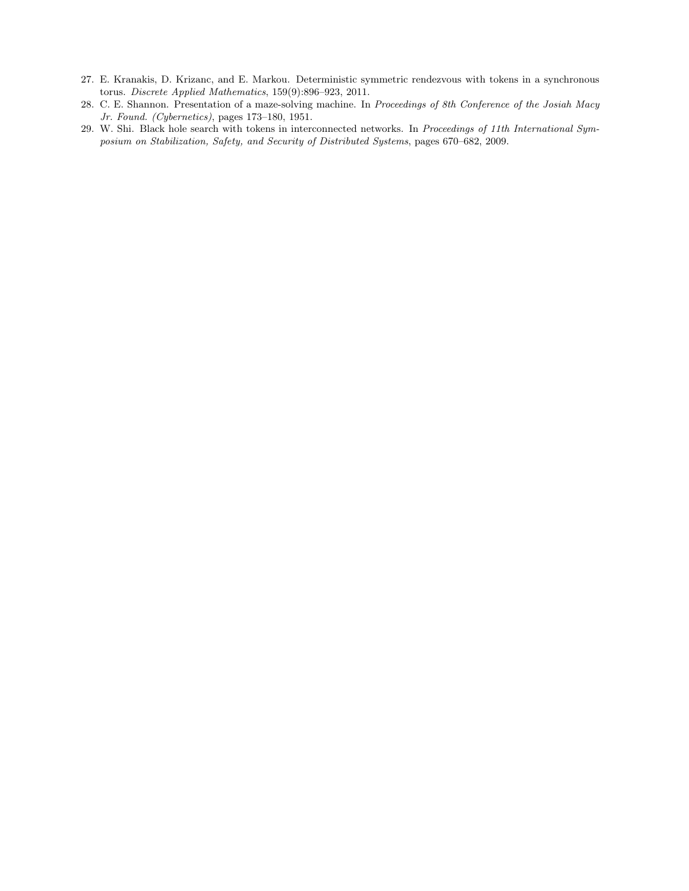27. E. Kranakis, D. Krizanc, and E. Markou. Deterministic symmetric rendezvous with tokens in a synchronous torus. *Discrete Applied Mathematics*, 159(9):896–923, 2011.
28. C. E. Shannon. Presentation of a maze-solving machine. In *Proceedings of 8th Conference of the Josiah Macy Jr. Found. (Cybernetics)*, pages 173–180, 1951.
29. W. Shi. Black hole search with tokens in interconnected networks. In *Proceedings of 11th International Symposium on Stabilization, Safety, and Security of Distributed Systems*, pages 670–682, 2009.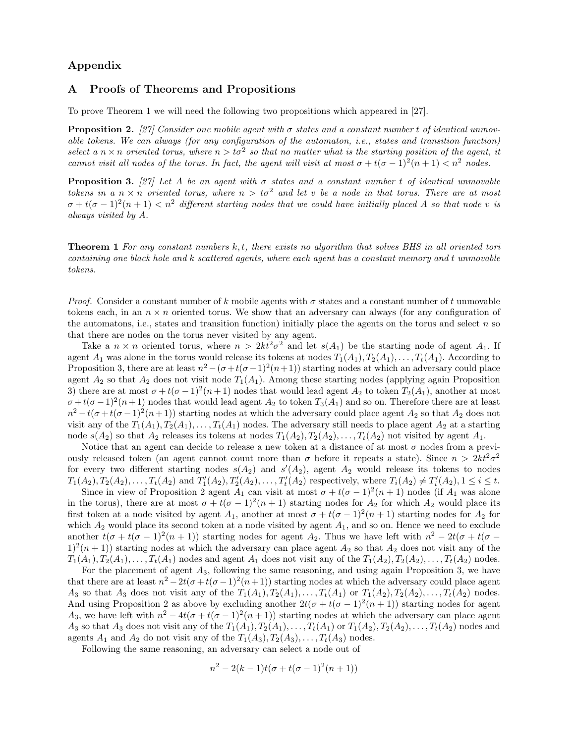# Appendix

## A Proofs of Theorems and Propositions

To prove Theorem 1 we will need the following two propositions which appeared in [27].

**Proposition 2.** *[27] Consider one mobile agent with $\sigma$ states and a constant number $t$ of identical unmovable tokens. We can always (for any configuration of the automaton, i.e., states and transition function) select a $n \times n$ oriented torus, where $n > t\sigma^2$ so that no matter what is the starting position of the agent, it cannot visit all nodes of the torus. In fact, the agent will visit at most $\sigma + t(\sigma - 1)^2(n + 1) < n^2$ nodes.*

**Proposition 3.** *[27] Let $A$ be an agent with $\sigma$ states and a constant number $t$ of identical unmovable tokens in a $n \times n$ oriented torus, where $n > t\sigma^2$ and let $v$ be a node in that torus. There are at most $\sigma + t(\sigma - 1)^2(n + 1) < n^2$ different starting nodes that we could have initially placed $A$ so that node $v$ is always visited by $A$.*

**Theorem 1** *For any constant numbers $k, t$, there exists no algorithm that solves BHS in all oriented tori containing one black hole and $k$ scattered agents, where each agent has a constant memory and $t$ unmovable tokens.*

*Proof.* Consider a constant number of $k$ mobile agents with $\sigma$ states and a constant number of $t$ unmovable tokens each, in an $n \times n$ oriented torus. We show that an adversary can always (for any configuration of the automatons, i.e., states and transition function) initially place the agents on the torus and select $n$ so that there are nodes on the torus never visited by any agent.

Take a $n \times n$ oriented torus, where $n > 2kt^2\sigma^2$ and let $s(A_1)$ be the starting node of agent $A_1$. If agent $A_1$ was alone in the torus would release its tokens at nodes $T_1(A_1), T_2(A_1), \ldots, T_t(A_1)$. According to Proposition 3, there are at least $n^2 - (\sigma + t(\sigma-1)^2(n+1))$ starting nodes at which an adversary could place agent $A_2$ so that $A_2$ does not visit node $T_1(A_1)$. Among these starting nodes (applying again Proposition 3) there are at most $\sigma + t(\sigma-1)^2(n+1)$ nodes that would lead agent $A_2$ to token $T_2(A_1)$, another at most $\sigma + t(\sigma-1)^2(n+1)$ nodes that would lead agent $A_2$ to token $T_3(A_1)$ and so on. Therefore there are at least $n^2 - t(\sigma + t(\sigma-1)^2(n+1))$ starting nodes at which the adversary could place agent $A_2$ so that $A_2$ does not visit any of the $T_1(A_1), T_2(A_1), \ldots, T_t(A_1)$ nodes. The adversary still needs to place agent $A_2$ at a starting node $s(A_2)$ so that $A_2$ releases its tokens at nodes $T_1(A_2), T_2(A_2), \ldots, T_t(A_2)$ not visited by agent $A_1$.

Notice that an agent can decide to release a new token at a distance of at most $\sigma$ nodes from a previously released token (an agent cannot count more than $\sigma$ before it repeats a state). Since $n > 2kt^2\sigma^2$ for every two different starting nodes $s(A_2)$ and $s'(A_2)$, agent $A_2$ would release its tokens to nodes $T_1(A_2), T_2(A_2), \ldots, T_t(A_2)$ and $T'_1(A_2), T'_2(A_2), \ldots, T'_t(A_2)$ respectively, where $T_i(A_2) \neq T'_i(A_2), 1 \leq i \leq t$.

Since in view of Proposition 2 agent $A_1$ can visit at most $\sigma + t(\sigma-1)^2(n+1)$ nodes (if $A_1$ was alone in the torus), there are at most $\sigma + t(\sigma-1)^2(n+1)$ starting nodes for $A_2$ for which $A_2$ would place its first token at a node visited by agent $A_1$, another at most $\sigma + t(\sigma-1)^2(n+1)$ starting nodes for $A_2$ for which $A_2$ would place its second token at a node visited by agent $A_1$, and so on. Hence we need to exclude another $t(\sigma + t(\sigma-1)^2(n+1))$ starting nodes for agent $A_2$. Thus we have left with $n^2 - 2t(\sigma + t(\sigma - 1)^2(n+1))$ starting nodes at which the adversary can place agent $A_2$ so that $A_2$ does not visit any of the $T_1(A_1), T_2(A_1), \ldots, T_t(A_1)$ nodes and agent $A_1$ does not visit any of the $T_1(A_2), T_2(A_2), \ldots, T_t(A_2)$ nodes.

For the placement of agent $A_3$, following the same reasoning, and using again Proposition 3, we have that there are at least $n^2 - 2t(\sigma + t(\sigma-1)^2(n+1))$ starting nodes at which the adversary could place agent $A_3$ so that $A_3$ does not visit any of the $T_1(A_1), T_2(A_1), \ldots, T_t(A_1)$ or $T_1(A_2), T_2(A_2), \ldots, T_t(A_2)$ nodes. And using Proposition 2 as above by excluding another $2t(\sigma + t(\sigma-1)^2(n+1))$ starting nodes for agent $A_3$, we have left with $n^2 - 4t(\sigma + t(\sigma-1)^2(n+1))$ starting nodes at which the adversary can place agent $A_3$ so that $A_3$ does not visit any of the $T_1(A_1), T_2(A_1), \ldots, T_t(A_1)$ or $T_1(A_2), T_2(A_2), \ldots, T_t(A_2)$ nodes and agents $A_1$ and $A_2$ do not visit any of the $T_1(A_3), T_2(A_3), \ldots, T_t(A_3)$ nodes.

Following the same reasoning, an adversary can select a node out of

$$n^2 - 2(k-1)t(\sigma + t(\sigma-1)^2(n+1))$$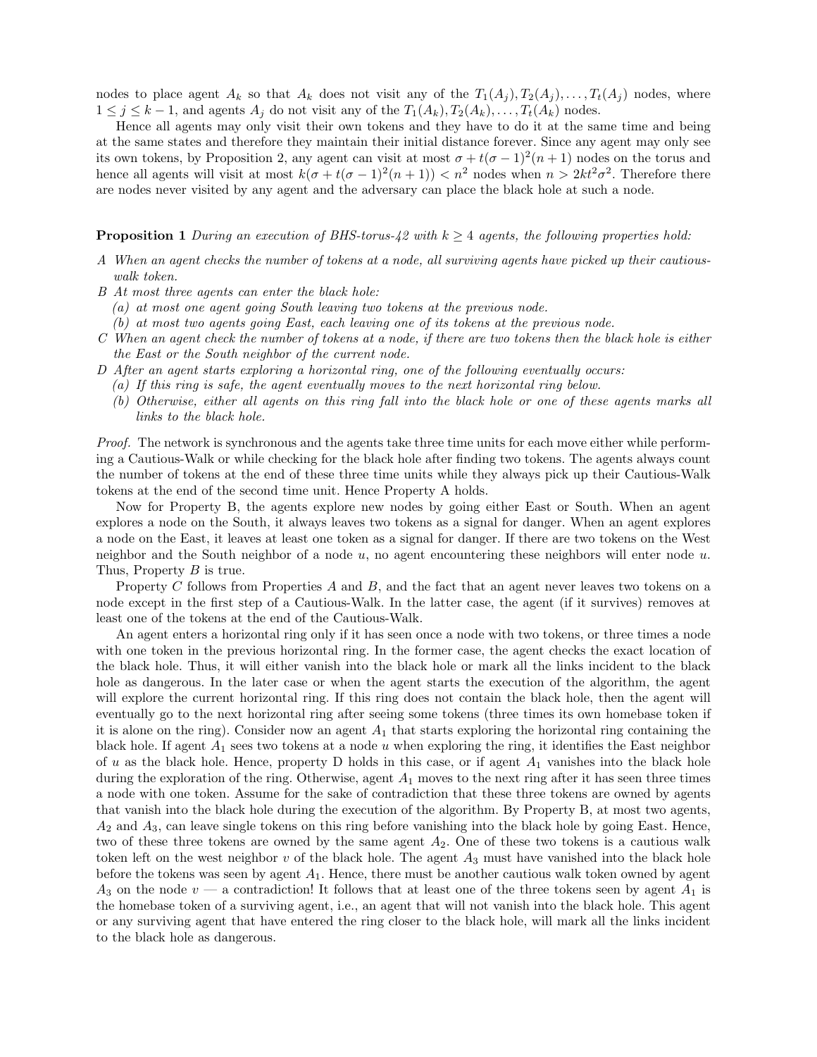nodes to place agent $A_k$ so that $A_k$ does not visit any of the $T_1(A_j), T_2(A_j), \ldots, T_t(A_j)$ nodes, where $1 \leq j \leq k-1$, and agents $A_j$ do not visit any of the $T_1(A_k), T_2(A_k), \ldots, T_t(A_k)$ nodes.

Hence all agents may only visit their own tokens and they have to do it at the same time and being at the same states and therefore they maintain their initial distance forever. Since any agent may only see its own tokens, by Proposition 2, any agent can visit at most $\sigma + t(\sigma-1)^2(n+1)$ nodes on the torus and hence all agents will visit at most $k(\sigma + t(\sigma-1)^2(n+1)) < n^2$ nodes when $n > 2kt^2\sigma^2$. Therefore there are nodes never visited by any agent and the adversary can place the black hole at such a node.

**Proposition 1** *During an execution of BHS-torus-42 with $k \geq 4$ agents, the following properties hold:*

*A When an agent checks the number of tokens at a node, all surviving agents have picked up their cautious-walk token.*

*B At most three agents can enter the black hole:*
   *(a) at most one agent going South leaving two tokens at the previous node.*
   *(b) at most two agents going East, each leaving one of its tokens at the previous node.*

*C When an agent check the number of tokens at a node, if there are two tokens then the black hole is either the East or the South neighbor of the current node.*

*D After an agent starts exploring a horizontal ring, one of the following eventually occurs:*
   *(a) If this ring is safe, the agent eventually moves to the next horizontal ring below.*
   *(b) Otherwise, either all agents on this ring fall into the black hole or one of these agents marks all links to the black hole.*

*Proof.* The network is synchronous and the agents take three time units for each move either while performing a Cautious-Walk or while checking for the black hole after finding two tokens. The agents always count the number of tokens at the end of these three time units while they always pick up their Cautious-Walk tokens at the end of the second time unit. Hence Property A holds.

Now for Property B, the agents explore new nodes by going either East or South. When an agent explores a node on the South, it always leaves two tokens as a signal for danger. When an agent explores a node on the East, it leaves at least one token as a signal for danger. If there are two tokens on the West neighbor and the South neighbor of a node $u$, no agent encountering these neighbors will enter node $u$. Thus, Property $B$ is true.

Property $C$ follows from Properties $A$ and $B$, and the fact that an agent never leaves two tokens on a node except in the first step of a Cautious-Walk. In the latter case, the agent (if it survives) removes at least one of the tokens at the end of the Cautious-Walk.

An agent enters a horizontal ring only if it has seen once a node with two tokens, or three times a node with one token in the previous horizontal ring. In the former case, the agent checks the exact location of the black hole. Thus, it will either vanish into the black hole or mark all the links incident to the black hole as dangerous. In the later case or when the agent starts the execution of the algorithm, the agent will explore the current horizontal ring. If this ring does not contain the black hole, then the agent will eventually go to the next horizontal ring after seeing some tokens (three times its own homebase token if it is alone on the ring). Consider now an agent $A_1$ that starts exploring the horizontal ring containing the black hole. If agent $A_1$ sees two tokens at a node $u$ when exploring the ring, it identifies the East neighbor of $u$ as the black hole. Hence, property D holds in this case, or if agent $A_1$ vanishes into the black hole during the exploration of the ring. Otherwise, agent $A_1$ moves to the next ring after it has seen three times a node with one token. Assume for the sake of contradiction that these three tokens are owned by agents that vanish into the black hole during the execution of the algorithm. By Property B, at most two agents, $A_2$ and $A_3$, can leave single tokens on this ring before vanishing into the black hole by going East. Hence, two of these three tokens are owned by the same agent $A_2$. One of these two tokens is a cautious walk token left on the west neighbor $v$ of the black hole. The agent $A_3$ must have vanished into the black hole before the tokens was seen by agent $A_1$. Hence, there must be another cautious walk token owned by agent $A_3$ on the node $v$ — a contradiction! It follows that at least one of the three tokens seen by agent $A_1$ is the homebase token of a surviving agent, i.e., an agent that will not vanish into the black hole. This agent or any surviving agent that have entered the ring closer to the black hole, will mark all the links incident to the black hole as dangerous.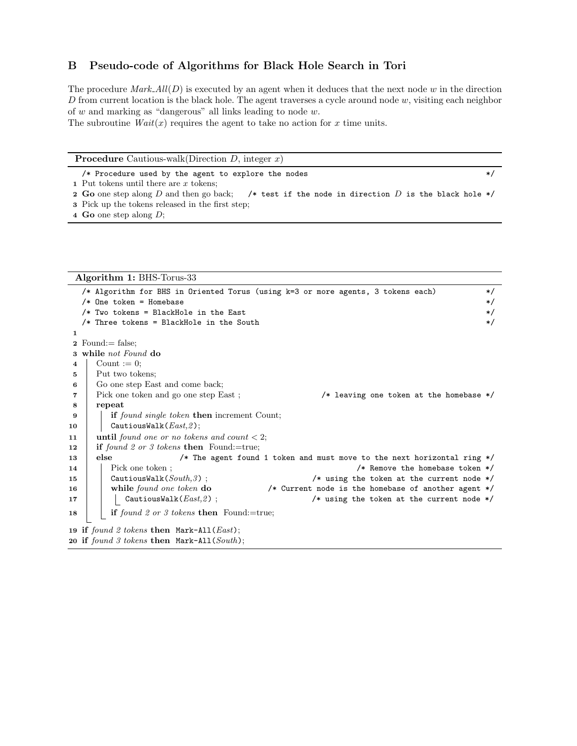## B Pseudo-code of Algorithms for Black Hole Search in Tori

The procedure *Mark_All*($D$) is executed by an agent when it deduces that the next node $w$ in the direction $D$ from current location is the black hole. The agent traverses a cycle around node $w$, visiting each neighbor of $w$ and marking as "dangerous" all links leading to node $w$.
The subroutine *Wait*($x$) requires the agent to take no action for $x$ time units.

**Procedure** Cautious-walk(Direction $D$, integer $x$)

```
  /* Procedure used by the agent to explore the nodes                                    */
1 Put tokens until there are x tokens;
2 Go one step along D and then go back;    /* test if the node in direction D is the black hole */
3 Pick up the tokens released in the first step;
4 Go one step along D;
```

**Algorithm 1:** BHS-Torus-33

```
   /* Algorithm for BHS in Oriented Torus (using k=3 or more agents, 3 tokens each)   */
   /* One token = Homebase                                                             */
   /* Two tokens = BlackHole in the East                                               */
   /* Three tokens = BlackHole in the South                                            */
 1
 2 Found:= false;
 3 while not Found do
 4    Count := 0;
 5    Put two tokens;
 6    Go one step East and come back;
 7    Pick one token and go one step East ;          /* leaving one token at the homebase */
 8    repeat
 9       if found single token then increment Count;
10       CautiousWalk(East,2);
11    until found one or no tokens and count < 2;
12    if found 2 or 3 tokens then Found:=true;
13    else            /* The agent found 1 token and must move to the next horizontal ring */
14       Pick one token ;                                        /* Remove the homebase token */
15       CautiousWalk(South,3) ;                           /* using the token at the current node */
16       while found one token do             /* Current node is the homebase of another agent */
17          CautiousWalk(East,2) ;                         /* using the token at the current node */
18       if found 2 or 3 tokens then Found:=true;
19 if found 2 tokens then Mark-All(East);
20 if found 3 tokens then Mark-All(South);
```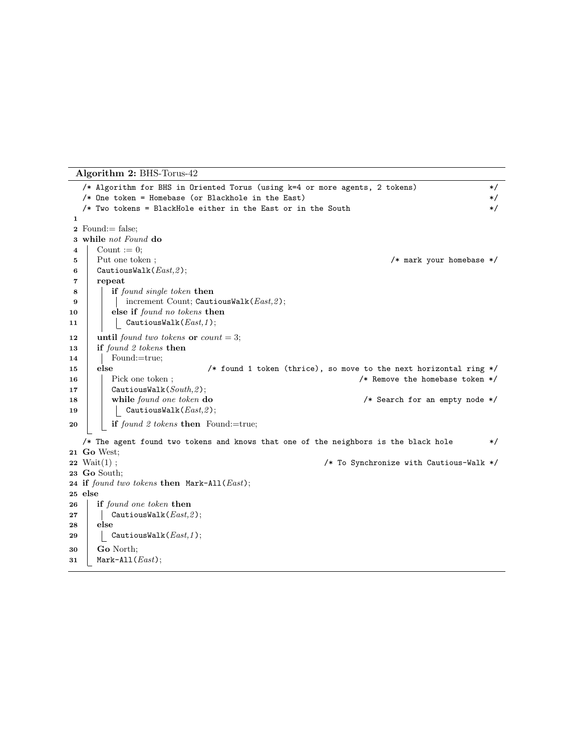**Algorithm 2:** BHS-Torus-42

```
   /* Algorithm for BHS in Oriented Torus (using k=4 or more agents, 2 tokens)          */
   /* One token = Homebase (or Blackhole in the East)                                    */
   /* Two tokens = BlackHole either in the East or in the South                          */
1
2  Found:= false;
3  while not Found do
4      Count := 0;
5      Put one token ;                                            /* mark your homebase */
6      CautiousWalk(East,2);
7      repeat
8          if found single token then
9              increment Count; CautiousWalk(East,2);
10         else if found no tokens then
11             CautiousWalk(East,1);
12     until found two tokens or count = 3;
13     if found 2 tokens then
14         Found:=true;
15     else                  /* found 1 token (thrice), so move to the next horizontal ring */
16         Pick one token ;                                   /* Remove the homebase token */
17         CautiousWalk(South,2);
18         while found one token do                              /* Search for an empty node */
19             CautiousWalk(East,2);
20         if found 2 tokens then  Found:=true;
   /* The agent found two tokens and knows that one of the neighbors is the black hole      */
21 Go West;
22 Wait(1) ;                                            /* To Synchronize with Cautious-Walk */
23 Go South;
24 if found two tokens then  Mark-All(East);
25 else
26     if found one token then
27         CautiousWalk(East,2);
28     else
29         CautiousWalk(East,1);
30     Go North;
31     Mark-All(East);
```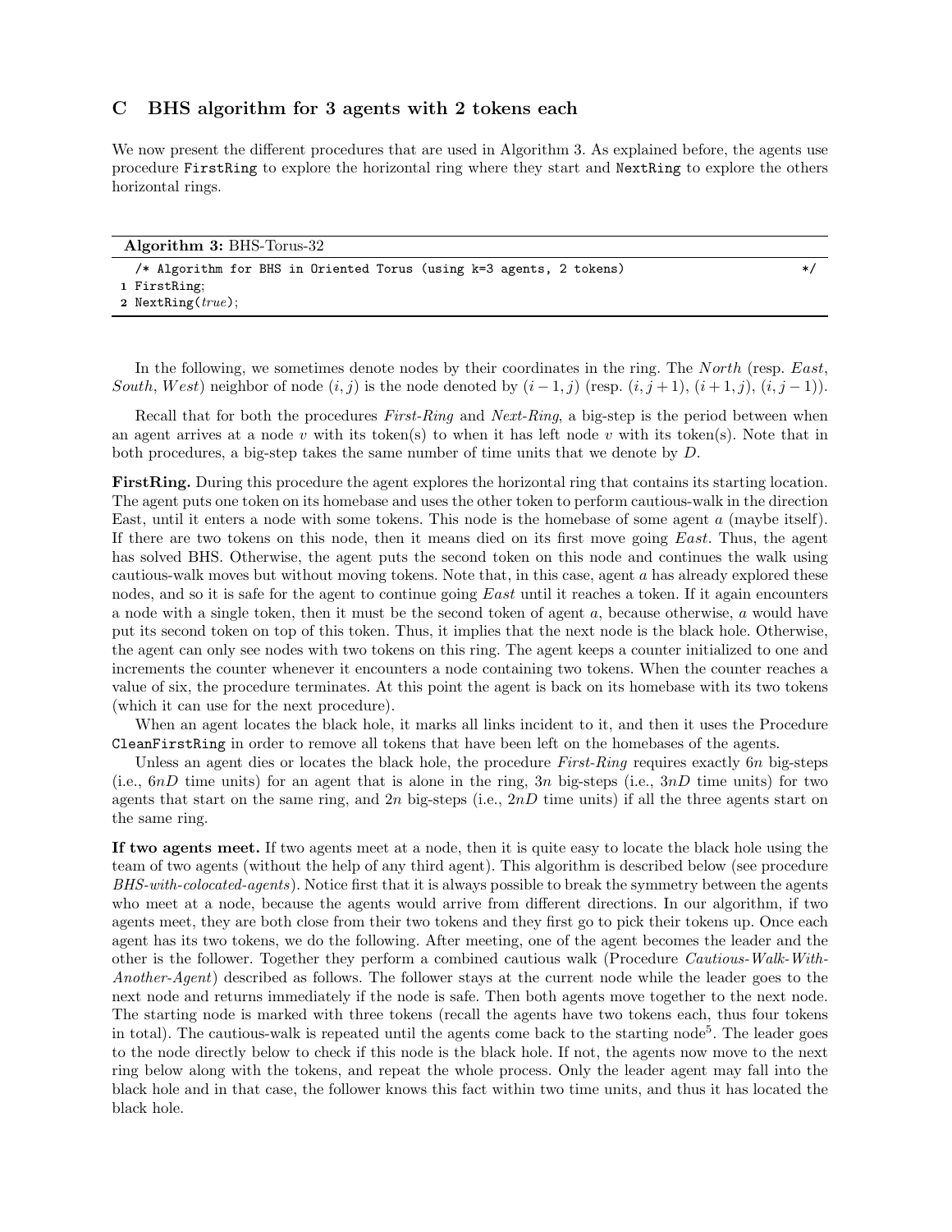## C BHS algorithm for 3 agents with 2 tokens each

We now present the different procedures that are used in Algorithm 3. As explained before, the agents use procedure `FirstRing` to explore the horizontal ring where they start and `NextRing` to explore the others horizontal rings.

**Algorithm 3:** BHS-Torus-32

```
  /* Algorithm for BHS in Oriented Torus (using k=3 agents, 2 tokens)          */
1 FirstRing;
2 NextRing(true);
```

In the following, we sometimes denote nodes by their coordinates in the ring. The *North* (resp. *East*, *South*, *West*) neighbor of node $(i, j)$ is the node denoted by $(i-1, j)$ (resp. $(i, j+1)$, $(i+1, j)$, $(i, j-1)$).

Recall that for both the procedures *First-Ring* and *Next-Ring*, a big-step is the period between when an agent arrives at a node $v$ with its token(s) to when it has left node $v$ with its token(s). Note that in both procedures, a big-step takes the same number of time units that we denote by $D$.

**FirstRing.** During this procedure the agent explores the horizontal ring that contains its starting location. The agent puts one token on its homebase and uses the other token to perform cautious-walk in the direction East, until it enters a node with some tokens. This node is the homebase of some agent $a$ (maybe itself). If there are two tokens on this node, then it means died on its first move going *East*. Thus, the agent has solved BHS. Otherwise, the agent puts the second token on this node and continues the walk using cautious-walk moves but without moving tokens. Note that, in this case, agent $a$ has already explored these nodes, and so it is safe for the agent to continue going *East* until it reaches a token. If it again encounters a node with a single token, then it must be the second token of agent $a$, because otherwise, $a$ would have put its second token on top of this token. Thus, it implies that the next node is the black hole. Otherwise, the agent can only see nodes with two tokens on this ring. The agent keeps a counter initialized to one and increments the counter whenever it encounters a node containing two tokens. When the counter reaches a value of six, the procedure terminates. At this point the agent is back on its homebase with its two tokens (which it can use for the next procedure).

When an agent locates the black hole, it marks all links incident to it, and then it uses the Procedure `CleanFirstRing` in order to remove all tokens that have been left on the homebases of the agents.

Unless an agent dies or locates the black hole, the procedure *First-Ring* requires exactly $6n$ big-steps (i.e., $6nD$ time units) for an agent that is alone in the ring, $3n$ big-steps (i.e., $3nD$ time units) for two agents that start on the same ring, and $2n$ big-steps (i.e., $2nD$ time units) if all the three agents start on the same ring.

**If two agents meet.** If two agents meet at a node, then it is quite easy to locate the black hole using the team of two agents (without the help of any third agent). This algorithm is described below (see procedure *BHS-with-colocated-agents*). Notice first that it is always possible to break the symmetry between the agents who meet at a node, because the agents would arrive from different directions. In our algorithm, if two agents meet, they are both close from their two tokens and they first go to pick their tokens up. Once each agent has its two tokens, we do the following. After meeting, one of the agent becomes the leader and the other is the follower. Together they perform a combined cautious walk (Procedure *Cautious-Walk-With-Another-Agent*) described as follows. The follower stays at the current node while the leader goes to the next node and returns immediately if the node is safe. Then both agents move together to the next node. The starting node is marked with three tokens (recall the agents have two tokens each, thus four tokens in total). The cautious-walk is repeated until the agents come back to the starting node[5]. The leader goes to the node directly below to check if this node is the black hole. If not, the agents now move to the next ring below along with the tokens, and repeat the whole process. Only the leader agent may fall into the black hole and in that case, the follower knows this fact within two time units, and thus it has located the black hole.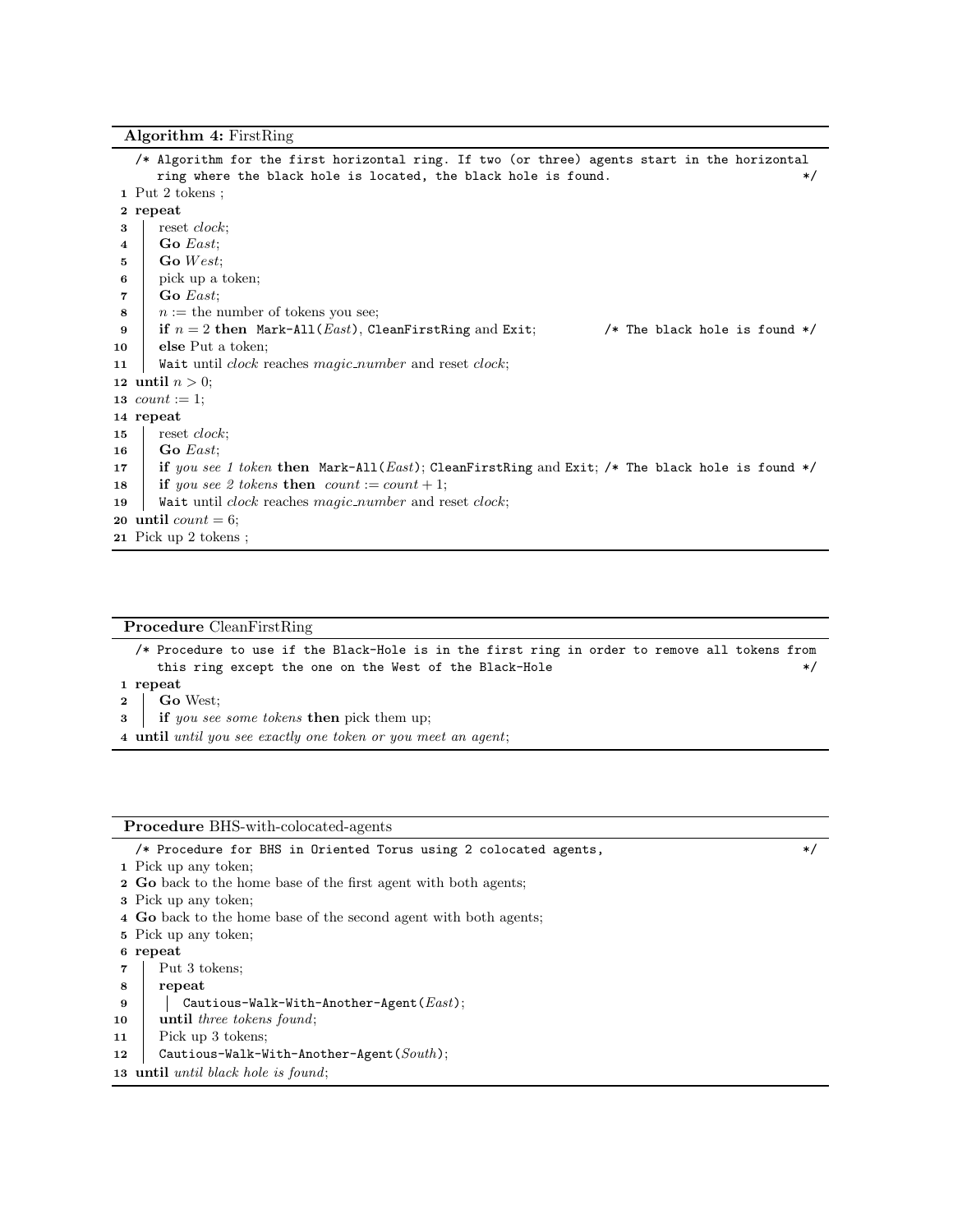**Algorithm 4:** FirstRing

```
   /* Algorithm for the first horizontal ring. If two (or three) agents start in the horizontal
      ring where the black hole is located, the black hole is found.                              */
 1 Put 2 tokens ;
 2 repeat
 3    reset clock;
 4    Go East;
 5    Go West;
 6    pick up a token;
 7    Go East;
 8    n := the number of tokens you see;
 9    if n = 2 then  Mark-All(East), CleanFirstRing and Exit;          /* The black hole is found */
10    else Put a token;
11    Wait until clock reaches magic_number and reset clock;
12 until n > 0;
13 count := 1;
14 repeat
15    reset clock;
16    Go East;
17    if you see 1 token then  Mark-All(East); CleanFirstRing and Exit; /* The black hole is found */
18    if you see 2 tokens then  count := count + 1;
19    Wait until clock reaches magic_number and reset clock;
20 until count = 6;
21 Pick up 2 tokens ;
```

**Procedure** CleanFirstRing

```
   /* Procedure to use if the Black-Hole is in the first ring in order to remove all tokens from
      this ring except the one on the West of the Black-Hole                                      */
 1 repeat
 2    Go West;
 3    if you see some tokens then pick them up;
 4 until until you see exactly one token or you meet an agent;
```

**Procedure** BHS-with-colocated-agents

```
   /* Procedure for BHS in Oriented Torus using 2 colocated agents,                               */
 1 Pick up any token;
 2 Go back to the home base of the first agent with both agents;
 3 Pick up any token;
 4 Go back to the home base of the second agent with both agents;
 5 Pick up any token;
 6 repeat
 7    Put 3 tokens;
 8    repeat
 9       Cautious-Walk-With-Another-Agent(East);
10    until three tokens found;
11    Pick up 3 tokens;
12    Cautious-Walk-With-Another-Agent(South);
13 until until black hole is found;
```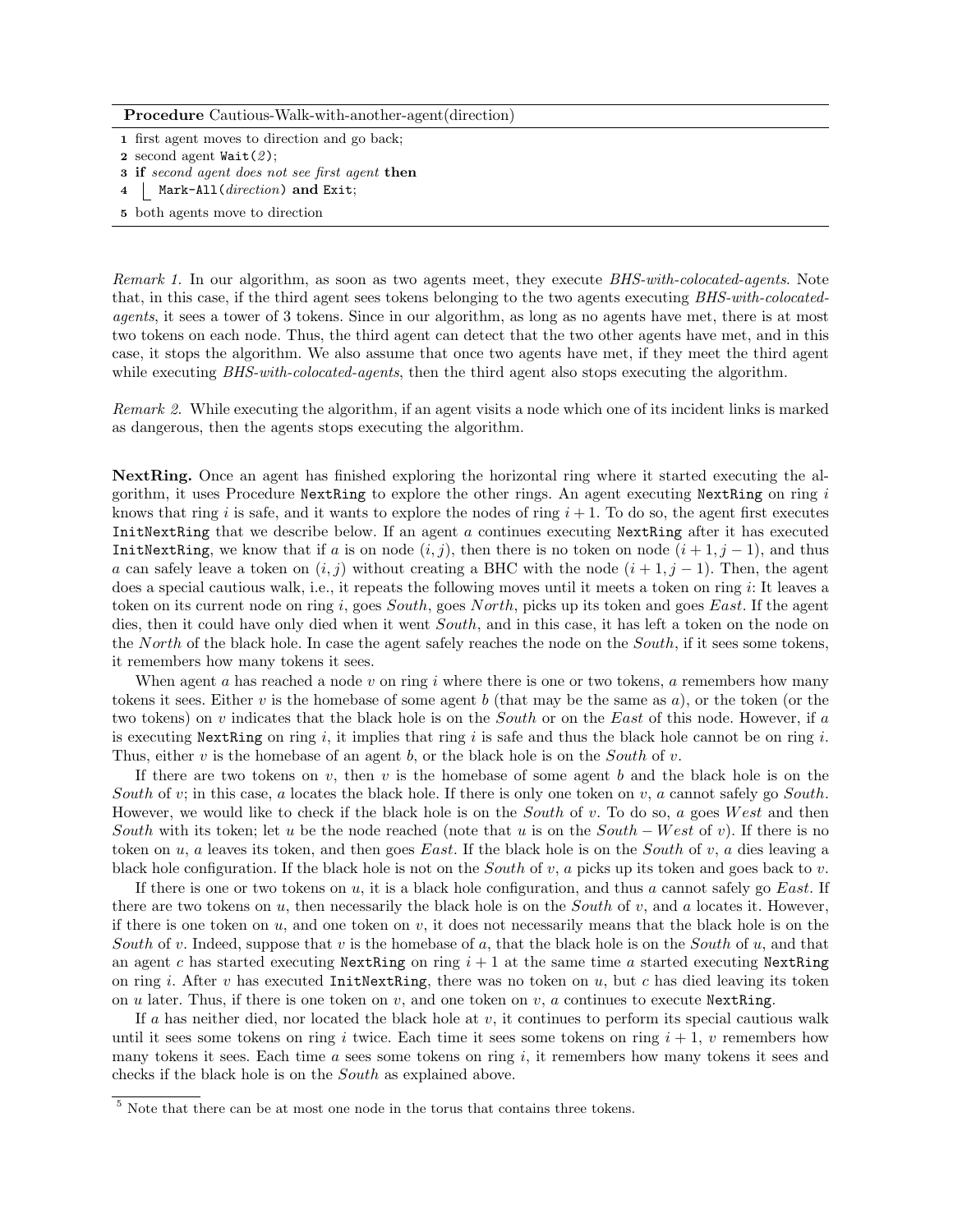**Procedure** Cautious-Walk-with-another-agent(direction)

```
1 first agent moves to direction and go back;
2 second agent Wait(2);
3 if second agent does not see first agent then
4  | Mark-All(direction) and Exit;
5 both agents move to direction
```

*Remark 1.* In our algorithm, as soon as two agents meet, they execute *BHS-with-colocated-agents*. Note that, in this case, if the third agent sees tokens belonging to the two agents executing *BHS-with-colocated-agents*, it sees a tower of 3 tokens. Since in our algorithm, as long as no agents have met, there is at most two tokens on each node. Thus, the third agent can detect that the two other agents have met, and in this case, it stops the algorithm. We also assume that once two agents have met, if they meet the third agent while executing *BHS-with-colocated-agents*, then the third agent also stops executing the algorithm.

*Remark 2.* While executing the algorithm, if an agent visits a node which one of its incident links is marked as dangerous, then the agents stops executing the algorithm.

**NextRing.** Once an agent has finished exploring the horizontal ring where it started executing the algorithm, it uses Procedure `NextRing` to explore the other rings. An agent executing `NextRing` on ring $i$ knows that ring $i$ is safe, and it wants to explore the nodes of ring $i+1$. To do so, the agent first executes `InitNextRing` that we describe below. If an agent $a$ continues executing `NextRing` after it has executed `InitNextRing`, we know that if $a$ is on node $(i, j)$, then there is no token on node $(i+1, j-1)$, and thus $a$ can safely leave a token on $(i, j)$ without creating a BHC with the node $(i+1, j-1)$. Then, the agent does a special cautious walk, i.e., it repeats the following moves until it meets a token on ring $i$: It leaves a token on its current node on ring $i$, goes *South*, goes *North*, picks up its token and goes *East*. If the agent dies, then it could have only died when it went *South*, and in this case, it has left a token on the node on the *North* of the black hole. In case the agent safely reaches the node on the *South*, if it sees some tokens, it remembers how many tokens it sees.

When agent $a$ has reached a node $v$ on ring $i$ where there is one or two tokens, $a$ remembers how many tokens it sees. Either $v$ is the homebase of some agent $b$ (that may be the same as $a$), or the token (or the two tokens) on $v$ indicates that the black hole is on the *South* or on the *East* of this node. However, if $a$ is executing `NextRing` on ring $i$, it implies that ring $i$ is safe and thus the black hole cannot be on ring $i$. Thus, either $v$ is the homebase of an agent $b$, or the black hole is on the *South* of $v$.

If there are two tokens on $v$, then $v$ is the homebase of some agent $b$ and the black hole is on the *South* of $v$; in this case, $a$ locates the black hole. If there is only one token on $v$, $a$ cannot safely go *South*. However, we would like to check if the black hole is on the *South* of $v$. To do so, $a$ goes $West$ and then *South* with its token; let $u$ be the node reached (note that $u$ is on the $South-West$ of $v$). If there is no token on $u$, $a$ leaves its token, and then goes *East*. If the black hole is on the *South* of $v$, $a$ dies leaving a black hole configuration. If the black hole is not on the *South* of $v$, $a$ picks up its token and goes back to $v$.

If there is one or two tokens on $u$, it is a black hole configuration, and thus $a$ cannot safely go *East*. If there are two tokens on $u$, then necessarily the black hole is on the *South* of $v$, and $a$ locates it. However, if there is one token on $u$, and one token on $v$, it does not necessarily means that the black hole is on the *South* of $v$. Indeed, suppose that $v$ is the homebase of $a$, that the black hole is on the *South* of $u$, and that an agent $c$ has started executing `NextRing` on ring $i+1$ at the same time $a$ started executing `NextRing` on ring $i$. After $v$ has executed `InitNextRing`, there was no token on $u$, but $c$ has died leaving its token on $u$ later. Thus, if there is one token on $v$, and one token on $v$, $a$ continues to execute `NextRing`.

If $a$ has neither died, nor located the black hole at $v$, it continues to perform its special cautious walk until it sees some tokens on ring $i$ twice. Each time it sees some tokens on ring $i+1$, $v$ remembers how many tokens it sees. Each time $a$ sees some tokens on ring $i$, it remembers how many tokens it sees and checks if the black hole is on the *South* as explained above.

---

[5] Note that there can be at most one node in the torus that contains three tokens.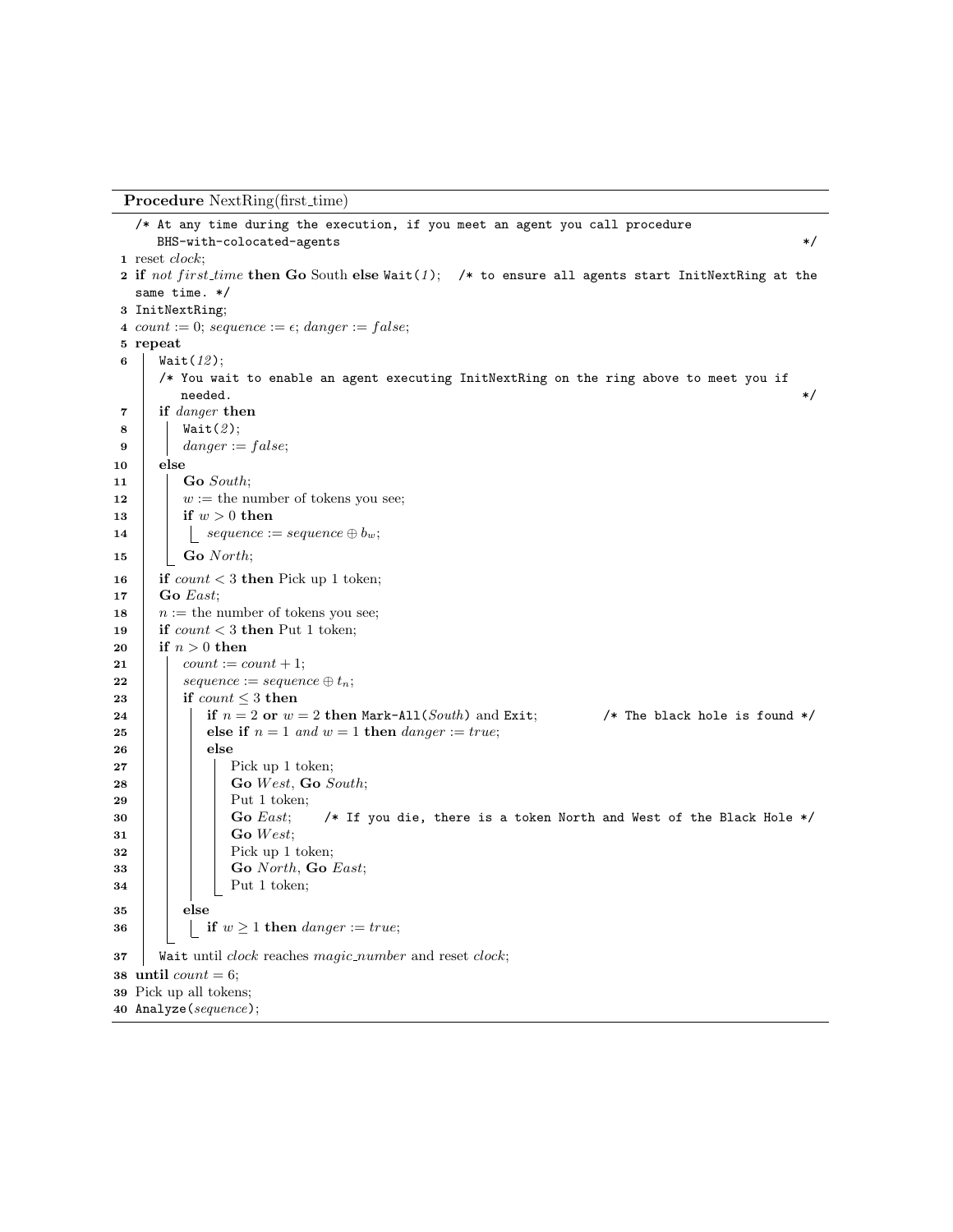**Procedure** NextRing(first_time)

```
   /* At any time during the execution, if you meet an agent you call procedure
      BHS-with-colocated-agents                                                    */
1  reset clock;
2  if not first_time then Go South else Wait(1);   /* to ensure all agents start InitNextRing at the
   same time. */
3  InitNextRing;
4  count := 0; sequence := ε; danger := false;
5  repeat
6      Wait(12);
       /* You wait to enable an agent executing InitNextRing on the ring above to meet you if
          needed.                                                                  */
7      if danger then
8          Wait(2);
9          danger := false;
10     else
11         Go South;
12         w := the number of tokens you see;
13         if w > 0 then
14             sequence := sequence ⊕ b_w;
15         Go North;
16     if count < 3 then Pick up 1 token;
17     Go East;
18     n := the number of tokens you see;
19     if count < 3 then Put 1 token;
20     if n > 0 then
21         count := count + 1;
22         sequence := sequence ⊕ t_n;
23         if count ≤ 3 then
24             if n = 2 or w = 2 then Mark-All(South) and Exit;      /* The black hole is found */
25             else if n = 1 and w = 1 then danger := true;
26             else
27                 Pick up 1 token;
28                 Go West, Go South;
29                 Put 1 token;
30                 Go East;    /* If you die, there is a token North and West of the Black Hole */
31                 Go West;
32                 Pick up 1 token;
33                 Go North, Go East;
34                 Put 1 token;
35         else
36             if w ≥ 1 then danger := true;
37     Wait until clock reaches magic_number and reset clock;
38 until count = 6;
39 Pick up all tokens;
40 Analyze(sequence);
```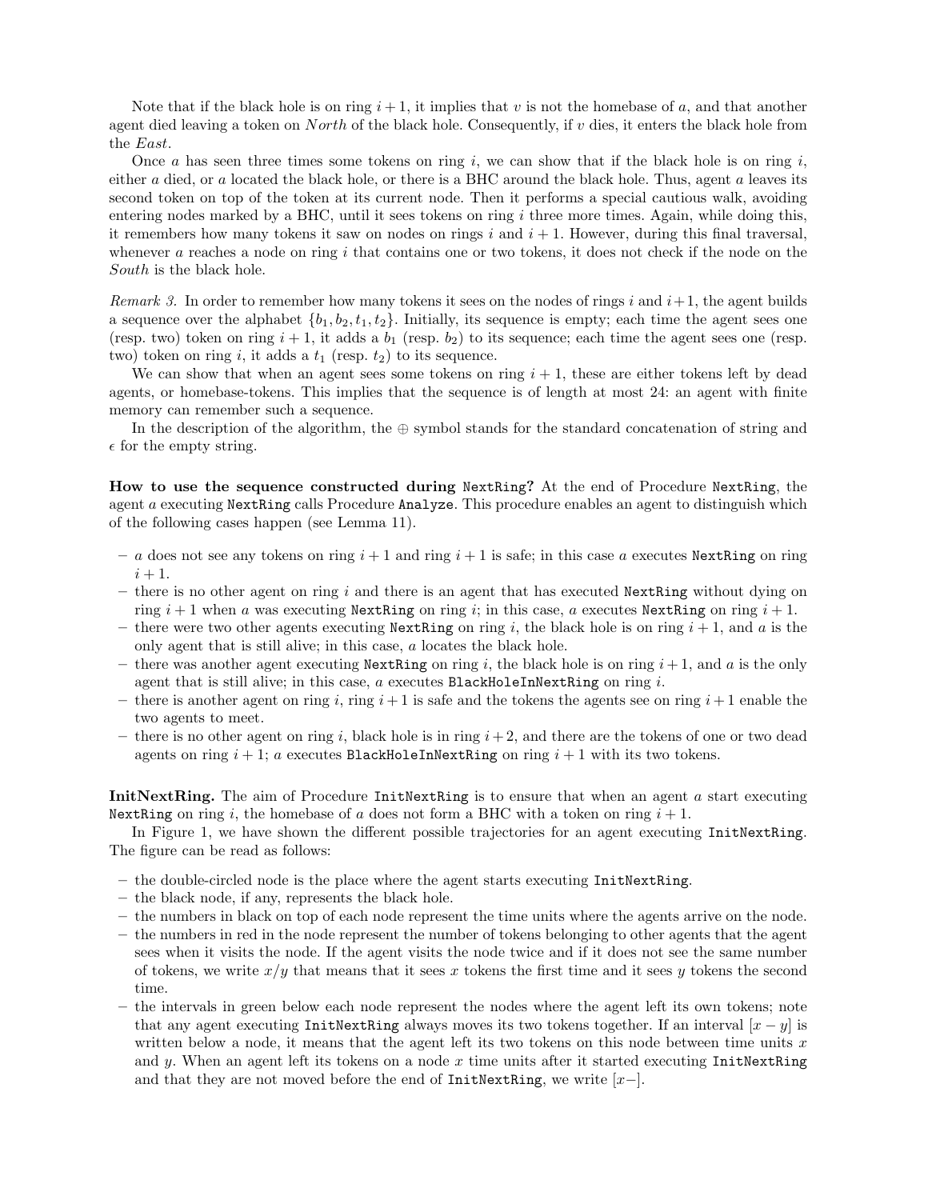Note that if the black hole is on ring $i+1$, it implies that $v$ is not the homebase of $a$, and that another agent died leaving a token on *North* of the black hole. Consequently, if $v$ dies, it enters the black hole from the *East*.

Once $a$ has seen three times some tokens on ring $i$, we can show that if the black hole is on ring $i$, either $a$ died, or $a$ located the black hole, or there is a BHC around the black hole. Thus, agent $a$ leaves its second token on top of the token at its current node. Then it performs a special cautious walk, avoiding entering nodes marked by a BHC, until it sees tokens on ring $i$ three more times. Again, while doing this, it remembers how many tokens it saw on nodes on rings $i$ and $i+1$. However, during this final traversal, whenever $a$ reaches a node on ring $i$ that contains one or two tokens, it does not check if the node on the *South* is the black hole.

*Remark 3.* In order to remember how many tokens it sees on the nodes of rings $i$ and $i+1$, the agent builds a sequence over the alphabet $\{b_1, b_2, t_1, t_2\}$. Initially, its sequence is empty; each time the agent sees one (resp. two) token on ring $i+1$, it adds a $b_1$ (resp. $b_2$) to its sequence; each time the agent sees one (resp. two) token on ring $i$, it adds a $t_1$ (resp. $t_2$) to its sequence.

We can show that when an agent sees some tokens on ring $i+1$, these are either tokens left by dead agents, or homebase-tokens. This implies that the sequence is of length at most 24: an agent with finite memory can remember such a sequence.

In the description of the algorithm, the $\oplus$ symbol stands for the standard concatenation of string and $\epsilon$ for the empty string.

**How to use the sequence constructed during `NextRing`?** At the end of Procedure `NextRing`, the agent $a$ executing `NextRing` calls Procedure `Analyze`. This procedure enables an agent to distinguish which of the following cases happen (see Lemma 11).

- $a$ does not see any tokens on ring $i+1$ and ring $i+1$ is safe; in this case $a$ executes `NextRing` on ring $i+1$.
- there is no other agent on ring $i$ and there is an agent that has executed `NextRing` without dying on ring $i+1$ when $a$ was executing `NextRing` on ring $i$; in this case, $a$ executes `NextRing` on ring $i+1$.
- there were two other agents executing `NextRing` on ring $i$, the black hole is on ring $i+1$, and $a$ is the only agent that is still alive; in this case, $a$ locates the black hole.
- there was another agent executing `NextRing` on ring $i$, the black hole is on ring $i+1$, and $a$ is the only agent that is still alive; in this case, $a$ executes `BlackHoleInNextRing` on ring $i$.
- there is another agent on ring $i$, ring $i+1$ is safe and the tokens the agents see on ring $i+1$ enable the two agents to meet.
- there is no other agent on ring $i$, black hole is in ring $i+2$, and there are the tokens of one or two dead agents on ring $i+1$; $a$ executes `BlackHoleInNextRing` on ring $i+1$ with its two tokens.

**InitNextRing.** The aim of Procedure `InitNextRing` is to ensure that when an agent $a$ start executing `NextRing` on ring $i$, the homebase of $a$ does not form a BHC with a token on ring $i+1$.

In Figure 1, we have shown the different possible trajectories for an agent executing `InitNextRing`. The figure can be read as follows:

- the double-circled node is the place where the agent starts executing `InitNextRing`.
- the black node, if any, represents the black hole.
- the numbers in black on top of each node represent the time units where the agents arrive on the node.
- the numbers in red in the node represent the number of tokens belonging to other agents that the agent sees when it visits the node. If the agent visits the node twice and if it does not see the same number of tokens, we write $x/y$ that means that it sees $x$ tokens the first time and it sees $y$ tokens the second time.
- the intervals in green below each node represent the nodes where the agent left its own tokens; note that any agent executing `InitNextRing` always moves its two tokens together. If an interval $[x-y]$ is written below a node, it means that the agent left its two tokens on this node between time units $x$ and $y$. When an agent left its tokens on a node $x$ time units after it started executing `InitNextRing` and that they are not moved before the end of `InitNextRing`, we write $[x-]$.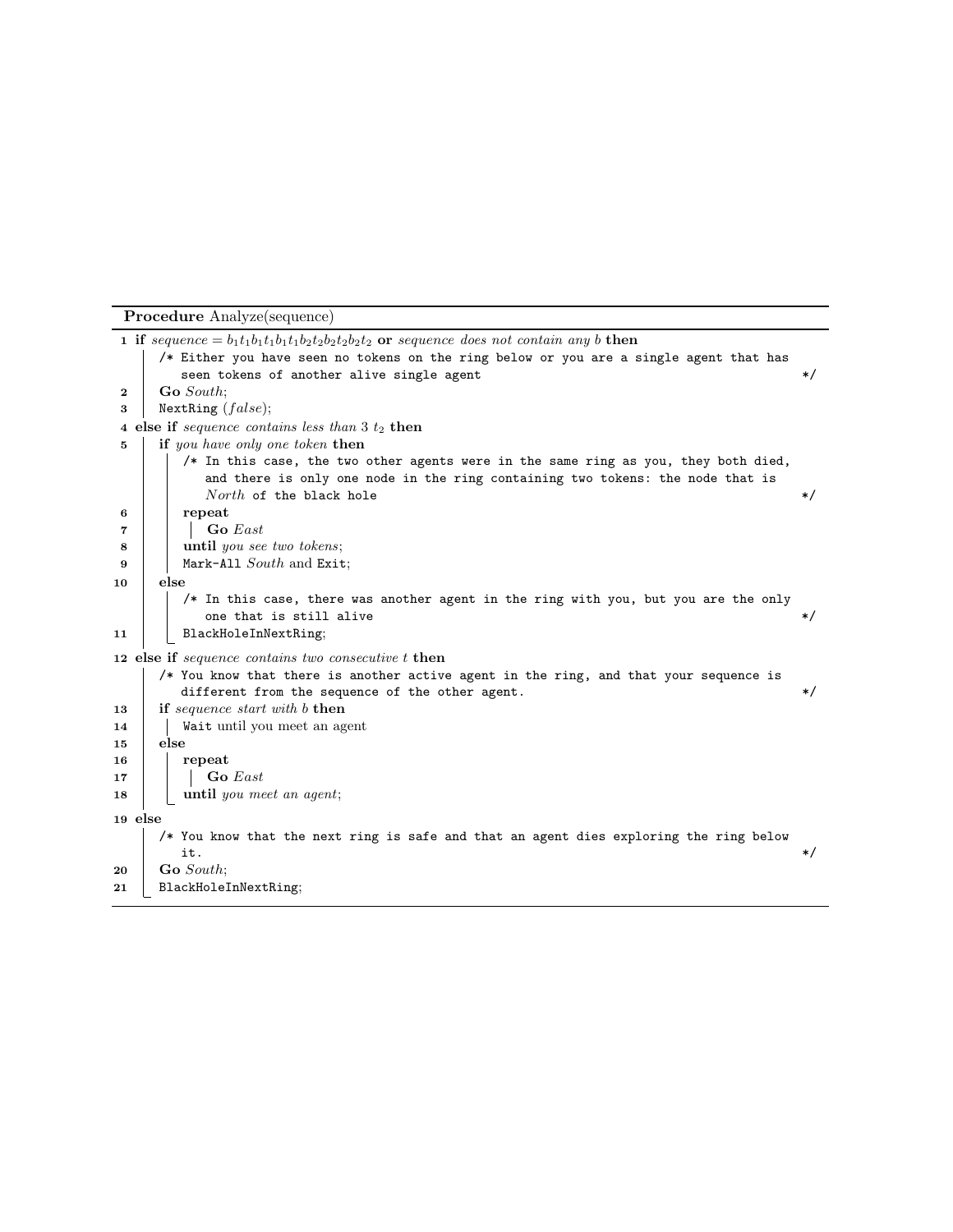**Procedure** Analyze(sequence)

```
1  if sequence = b1t1b1t1b1t1b2t2b2t2b2t2 or sequence does not contain any b then
       /* Either you have seen no tokens on the ring below or you are a single agent that has
          seen tokens of another alive single agent                                          */
2      Go South;
3      NextRing (false);
4  else if sequence contains less than 3 t2 then
5      if you have only one token then
           /* In this case, the two other agents were in the same ring as you, they both died,
              and there is only one node in the ring containing two tokens: the node that is
              North of the black hole                                                        */
6          repeat
7              Go East
8          until you see two tokens;
9          Mark-All South and Exit;
10     else
           /* In this case, there was another agent in the ring with you, but you are the only
              one that is still alive                                                        */
11         BlackHoleInNextRing;
12 else if sequence contains two consecutive t then
       /* You know that there is another active agent in the ring, and that your sequence is
          different from the sequence of the other agent.                                    */
13     if sequence start with b then
14         Wait until you meet an agent
15     else
16         repeat
17             Go East
18         until you meet an agent;
19 else
       /* You know that the next ring is safe and that an agent dies exploring the ring below
          it.                                                                                */
20     Go South;
21     BlackHoleInNextRing;
```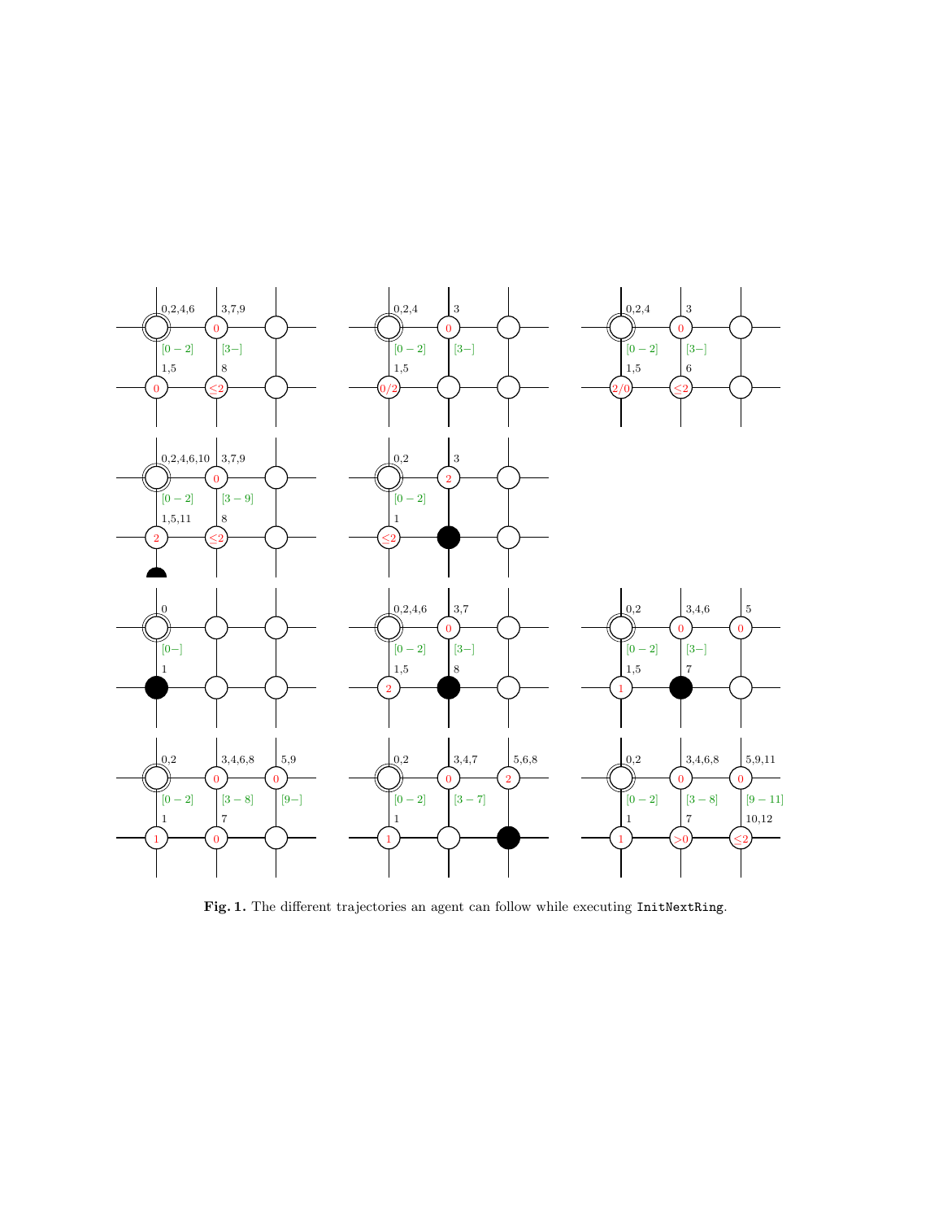**Fig. 1.** The different trajectories an agent can follow while executing `InitNextRing`.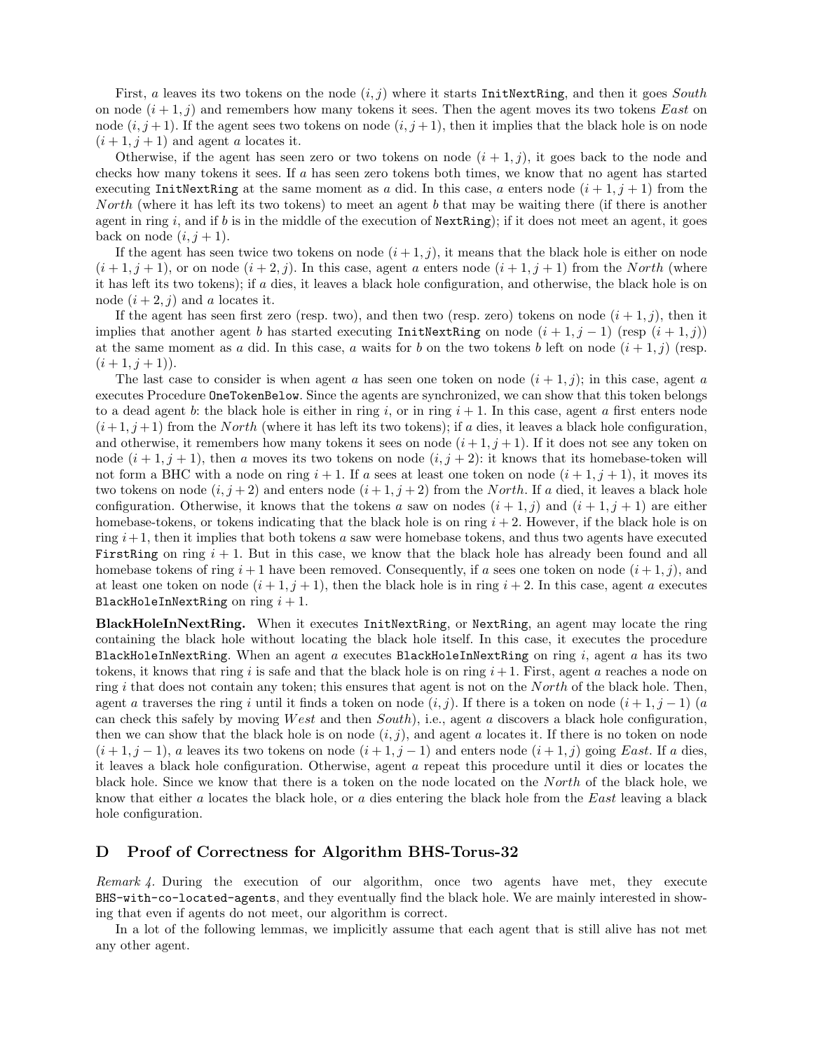First, $a$ leaves its two tokens on the node $(i, j)$ where it starts `InitNextRing`, and then it goes *South* on node $(i+1, j)$ and remembers how many tokens it sees. Then the agent moves its two tokens *East* on node $(i, j+1)$. If the agent sees two tokens on node $(i, j+1)$, then it implies that the black hole is on node $(i+1, j+1)$ and agent $a$ locates it.

Otherwise, if the agent has seen zero or two tokens on node $(i+1, j)$, it goes back to the node and checks how many tokens it sees. If $a$ has seen zero tokens both times, we know that no agent has started executing `InitNextRing` at the same moment as $a$ did. In this case, $a$ enters node $(i+1, j+1)$ from the *North* (where it has left its two tokens) to meet an agent $b$ that may be waiting there (if there is another agent in ring $i$, and if $b$ is in the middle of the execution of `NextRing`); if it does not meet an agent, it goes back on node $(i, j+1)$.

If the agent has seen twice two tokens on node $(i+1, j)$, it means that the black hole is either on node $(i+1, j+1)$, or on node $(i+2, j)$. In this case, agent $a$ enters node $(i+1, j+1)$ from the *North* (where it has left its two tokens); if $a$ dies, it leaves a black hole configuration, and otherwise, the black hole is on node $(i+2, j)$ and $a$ locates it.

If the agent has seen first zero (resp. two), and then two (resp. zero) tokens on node $(i+1, j)$, then it implies that another agent $b$ has started executing `InitNextRing` on node $(i+1, j-1)$ (resp $(i+1, j)$) at the same moment as $a$ did. In this case, $a$ waits for $b$ on the two tokens $b$ left on node $(i+1, j)$ (resp. $(i+1, j+1)$).

The last case to consider is when agent $a$ has seen one token on node $(i+1, j)$; in this case, agent $a$ executes Procedure `OneTokenBelow`. Since the agents are synchronized, we can show that this token belongs to a dead agent $b$: the black hole is either in ring $i$, or in ring $i+1$. In this case, agent $a$ first enters node $(i+1, j+1)$ from the *North* (where it has left its two tokens); if $a$ dies, it leaves a black hole configuration, and otherwise, it remembers how many tokens it sees on node $(i+1, j+1)$. If it does not see any token on node $(i+1, j+1)$, then $a$ moves its two tokens on node $(i, j+2)$: it knows that its homebase-token will not form a BHC with a node on ring $i+1$. If $a$ sees at least one token on node $(i+1, j+1)$, it moves its two tokens on node $(i, j+2)$ and enters node $(i+1, j+2)$ from the *North*. If $a$ died, it leaves a black hole configuration. Otherwise, it knows that the tokens $a$ saw on nodes $(i+1, j)$ and $(i+1, j+1)$ are either homebase-tokens, or tokens indicating that the black hole is on ring $i+2$. However, if the black hole is on ring $i+1$, then it implies that both tokens $a$ saw were homebase tokens, and thus two agents have executed `FirstRing` on ring $i+1$. But in this case, we know that the black hole has already been found and all homebase tokens of ring $i+1$ have been removed. Consequently, if $a$ sees one token on node $(i+1, j)$, and at least one token on node $(i+1, j+1)$, then the black hole is in ring $i+2$. In this case, agent $a$ executes `BlackHoleInNextRing` on ring $i+1$.

**BlackHoleInNextRing.** When it executes `InitNextRing`, or `NextRing`, an agent may locate the ring containing the black hole without locating the black hole itself. In this case, it executes the procedure `BlackHoleInNextRing`. When an agent $a$ executes `BlackHoleInNextRing` on ring $i$, agent $a$ has its two tokens, it knows that ring $i$ is safe and that the black hole is on ring $i+1$. First, agent $a$ reaches a node on ring $i$ that does not contain any token; this ensures that agent is not on the *North* of the black hole. Then, agent $a$ traverses the ring $i$ until it finds a token on node $(i, j)$. If there is a token on node $(i+1, j-1)$ ($a$ can check this safely by moving *West* and then *South*), i.e., agent $a$ discovers a black hole configuration, then we can show that the black hole is on node $(i, j)$, and agent $a$ locates it. If there is no token on node $(i+1, j-1)$, $a$ leaves its two tokens on node $(i+1, j-1)$ and enters node $(i+1, j)$ going *East*. If $a$ dies, it leaves a black hole configuration. Otherwise, agent $a$ repeat this procedure until it dies or locates the black hole. Since we know that there is a token on the node located on the *North* of the black hole, we know that either $a$ locates the black hole, or $a$ dies entering the black hole from the *East* leaving a black hole configuration.

## D Proof of Correctness for Algorithm BHS-Torus-32

*Remark 4.* During the execution of our algorithm, once two agents have met, they execute `BHS-with-co-located-agents`, and they eventually find the black hole. We are mainly interested in showing that even if agents do not meet, our algorithm is correct.

In a lot of the following lemmas, we implicitly assume that each agent that is still alive has not met any other agent.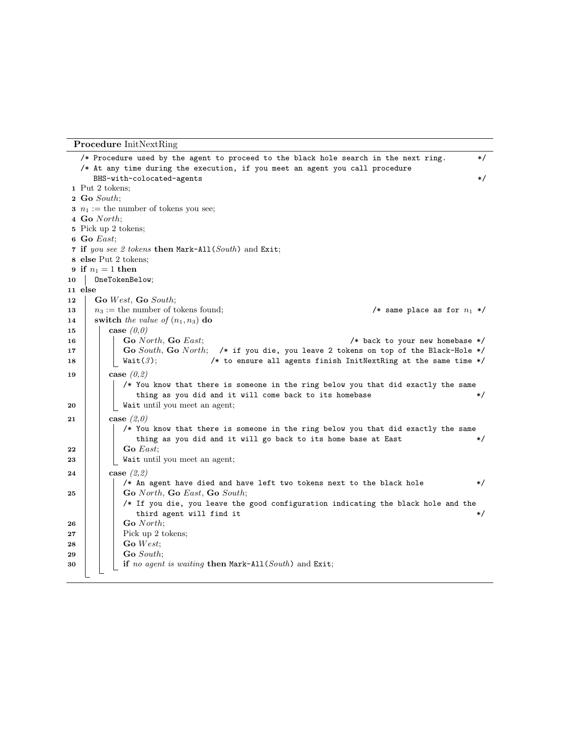**Procedure** InitNextRing

```
   /* Procedure used by the agent to proceed to the black hole search in the next ring.        */
   /* At any time during the execution, if you meet an agent you call procedure
      BHS-with-colocated-agents                                                                 */
1  Put 2 tokens;
2  Go South;
3  n1 := the number of tokens you see;
4  Go North;
5  Pick up 2 tokens;
6  Go East;
7  if you see 2 tokens then Mark-All(South) and Exit;
8  else Put 2 tokens;
9  if n1 = 1 then
10 |   OneTokenBelow;
11 else
12 |   Go West, Go South;
13 |   n3 := the number of tokens found;                              /* same place as for n1 */
14 |   switch the value of (n1, n3) do
15 |   |   case (0,0)
16 |   |   |   Go North, Go East;                                 /* back to your new homebase */
17 |   |   |   Go South, Go North;   /* if you die, you leave 2 tokens on top of the Black-Hole */
18 |   |   |   Wait(3);              /* to ensure all agents finish InitNextRing at the same time */
19 |   |   case (0,2)
   |   |   |   /* You know that there is someone in the ring below you that did exactly the same
   |   |   |      thing as you did and it will come back to its homebase                   */
20 |   |   |   Wait until you meet an agent;
21 |   |   case (2,0)
   |   |   |   /* You know that there is someone in the ring below you that did exactly the same
   |   |   |      thing as you did and it will go back to its home base at East            */
22 |   |   |   Go East;
23 |   |   |   Wait until you meet an agent;
24 |   |   case (2,2)
   |   |   |   /* An agent have died and have left two tokens next to the black hole        */
25 |   |   |   Go North, Go East, Go South;
   |   |   |   /* If you die, you leave the good configuration indicating the black hole and the
   |   |   |      third agent will find it                                                  */
26 |   |   |   Go North;
27 |   |   |   Pick up 2 tokens;
28 |   |   |   Go West;
29 |   |   |   Go South;
30 |   |   |   if no agent is waiting then Mark-All(South) and Exit;
```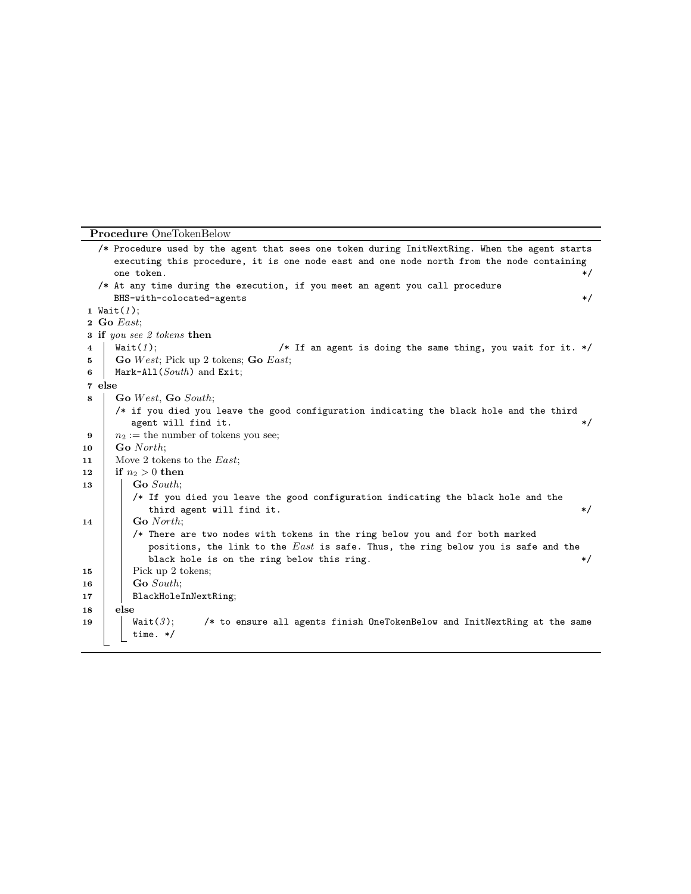**Procedure** OneTokenBelow

```
   /* Procedure used by the agent that sees one token during InitNextRing. When the agent starts
      executing this procedure, it is one node east and one node north from the node containing
      one token.                                                                              */
   /* At any time during the execution, if you meet an agent you call procedure
      BHS-with-colocated-agents                                                               */
 1 Wait(1);
 2 Go East;
 3 if you see 2 tokens then
 4 |   Wait(1);                    /* If an agent is doing the same thing, you wait for it. */
 5 |   Go West; Pick up 2 tokens; Go East;
 6 |   Mark-All(South) and Exit;
 7 else
 8 |   Go West, Go South;
   |   /* if you died you leave the good configuration indicating the black hole and the third
   |      agent will find it.                                                                 */
 9 |   n_2 := the number of tokens you see;
10 |   Go North;
11 |   Move 2 tokens to the East;
12 |   if n_2 > 0 then
13 |   |   Go South;
   |   |   /* If you died you leave the good configuration indicating the black hole and the
   |   |      third agent will find it.                                                       */
14 |   |   Go North;
   |   |   /* There are two nodes with tokens in the ring below you and for both marked
   |   |      positions, the link to the East is safe. Thus, the ring below you is safe and the
   |   |      black hole is on the ring below this ring.                                      */
15 |   |   Pick up 2 tokens;
16 |   |   Go South;
17 |   |   BlackHoleInNextRing;
18 |   else
19 |   |   Wait(3);      /* to ensure all agents finish OneTokenBelow and InitNextRing at the same
   |   |   time. */
```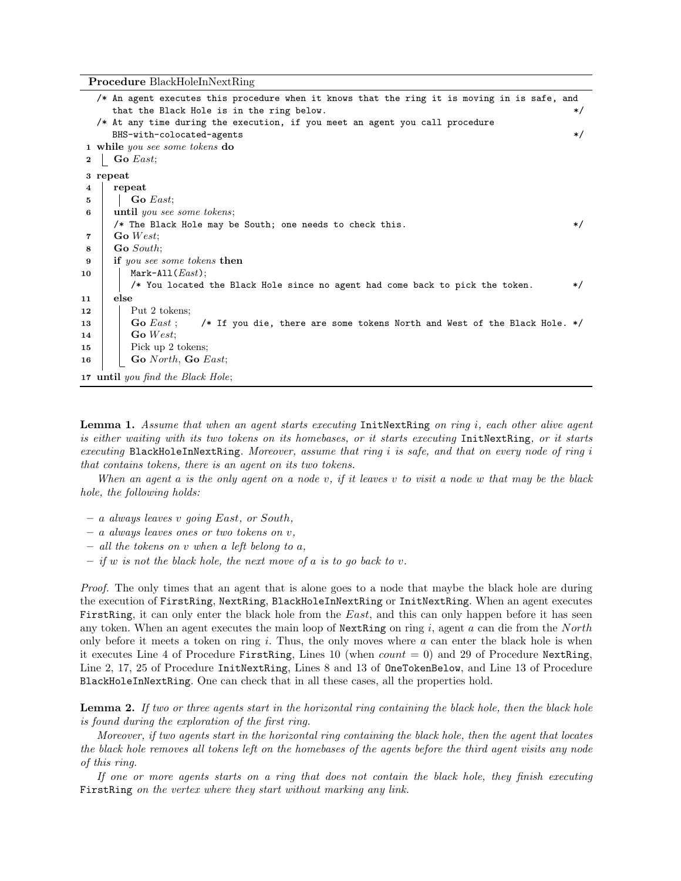**Procedure** BlackHoleInNextRing

```
   /* An agent executes this procedure when it knows that the ring it is moving in is safe, and
      that the Black Hole is in the ring below.                                                  */
   /* At any time during the execution, if you meet an agent you call procedure
      BHS-with-colocated-agents                                                                  */
 1 while you see some tokens do
 2 |  Go East;
 3 repeat
 4 |  repeat
 5 |  |  Go East;
 6 |  until you see some tokens;
   |  /* The Black Hole may be South; one needs to check this.                                  */
 7 |  Go West;
 8 |  Go South;
 9 |  if you see some tokens then
10 |  |  Mark-All(East);
   |  |  /* You located the Black Hole since no agent had come back to pick the token.          */
11 |  else
12 |  |  Put 2 tokens;
13 |  |  Go East ;    /* If you die, there are some tokens North and West of the Black Hole. */
14 |  |  Go West;
15 |  |  Pick up 2 tokens;
16 |  |  Go North, Go East;
17 until you find the Black Hole;
```

**Lemma 1.** *Assume that when an agent starts executing* `InitNextRing` *on ring* $i$*, each other alive agent is either waiting with its two tokens on its homebases, or it starts executing* `InitNextRing`*, or it starts executing* `BlackHoleInNextRing`*. Moreover, assume that ring* $i$ *is safe, and that on every node of ring* $i$ *that contains tokens, there is an agent on its two tokens.*

*When an agent* $a$ *is the only agent on a node* $v$*, if it leaves* $v$ *to visit a node* $w$ *that may be the black hole, the following holds:*

- *$a$ always leaves $v$ going East, or South,*
- *$a$ always leaves ones or two tokens on $v$,*
- *all the tokens on $v$ when $a$ left belong to $a$,*
- *if $w$ is not the black hole, the next move of $a$ is to go back to $v$.*

*Proof.* The only times that an agent that is alone goes to a node that maybe the black hole are during the execution of `FirstRing`, `NextRing`, `BlackHoleInNextRing` or `InitNextRing`. When an agent executes `FirstRing`, it can only enter the black hole from the *East*, and this can only happen before it has seen any token. When an agent executes the main loop of `NextRing` on ring $i$, agent $a$ can die from the *North* only before it meets a token on ring $i$. Thus, the only moves where $a$ can enter the black hole is when it executes Line 4 of Procedure `FirstRing`, Lines 10 (when $count = 0$) and 29 of Procedure `NextRing`, Line 2, 17, 25 of Procedure `InitNextRing`, Lines 8 and 13 of `OneTokenBelow`, and Line 13 of Procedure `BlackHoleInNextRing`. One can check that in all these cases, all the properties hold.

**Lemma 2.** *If two or three agents start in the horizontal ring containing the black hole, then the black hole is found during the exploration of the first ring.*

*Moreover, if two agents start in the horizontal ring containing the black hole, then the agent that locates the black hole removes all tokens left on the homebases of the agents before the third agent visits any node of this ring.*

*If one or more agents starts on a ring that does not contain the black hole, they finish executing* `FirstRing` *on the vertex where they start without marking any link.*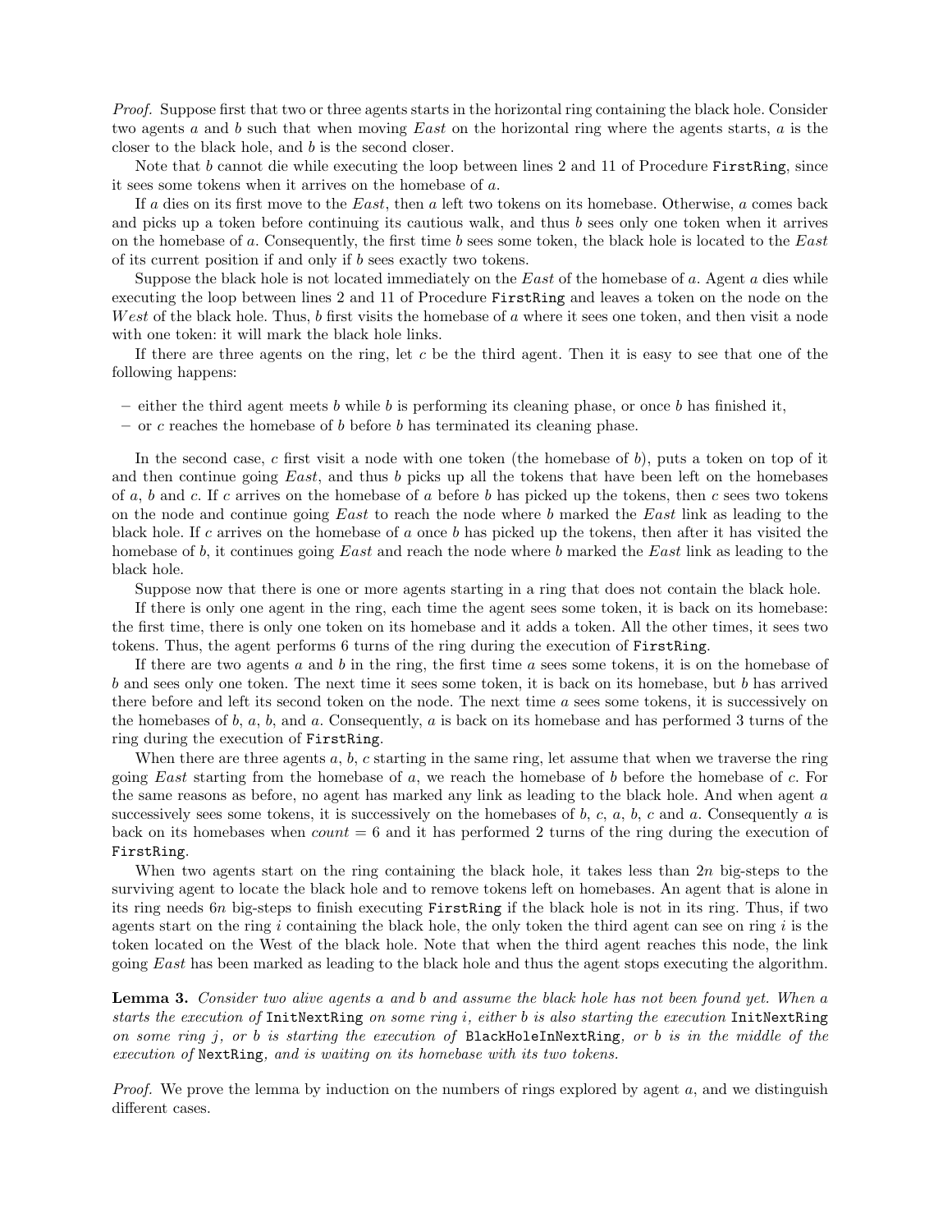*Proof.* Suppose first that two or three agents starts in the horizontal ring containing the black hole. Consider two agents $a$ and $b$ such that when moving *East* on the horizontal ring where the agents starts, $a$ is the closer to the black hole, and $b$ is the second closer.

Note that $b$ cannot die while executing the loop between lines 2 and 11 of Procedure `FirstRing`, since it sees some tokens when it arrives on the homebase of $a$.

If $a$ dies on its first move to the *East*, then $a$ left two tokens on its homebase. Otherwise, $a$ comes back and picks up a token before continuing its cautious walk, and thus $b$ sees only one token when it arrives on the homebase of $a$. Consequently, the first time $b$ sees some token, the black hole is located to the *East* of its current position if and only if $b$ sees exactly two tokens.

Suppose the black hole is not located immediately on the *East* of the homebase of $a$. Agent $a$ dies while executing the loop between lines 2 and 11 of Procedure `FirstRing` and leaves a token on the node on the *West* of the black hole. Thus, $b$ first visits the homebase of $a$ where it sees one token, and then visit a node with one token: it will mark the black hole links.

If there are three agents on the ring, let $c$ be the third agent. Then it is easy to see that one of the following happens:

- either the third agent meets $b$ while $b$ is performing its cleaning phase, or once $b$ has finished it,
- or $c$ reaches the homebase of $b$ before $b$ has terminated its cleaning phase.

In the second case, $c$ first visit a node with one token (the homebase of $b$), puts a token on top of it and then continue going *East*, and thus $b$ picks up all the tokens that have been left on the homebases of $a$, $b$ and $c$. If $c$ arrives on the homebase of $a$ before $b$ has picked up the tokens, then $c$ sees two tokens on the node and continue going *East* to reach the node where $b$ marked the *East* link as leading to the black hole. If $c$ arrives on the homebase of $a$ once $b$ has picked up the tokens, then after it has visited the homebase of $b$, it continues going *East* and reach the node where $b$ marked the *East* link as leading to the black hole.

Suppose now that there is one or more agents starting in a ring that does not contain the black hole.

If there is only one agent in the ring, each time the agent sees some token, it is back on its homebase: the first time, there is only one token on its homebase and it adds a token. All the other times, it sees two tokens. Thus, the agent performs 6 turns of the ring during the execution of `FirstRing`.

If there are two agents $a$ and $b$ in the ring, the first time $a$ sees some tokens, it is on the homebase of $b$ and sees only one token. The next time it sees some token, it is back on its homebase, but $b$ has arrived there before and left its second token on the node. The next time $a$ sees some tokens, it is successively on the homebases of $b$, $a$, $b$, and $a$. Consequently, $a$ is back on its homebase and has performed 3 turns of the ring during the execution of `FirstRing`.

When there are three agents $a$, $b$, $c$ starting in the same ring, let assume that when we traverse the ring going *East* starting from the homebase of $a$, we reach the homebase of $b$ before the homebase of $c$. For the same reasons as before, no agent has marked any link as leading to the black hole. And when agent $a$ successively sees some tokens, it is successively on the homebases of $b$, $c$, $a$, $b$, $c$ and $a$. Consequently $a$ is back on its homebases when $count = 6$ and it has performed 2 turns of the ring during the execution of `FirstRing`.

When two agents start on the ring containing the black hole, it takes less than $2n$ big-steps to the surviving agent to locate the black hole and to remove tokens left on homebases. An agent that is alone in its ring needs $6n$ big-steps to finish executing `FirstRing` if the black hole is not in its ring. Thus, if two agents start on the ring $i$ containing the black hole, the only token the third agent can see on ring $i$ is the token located on the West of the black hole. Note that when the third agent reaches this node, the link going *East* has been marked as leading to the black hole and thus the agent stops executing the algorithm.

**Lemma 3.** *Consider two alive agents $a$ and $b$ and assume the black hole has not been found yet. When $a$ starts the execution of* `InitNextRing` *on some ring $i$, either $b$ is also starting the execution* `InitNextRing` *on some ring $j$, or $b$ is starting the execution of* `BlackHoleInNextRing`*, or $b$ is in the middle of the execution of* `NextRing`*, and is waiting on its homebase with its two tokens.*

*Proof.* We prove the lemma by induction on the numbers of rings explored by agent $a$, and we distinguish different cases.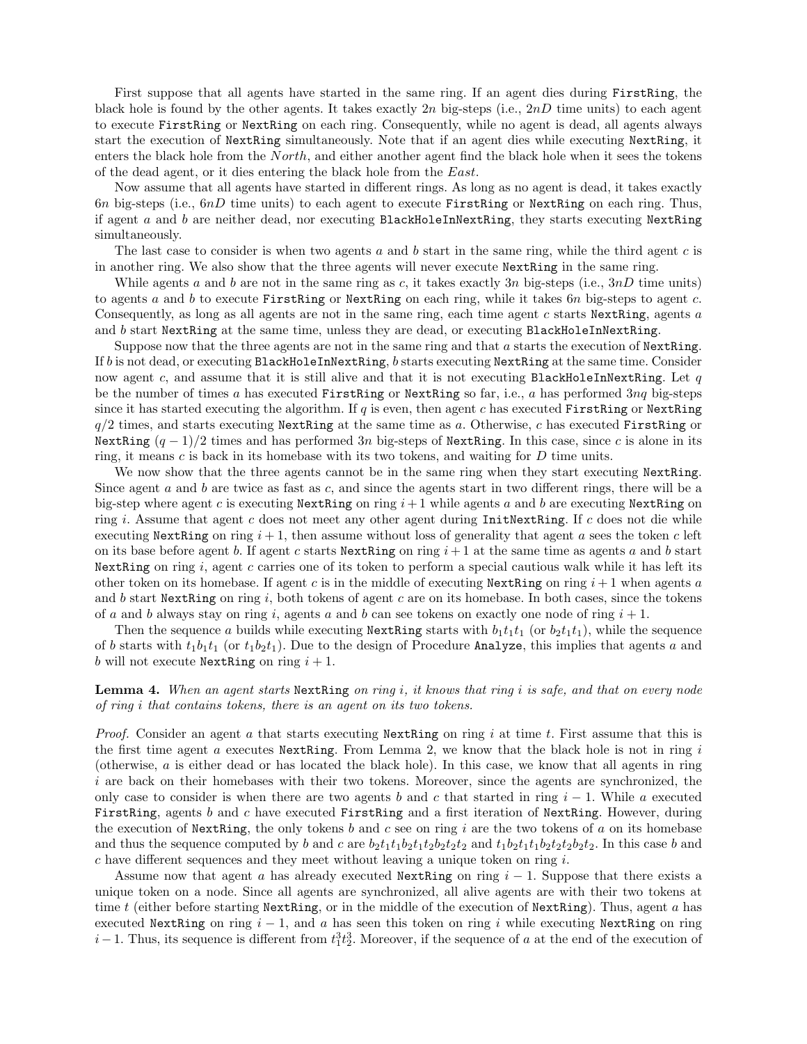First suppose that all agents have started in the same ring. If an agent dies during `FirstRing`, the black hole is found by the other agents. It takes exactly $2n$ big-steps (i.e., $2nD$ time units) to each agent to execute `FirstRing` or `NextRing` on each ring. Consequently, while no agent is dead, all agents always start the execution of `NextRing` simultaneously. Note that if an agent dies while executing `NextRing`, it enters the black hole from the *North*, and either another agent find the black hole when it sees the tokens of the dead agent, or it dies entering the black hole from the *East*.

Now assume that all agents have started in different rings. As long as no agent is dead, it takes exactly $6n$ big-steps (i.e., $6nD$ time units) to each agent to execute `FirstRing` or `NextRing` on each ring. Thus, if agent $a$ and $b$ are neither dead, nor executing `BlackHoleInNextRing`, they starts executing `NextRing` simultaneously.

The last case to consider is when two agents $a$ and $b$ start in the same ring, while the third agent $c$ is in another ring. We also show that the three agents will never execute `NextRing` in the same ring.

While agents $a$ and $b$ are not in the same ring as $c$, it takes exactly $3n$ big-steps (i.e., $3nD$ time units) to agents $a$ and $b$ to execute `FirstRing` or `NextRing` on each ring, while it takes $6n$ big-steps to agent $c$. Consequently, as long as all agents are not in the same ring, each time agent $c$ starts `NextRing`, agents $a$ and $b$ start `NextRing` at the same time, unless they are dead, or executing `BlackHoleInNextRing`.

Suppose now that the three agents are not in the same ring and that $a$ starts the execution of `NextRing`. If $b$ is not dead, or executing `BlackHoleInNextRing`, $b$ starts executing `NextRing` at the same time. Consider now agent $c$, and assume that it is still alive and that it is not executing `BlackHoleInNextRing`. Let $q$ be the number of times $a$ has executed `FirstRing` or `NextRing` so far, i.e., $a$ has performed $3nq$ big-steps since it has started executing the algorithm. If $q$ is even, then agent $c$ has executed `FirstRing` or `NextRing` $q/2$ times, and starts executing `NextRing` at the same time as $a$. Otherwise, $c$ has executed `FirstRing` or `NextRing` $(q-1)/2$ times and has performed $3n$ big-steps of `NextRing`. In this case, since $c$ is alone in its ring, it means $c$ is back in its homebase with its two tokens, and waiting for $D$ time units.

We now show that the three agents cannot be in the same ring when they start executing `NextRing`. Since agent $a$ and $b$ are twice as fast as $c$, and since the agents start in two different rings, there will be a big-step where agent $c$ is executing `NextRing` on ring $i+1$ while agents $a$ and $b$ are executing `NextRing` on ring $i$. Assume that agent $c$ does not meet any other agent during `InitNextRing`. If $c$ does not die while executing `NextRing` on ring $i+1$, then assume without loss of generality that agent $a$ sees the token $c$ left on its base before agent $b$. If agent $c$ starts `NextRing` on ring $i+1$ at the same time as agents $a$ and $b$ start `NextRing` on ring $i$, agent $c$ carries one of its token to perform a special cautious walk while it has left its other token on its homebase. If agent $c$ is in the middle of executing `NextRing` on ring $i+1$ when agents $a$ and $b$ start `NextRing` on ring $i$, both tokens of agent $c$ are on its homebase. In both cases, since the tokens of $a$ and $b$ always stay on ring $i$, agents $a$ and $b$ can see tokens on exactly one node of ring $i+1$.

Then the sequence $a$ builds while executing `NextRing` starts with $b_1t_1t_1$ (or $b_2t_1t_1$), while the sequence of $b$ starts with $t_1b_1t_1$ (or $t_1b_2t_1$). Due to the design of Procedure `Analyze`, this implies that agents $a$ and $b$ will not execute `NextRing` on ring $i+1$.

**Lemma 4.** *When an agent starts* `NextRing` *on ring $i$, it knows that ring $i$ is safe, and that on every node of ring $i$ that contains tokens, there is an agent on its two tokens.*

*Proof.* Consider an agent $a$ that starts executing `NextRing` on ring $i$ at time $t$. First assume that this is the first time agent $a$ executes `NextRing`. From Lemma 2, we know that the black hole is not in ring $i$ (otherwise, $a$ is either dead or has located the black hole). In this case, we know that all agents in ring $i$ are back on their homebases with their two tokens. Moreover, since the agents are synchronized, the only case to consider is when there are two agents $b$ and $c$ that started in ring $i-1$. While $a$ executed `FirstRing`, agents $b$ and $c$ have executed `FirstRing` and a first iteration of `NextRing`. However, during the execution of `NextRing`, the only tokens $b$ and $c$ see on ring $i$ are the two tokens of $a$ on its homebase and thus the sequence computed by $b$ and $c$ are $b_2t_1t_1b_2t_1t_2b_2t_2t_2$ and $t_1b_2t_1t_1b_2t_2t_2b_2t_2$. In this case $b$ and $c$ have different sequences and they meet without leaving a unique token on ring $i$.

Assume now that agent $a$ has already executed `NextRing` on ring $i-1$. Suppose that there exists a unique token on a node. Since all agents are synchronized, all alive agents are with their two tokens at time $t$ (either before starting `NextRing`, or in the middle of the execution of `NextRing`). Thus, agent $a$ has executed `NextRing` on ring $i-1$, and $a$ has seen this token on ring $i$ while executing `NextRing` on ring $i-1$. Thus, its sequence is different from $t_1^3t_2^3$. Moreover, if the sequence of $a$ at the end of the execution of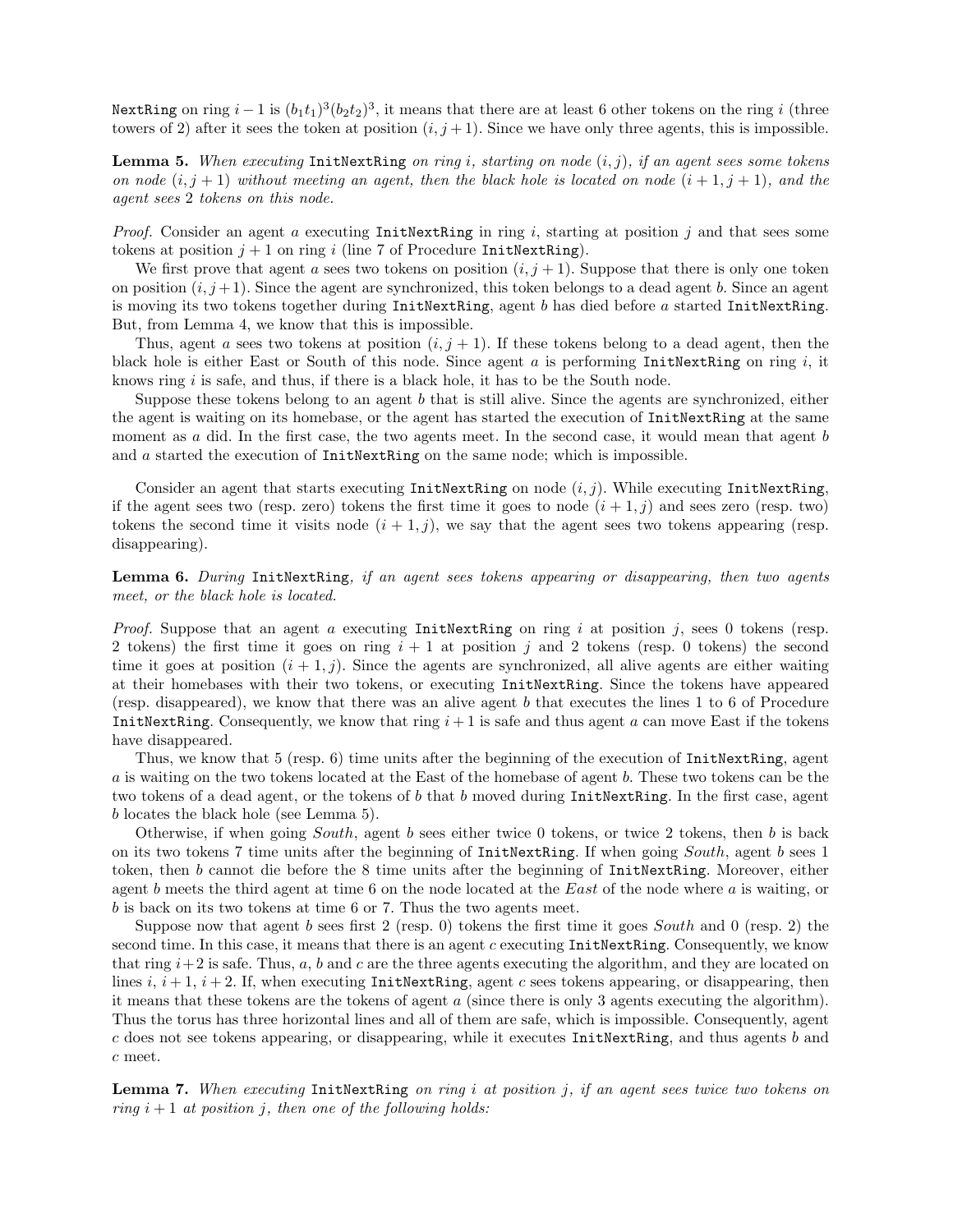`NextRing` on ring $i-1$ is $(b_1t_1)^3(b_2t_2)^3$, it means that there are at least 6 other tokens on the ring $i$ (three towers of 2) after it sees the token at position $(i, j+1)$. Since we have only three agents, this is impossible.

**Lemma 5.** *When executing* `InitNextRing` *on ring $i$, starting on node $(i, j)$, if an agent sees some tokens on node $(i, j+1)$ without meeting an agent, then the black hole is located on node $(i+1, j+1)$, and the agent sees 2 tokens on this node.*

*Proof.* Consider an agent $a$ executing `InitNextRing` in ring $i$, starting at position $j$ and that sees some tokens at position $j+1$ on ring $i$ (line 7 of Procedure `InitNextRing`).

We first prove that agent $a$ sees two tokens on position $(i, j+1)$. Suppose that there is only one token on position $(i, j+1)$. Since the agent are synchronized, this token belongs to a dead agent $b$. Since an agent is moving its two tokens together during `InitNextRing`, agent $b$ has died before $a$ started `InitNextRing`. But, from Lemma 4, we know that this is impossible.

Thus, agent $a$ sees two tokens at position $(i, j+1)$. If these tokens belong to a dead agent, then the black hole is either East or South of this node. Since agent $a$ is performing `InitNextRing` on ring $i$, it knows ring $i$ is safe, and thus, if there is a black hole, it has to be the South node.

Suppose these tokens belong to an agent $b$ that is still alive. Since the agents are synchronized, either the agent is waiting on its homebase, or the agent has started the execution of `InitNextRing` at the same moment as $a$ did. In the first case, the two agents meet. In the second case, it would mean that agent $b$ and $a$ started the execution of `InitNextRing` on the same node; which is impossible.

Consider an agent that starts executing `InitNextRing` on node $(i, j)$. While executing `InitNextRing`, if the agent sees two (resp. zero) tokens the first time it goes to node $(i+1, j)$ and sees zero (resp. two) tokens the second time it visits node $(i+1, j)$, we say that the agent sees two tokens appearing (resp. disappearing).

**Lemma 6.** *During* `InitNextRing`*, if an agent sees tokens appearing or disappearing, then two agents meet, or the black hole is located.*

*Proof.* Suppose that an agent $a$ executing `InitNextRing` on ring $i$ at position $j$, sees 0 tokens (resp. 2 tokens) the first time it goes on ring $i+1$ at position $j$ and 2 tokens (resp. 0 tokens) the second time it goes at position $(i+1, j)$. Since the agents are synchronized, all alive agents are either waiting at their homebases with their two tokens, or executing `InitNextRing`. Since the tokens have appeared (resp. disappeared), we know that there was an alive agent $b$ that executes the lines 1 to 6 of Procedure `InitNextRing`. Consequently, we know that ring $i+1$ is safe and thus agent $a$ can move East if the tokens have disappeared.

Thus, we know that 5 (resp. 6) time units after the beginning of the execution of `InitNextRing`, agent $a$ is waiting on the two tokens located at the East of the homebase of agent $b$. These two tokens can be the two tokens of a dead agent, or the tokens of $b$ that $b$ moved during `InitNextRing`. In the first case, agent $b$ locates the black hole (see Lemma 5).

Otherwise, if when going *South*, agent $b$ sees either twice 0 tokens, or twice 2 tokens, then $b$ is back on its two tokens 7 time units after the beginning of `InitNextRing`. If when going *South*, agent $b$ sees 1 token, then $b$ cannot die before the 8 time units after the beginning of `InitNextRing`. Moreover, either agent $b$ meets the third agent at time 6 on the node located at the *East* of the node where $a$ is waiting, or $b$ is back on its two tokens at time 6 or 7. Thus the two agents meet.

Suppose now that agent $b$ sees first 2 (resp. 0) tokens the first time it goes *South* and 0 (resp. 2) the second time. In this case, it means that there is an agent $c$ executing `InitNextRing`. Consequently, we know that ring $i+2$ is safe. Thus, $a$, $b$ and $c$ are the three agents executing the algorithm, and they are located on lines $i$, $i+1$, $i+2$. If, when executing `InitNextRing`, agent $c$ sees tokens appearing, or disappearing, then it means that these tokens are the tokens of agent $a$ (since there is only 3 agents executing the algorithm). Thus the torus has three horizontal lines and all of them are safe, which is impossible. Consequently, agent $c$ does not see tokens appearing, or disappearing, while it executes `InitNextRing`, and thus agents $b$ and $c$ meet.

**Lemma 7.** *When executing* `InitNextRing` *on ring $i$ at position $j$, if an agent sees twice two tokens on ring $i+1$ at position $j$, then one of the following holds:*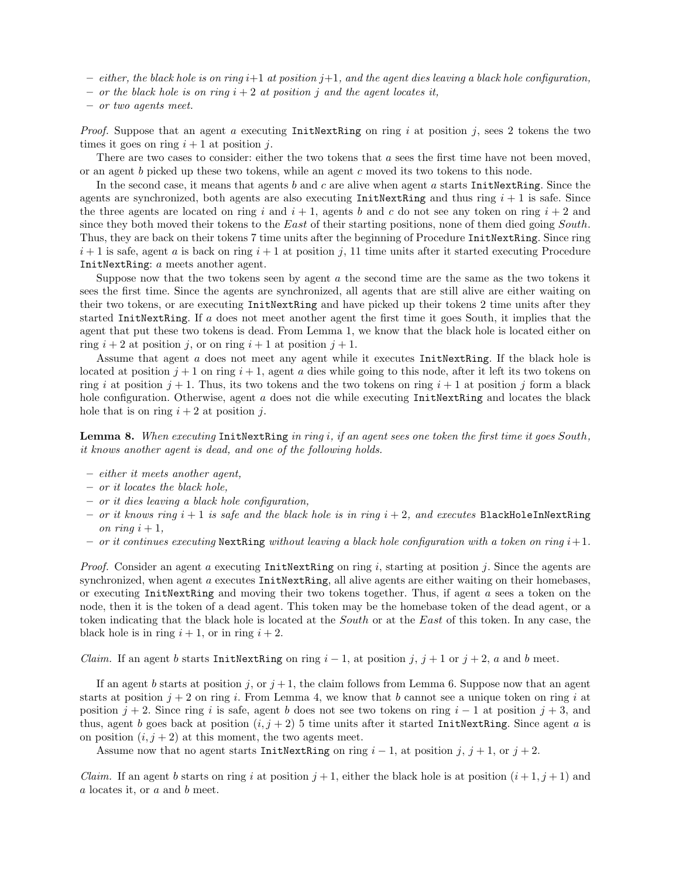– *either, the black hole is on ring $i$+1 at position $j$+1, and the agent dies leaving a black hole configuration,*
– *or the black hole is on ring $i+2$ at position $j$ and the agent locates it,*
– *or two agents meet.*

*Proof.* Suppose that an agent $a$ executing `InitNextRing` on ring $i$ at position $j$, sees 2 tokens the two times it goes on ring $i+1$ at position $j$.

There are two cases to consider: either the two tokens that $a$ sees the first time have not been moved, or an agent $b$ picked up these two tokens, while an agent $c$ moved its two tokens to this node.

In the second case, it means that agents $b$ and $c$ are alive when agent $a$ starts `InitNextRing`. Since the agents are synchronized, both agents are also executing `InitNextRing` and thus ring $i+1$ is safe. Since the three agents are located on ring $i$ and $i+1$, agents $b$ and $c$ do not see any token on ring $i+2$ and since they both moved their tokens to the *East* of their starting positions, none of them died going *South*. Thus, they are back on their tokens 7 time units after the beginning of Procedure `InitNextRing`. Since ring $i+1$ is safe, agent $a$ is back on ring $i+1$ at position $j$, 11 time units after it started executing Procedure `InitNextRing`: $a$ meets another agent.

Suppose now that the two tokens seen by agent $a$ the second time are the same as the two tokens it sees the first time. Since the agents are synchronized, all agents that are still alive are either waiting on their two tokens, or are executing `InitNextRing` and have picked up their tokens 2 time units after they started `InitNextRing`. If $a$ does not meet another agent the first time it goes South, it implies that the agent that put these two tokens is dead. From Lemma 1, we know that the black hole is located either on ring $i+2$ at position $j$, or on ring $i+1$ at position $j+1$.

Assume that agent $a$ does not meet any agent while it executes `InitNextRing`. If the black hole is located at position $j+1$ on ring $i+1$, agent $a$ dies while going to this node, after it left its two tokens on ring $i$ at position $j+1$. Thus, its two tokens and the two tokens on ring $i+1$ at position $j$ form a black hole configuration. Otherwise, agent $a$ does not die while executing `InitNextRing` and locates the black hole that is on ring $i+2$ at position $j$.

**Lemma 8.** *When executing* `InitNextRing` *in ring $i$, if an agent sees one token the first time it goes South, it knows another agent is dead, and one of the following holds.*

– *either it meets another agent,*
– *or it locates the black hole,*
– *or it dies leaving a black hole configuration,*
– *or it knows ring $i+1$ is safe and the black hole is in ring $i+2$, and executes* `BlackHoleInNextRing` *on ring $i+1$,*
– *or it continues executing* `NextRing` *without leaving a black hole configuration with a token on ring $i$+1.*

*Proof.* Consider an agent $a$ executing `InitNextRing` on ring $i$, starting at position $j$. Since the agents are synchronized, when agent $a$ executes `InitNextRing`, all alive agents are either waiting on their homebases, or executing `InitNextRing` and moving their two tokens together. Thus, if agent $a$ sees a token on the node, then it is the token of a dead agent. This token may be the homebase token of the dead agent, or a token indicating that the black hole is located at the *South* or at the *East* of this token. In any case, the black hole is in ring $i+1$, or in ring $i+2$.

*Claim.* If an agent $b$ starts `InitNextRing` on ring $i-1$, at position $j$, $j+1$ or $j+2$, $a$ and $b$ meet.

If an agent $b$ starts at position $j$, or $j+1$, the claim follows from Lemma 6. Suppose now that an agent starts at position $j+2$ on ring $i$. From Lemma 4, we know that $b$ cannot see a unique token on ring $i$ at position $j+2$. Since ring $i$ is safe, agent $b$ does not see two tokens on ring $i-1$ at position $j+3$, and thus, agent $b$ goes back at position $(i, j+2)$ 5 time units after it started `InitNextRing`. Since agent $a$ is on position $(i, j+2)$ at this moment, the two agents meet.

Assume now that no agent starts `InitNextRing` on ring $i-1$, at position $j$, $j+1$, or $j+2$.

*Claim.* If an agent $b$ starts on ring $i$ at position $j+1$, either the black hole is at position $(i+1, j+1)$ and $a$ locates it, or $a$ and $b$ meet.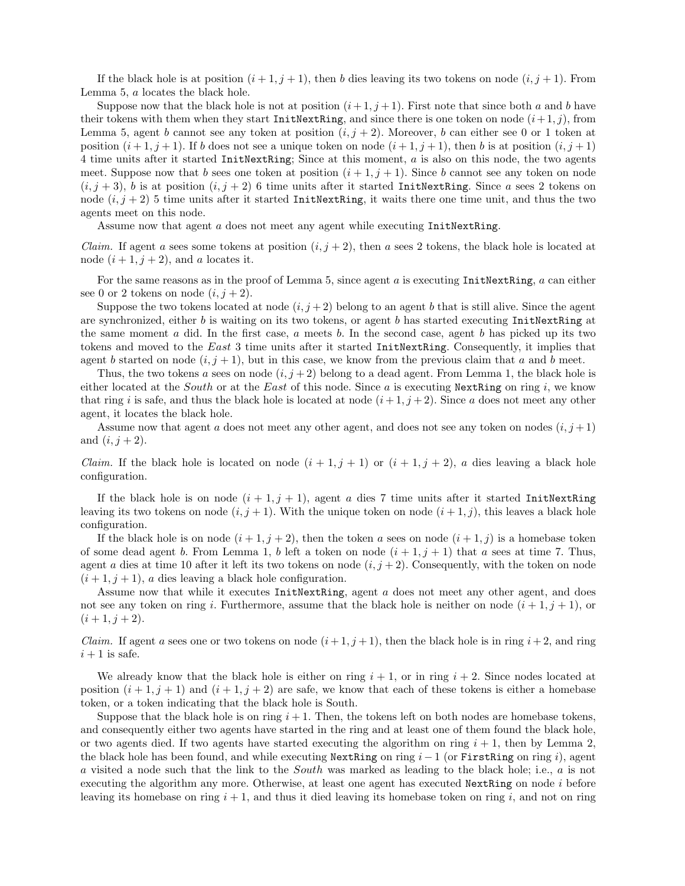If the black hole is at position $(i+1, j+1)$, then $b$ dies leaving its two tokens on node $(i, j+1)$. From Lemma 5, $a$ locates the black hole.

Suppose now that the black hole is not at position $(i+1, j+1)$. First note that since both $a$ and $b$ have their tokens with them when they start `InitNextRing`, and since there is one token on node $(i+1, j)$, from Lemma 5, agent $b$ cannot see any token at position $(i, j+2)$. Moreover, $b$ can either see 0 or 1 token at position $(i+1, j+1)$. If $b$ does not see a unique token on node $(i+1, j+1)$, then $b$ is at position $(i, j+1)$ 4 time units after it started `InitNextRing`; Since at this moment, $a$ is also on this node, the two agents meet. Suppose now that $b$ sees one token at position $(i+1, j+1)$. Since $b$ cannot see any token on node $(i, j+3)$, $b$ is at position $(i, j+2)$ 6 time units after it started `InitNextRing`. Since $a$ sees 2 tokens on node $(i, j+2)$ 5 time units after it started `InitNextRing`, it waits there one time unit, and thus the two agents meet on this node.

Assume now that agent $a$ does not meet any agent while executing `InitNextRing`.

*Claim.* If agent $a$ sees some tokens at position $(i, j+2)$, then $a$ sees 2 tokens, the black hole is located at node $(i+1, j+2)$, and $a$ locates it.

For the same reasons as in the proof of Lemma 5, since agent $a$ is executing `InitNextRing`, $a$ can either see 0 or 2 tokens on node $(i, j+2)$.

Suppose the two tokens located at node $(i, j+2)$ belong to an agent $b$ that is still alive. Since the agent are synchronized, either $b$ is waiting on its two tokens, or agent $b$ has started executing `InitNextRing` at the same moment $a$ did. In the first case, $a$ meets $b$. In the second case, agent $b$ has picked up its two tokens and moved to the *East* 3 time units after it started `InitNextRing`. Consequently, it implies that agent $b$ started on node $(i, j+1)$, but in this case, we know from the previous claim that $a$ and $b$ meet.

Thus, the two tokens $a$ sees on node $(i, j+2)$ belong to a dead agent. From Lemma 1, the black hole is either located at the *South* or at the *East* of this node. Since $a$ is executing `NextRing` on ring $i$, we know that ring $i$ is safe, and thus the black hole is located at node $(i+1, j+2)$. Since $a$ does not meet any other agent, it locates the black hole.

Assume now that agent $a$ does not meet any other agent, and does not see any token on nodes $(i, j+1)$ and $(i, j+2)$.

*Claim.* If the black hole is located on node $(i+1, j+1)$ or $(i+1, j+2)$, $a$ dies leaving a black hole configuration.

If the black hole is on node $(i+1, j+1)$, agent $a$ dies 7 time units after it started `InitNextRing` leaving its two tokens on node $(i, j+1)$. With the unique token on node $(i+1, j)$, this leaves a black hole configuration.

If the black hole is on node $(i+1, j+2)$, then the token $a$ sees on node $(i+1, j)$ is a homebase token of some dead agent $b$. From Lemma 1, $b$ left a token on node $(i+1, j+1)$ that $a$ sees at time 7. Thus, agent $a$ dies at time 10 after it left its two tokens on node $(i, j+2)$. Consequently, with the token on node $(i+1, j+1)$, $a$ dies leaving a black hole configuration.

Assume now that while it executes `InitNextRing`, agent $a$ does not meet any other agent, and does not see any token on ring $i$. Furthermore, assume that the black hole is neither on node $(i+1, j+1)$, or $(i+1, j+2)$.

*Claim.* If agent $a$ sees one or two tokens on node $(i+1, j+1)$, then the black hole is in ring $i+2$, and ring $i+1$ is safe.

We already know that the black hole is either on ring $i+1$, or in ring $i+2$. Since nodes located at position $(i+1, j+1)$ and $(i+1, j+2)$ are safe, we know that each of these tokens is either a homebase token, or a token indicating that the black hole is South.

Suppose that the black hole is on ring $i+1$. Then, the tokens left on both nodes are homebase tokens, and consequently either two agents have started in the ring and at least one of them found the black hole, or two agents died. If two agents have started executing the algorithm on ring $i+1$, then by Lemma 2, the black hole has been found, and while executing `NextRing` on ring $i-1$ (or `FirstRing` on ring $i$), agent $a$ visited a node such that the link to the *South* was marked as leading to the black hole; i.e., $a$ is not executing the algorithm any more. Otherwise, at least one agent has executed `NextRing` on node $i$ before leaving its homebase on ring $i+1$, and thus it died leaving its homebase token on ring $i$, and not on ring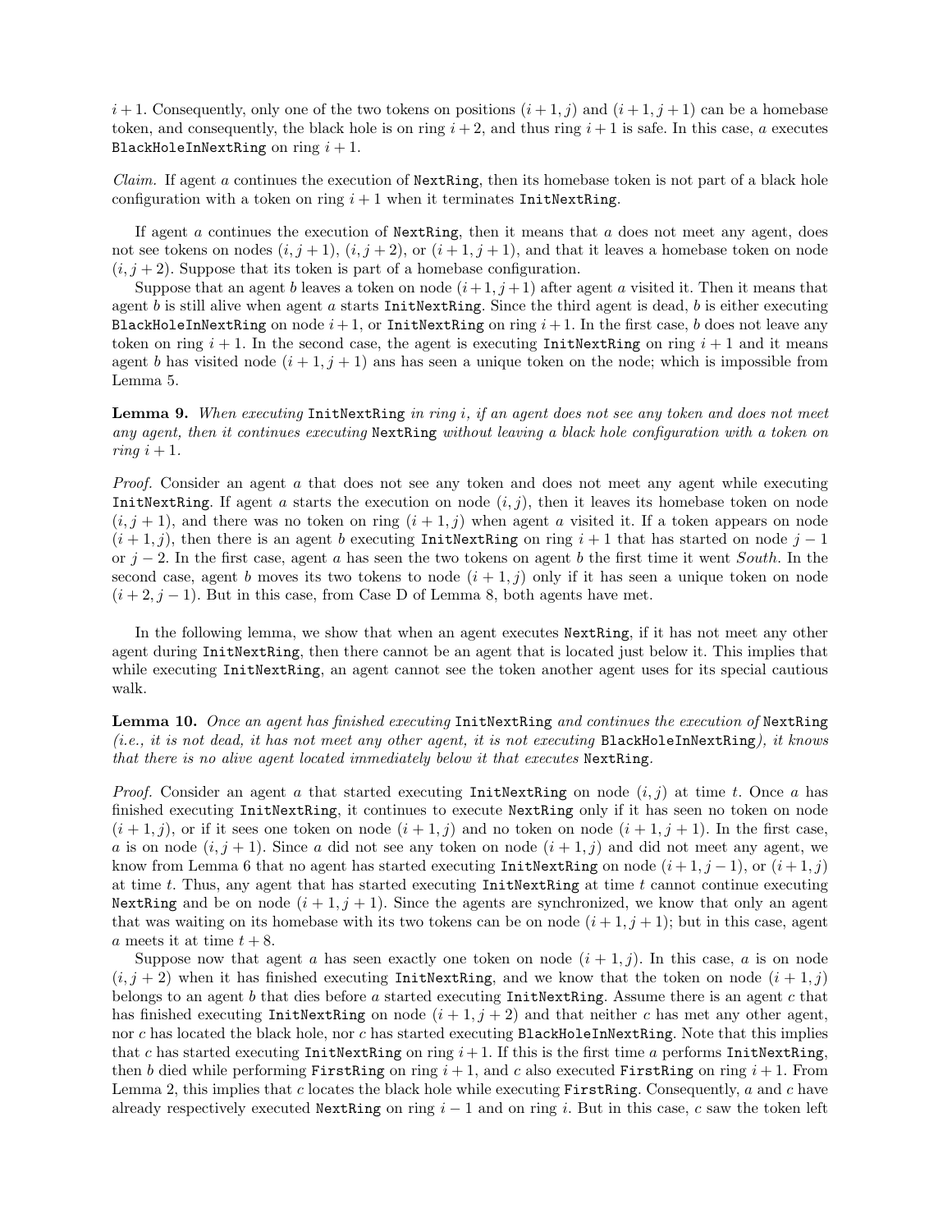$i+1$. Consequently, only one of the two tokens on positions $(i+1, j)$ and $(i+1, j+1)$ can be a homebase token, and consequently, the black hole is on ring $i+2$, and thus ring $i+1$ is safe. In this case, $a$ executes `BlackHoleInNextRing` on ring $i+1$.

*Claim.* If agent $a$ continues the execution of `NextRing`, then its homebase token is not part of a black hole configuration with a token on ring $i+1$ when it terminates `InitNextRing`.

If agent $a$ continues the execution of `NextRing`, then it means that $a$ does not meet any agent, does not see tokens on nodes $(i, j+1)$, $(i, j+2)$, or $(i+1, j+1)$, and that it leaves a homebase token on node $(i, j+2)$. Suppose that its token is part of a homebase configuration.

Suppose that an agent $b$ leaves a token on node $(i+1, j+1)$ after agent $a$ visited it. Then it means that agent $b$ is still alive when agent $a$ starts `InitNextRing`. Since the third agent is dead, $b$ is either executing `BlackHoleInNextRing` on node $i+1$, or `InitNextRing` on ring $i+1$. In the first case, $b$ does not leave any token on ring $i+1$. In the second case, the agent is executing `InitNextRing` on ring $i+1$ and it means agent $b$ has visited node $(i+1, j+1)$ ans has seen a unique token on the node; which is impossible from Lemma 5.

**Lemma 9.** *When executing* `InitNextRing` *in ring* $i$*, if an agent does not see any token and does not meet any agent, then it continues executing* `NextRing` *without leaving a black hole configuration with a token on ring* $i+1$*.*

*Proof.* Consider an agent $a$ that does not see any token and does not meet any agent while executing `InitNextRing`. If agent $a$ starts the execution on node $(i, j)$, then it leaves its homebase token on node $(i, j+1)$, and there was no token on ring $(i+1, j)$ when agent $a$ visited it. If a token appears on node $(i+1, j)$, then there is an agent $b$ executing `InitNextRing` on ring $i+1$ that has started on node $j-1$ or $j-2$. In the first case, agent $a$ has seen the two tokens on agent $b$ the first time it went *South*. In the second case, agent $b$ moves its two tokens to node $(i+1, j)$ only if it has seen a unique token on node $(i+2, j-1)$. But in this case, from Case D of Lemma 8, both agents have met.

In the following lemma, we show that when an agent executes `NextRing`, if it has not meet any other agent during `InitNextRing`, then there cannot be an agent that is located just below it. This implies that while executing `InitNextRing`, an agent cannot see the token another agent uses for its special cautious walk.

**Lemma 10.** *Once an agent has finished executing* `InitNextRing` *and continues the execution of* `NextRing` *(i.e., it is not dead, it has not meet any other agent, it is not executing* `BlackHoleInNextRing`*), it knows that there is no alive agent located immediately below it that executes* `NextRing`*.*

*Proof.* Consider an agent $a$ that started executing `InitNextRing` on node $(i, j)$ at time $t$. Once $a$ has finished executing `InitNextRing`, it continues to execute `NextRing` only if it has seen no token on node $(i+1, j)$, or if it sees one token on node $(i+1, j)$ and no token on node $(i+1, j+1)$. In the first case, $a$ is on node $(i, j+1)$. Since $a$ did not see any token on node $(i+1, j)$ and did not meet any agent, we know from Lemma 6 that no agent has started executing `InitNextRing` on node $(i+1, j-1)$, or $(i+1, j)$ at time $t$. Thus, any agent that has started executing `InitNextRing` at time $t$ cannot continue executing `NextRing` and be on node $(i+1, j+1)$. Since the agents are synchronized, we know that only an agent that was waiting on its homebase with its two tokens can be on node $(i+1, j+1)$; but in this case, agent $a$ meets it at time $t+8$.

Suppose now that agent $a$ has seen exactly one token on node $(i+1, j)$. In this case, $a$ is on node $(i, j+2)$ when it has finished executing `InitNextRing`, and we know that the token on node $(i+1, j)$ belongs to an agent $b$ that dies before $a$ started executing `InitNextRing`. Assume there is an agent $c$ that has finished executing `InitNextRing` on node $(i+1, j+2)$ and that neither $c$ has met any other agent, nor $c$ has located the black hole, nor $c$ has started executing `BlackHoleInNextRing`. Note that this implies that $c$ has started executing `InitNextRing` on ring $i+1$. If this is the first time $a$ performs `InitNextRing`, then $b$ died while performing `FirstRing` on ring $i+1$, and $c$ also executed `FirstRing` on ring $i+1$. From Lemma 2, this implies that $c$ locates the black hole while executing `FirstRing`. Consequently, $a$ and $c$ have already respectively executed `NextRing` on ring $i-1$ and on ring $i$. But in this case, $c$ saw the token left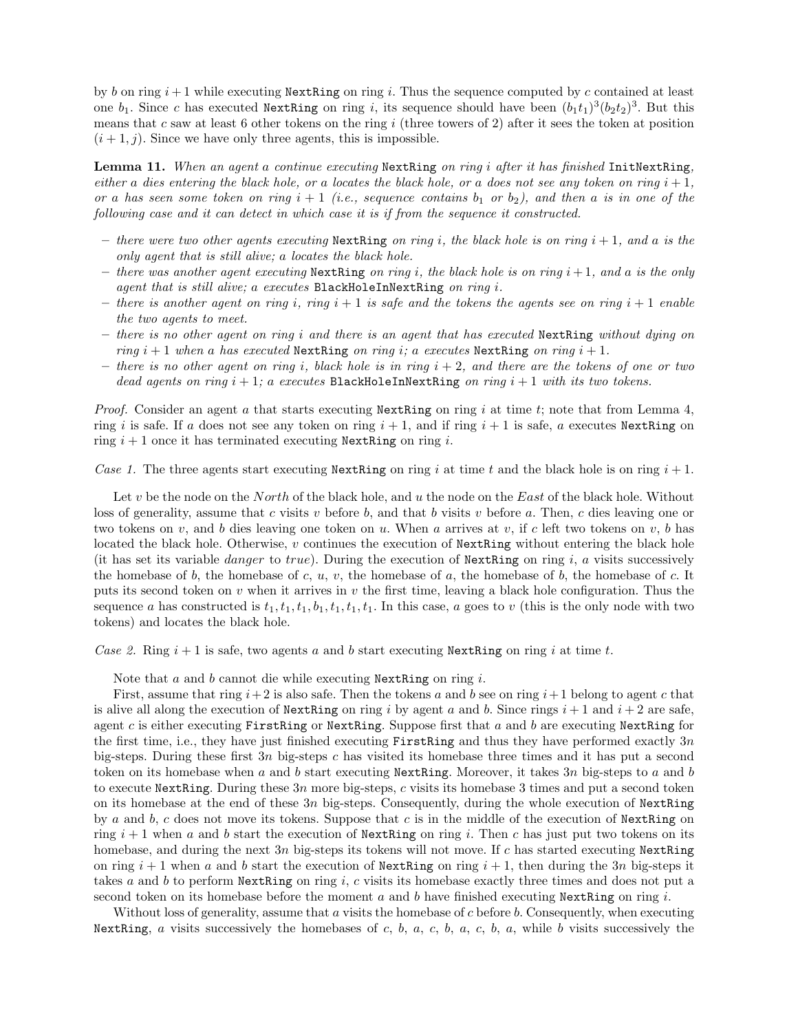by $b$ on ring $i+1$ while executing `NextRing` on ring $i$. Thus the sequence computed by $c$ contained at least one $b_1$. Since $c$ has executed `NextRing` on ring $i$, its sequence should have been $(b_1t_1)^3(b_2t_2)^3$. But this means that $c$ saw at least 6 other tokens on the ring $i$ (three towers of 2) after it sees the token at position $(i+1, j)$. Since we have only three agents, this is impossible.

**Lemma 11.** *When an agent $a$ continue executing* `NextRing` *on ring $i$ after it has finished* `InitNextRing`*, either $a$ dies entering the black hole, or $a$ locates the black hole, or $a$ does not see any token on ring $i+1$, or $a$ has seen some token on ring $i+1$ (i.e., sequence contains $b_1$ or $b_2$), and then $a$ is in one of the following case and it can detect in which case it is if from the sequence it constructed.*

- *there were two other agents executing* `NextRing` *on ring $i$, the black hole is on ring $i+1$, and $a$ is the only agent that is still alive; $a$ locates the black hole.*
- *there was another agent executing* `NextRing` *on ring $i$, the black hole is on ring $i+1$, and $a$ is the only agent that is still alive; $a$ executes* `BlackHoleInNextRing` *on ring $i$.*
- *there is another agent on ring $i$, ring $i+1$ is safe and the tokens the agents see on ring $i+1$ enable the two agents to meet.*
- *there is no other agent on ring $i$ and there is an agent that has executed* `NextRing` *without dying on ring $i+1$ when $a$ has executed* `NextRing` *on ring $i$; $a$ executes* `NextRing` *on ring $i+1$.*
- *there is no other agent on ring $i$, black hole is in ring $i+2$, and there are the tokens of one or two dead agents on ring $i+1$; $a$ executes* `BlackHoleInNextRing` *on ring $i+1$ with its two tokens.*

*Proof.* Consider an agent $a$ that starts executing `NextRing` on ring $i$ at time $t$; note that from Lemma 4, ring $i$ is safe. If $a$ does not see any token on ring $i+1$, and if ring $i+1$ is safe, $a$ executes `NextRing` on ring $i+1$ once it has terminated executing `NextRing` on ring $i$.

*Case 1.* The three agents start executing `NextRing` on ring $i$ at time $t$ and the black hole is on ring $i+1$.

Let $v$ be the node on the *North* of the black hole, and $u$ the node on the *East* of the black hole. Without loss of generality, assume that $c$ visits $v$ before $b$, and that $b$ visits $v$ before $a$. Then, $c$ dies leaving one or two tokens on $v$, and $b$ dies leaving one token on $u$. When $a$ arrives at $v$, if $c$ left two tokens on $v$, $b$ has located the black hole. Otherwise, $v$ continues the execution of `NextRing` without entering the black hole (it has set its variable *danger* to *true*). During the execution of `NextRing` on ring $i$, $a$ visits successively the homebase of $b$, the homebase of $c$, $u$, $v$, the homebase of $a$, the homebase of $b$, the homebase of $c$. It puts its second token on $v$ when it arrives in $v$ the first time, leaving a black hole configuration. Thus the sequence $a$ has constructed is $t_1, t_1, t_1, b_1, t_1, t_1, t_1$. In this case, $a$ goes to $v$ (this is the only node with two tokens) and locates the black hole.

*Case 2.* Ring $i+1$ is safe, two agents $a$ and $b$ start executing `NextRing` on ring $i$ at time $t$.

Note that $a$ and $b$ cannot die while executing `NextRing` on ring $i$.

First, assume that ring $i+2$ is also safe. Then the tokens $a$ and $b$ see on ring $i+1$ belong to agent $c$ that is alive all along the execution of `NextRing` on ring $i$ by agent $a$ and $b$. Since rings $i+1$ and $i+2$ are safe, agent $c$ is either executing `FirstRing` or `NextRing`. Suppose first that $a$ and $b$ are executing `NextRing` for the first time, i.e., they have just finished executing `FirstRing` and thus they have performed exactly $3n$ big-steps. During these first $3n$ big-steps $c$ has visited its homebase three times and it has put a second token on its homebase when $a$ and $b$ start executing `NextRing`. Moreover, it takes $3n$ big-steps to $a$ and $b$ to execute `NextRing`. During these $3n$ more big-steps, $c$ visits its homebase 3 times and put a second token on its homebase at the end of these $3n$ big-steps. Consequently, during the whole execution of `NextRing` by $a$ and $b$, $c$ does not move its tokens. Suppose that $c$ is in the middle of the execution of `NextRing` on ring $i+1$ when $a$ and $b$ start the execution of `NextRing` on ring $i$. Then $c$ has just put two tokens on its homebase, and during the next $3n$ big-steps its tokens will not move. If $c$ has started executing `NextRing` on ring $i+1$ when $a$ and $b$ start the execution of `NextRing` on ring $i+1$, then during the $3n$ big-steps it takes $a$ and $b$ to perform `NextRing` on ring $i$, $c$ visits its homebase exactly three times and does not put a second token on its homebase before the moment $a$ and $b$ have finished executing `NextRing` on ring $i$.

Without loss of generality, assume that $a$ visits the homebase of $c$ before $b$. Consequently, when executing `NextRing`, $a$ visits successively the homebases of $c$, $b$, $a$, $c$, $b$, $a$, $c$, $b$, $a$, while $b$ visits successively the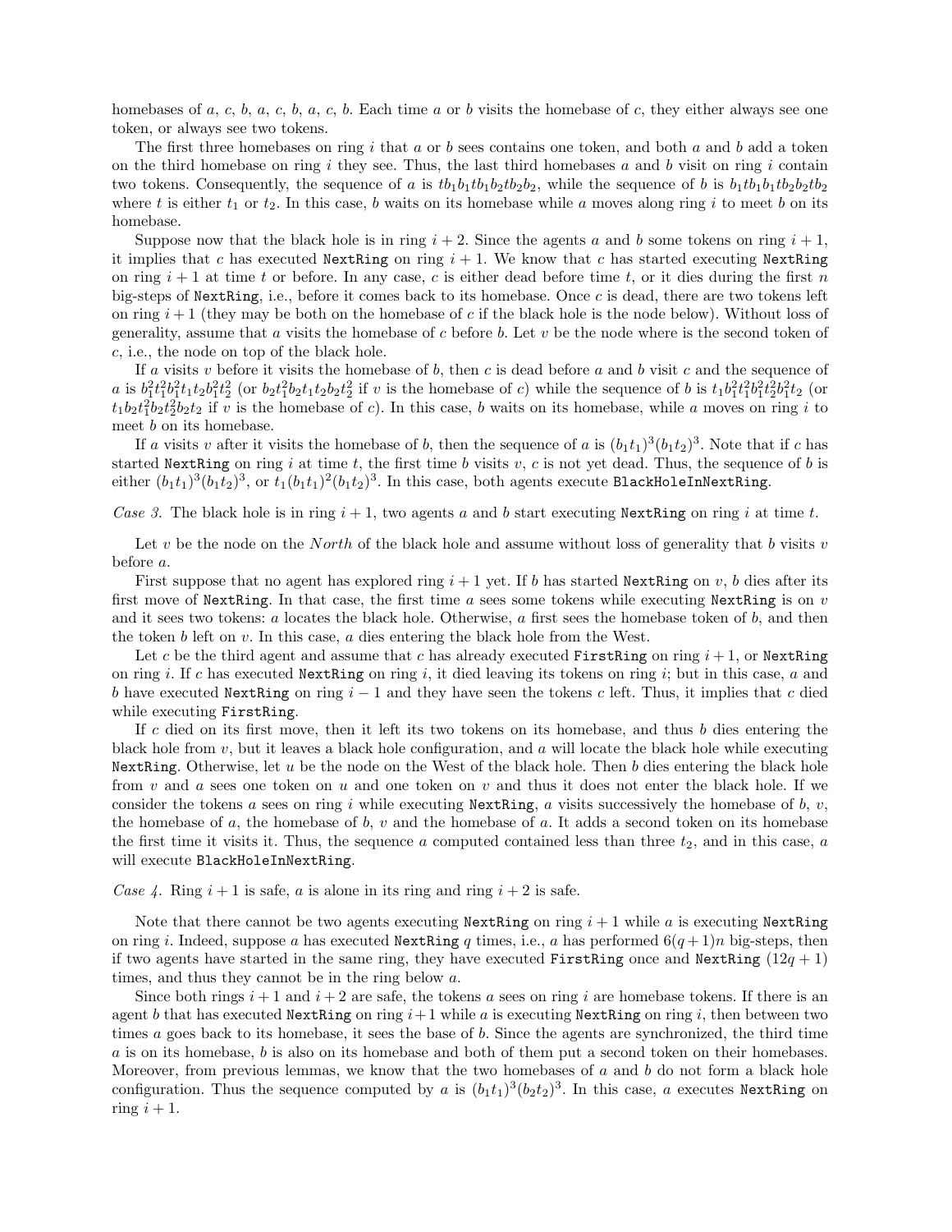homebases of $a$, $c$, $b$, $a$, $c$, $b$, $a$, $c$, $b$. Each time $a$ or $b$ visits the homebase of $c$, they either always see one token, or always see two tokens.

The first three homebases on ring $i$ that $a$ or $b$ sees contains one token, and both $a$ and $b$ add a token on the third homebase on ring $i$ they see. Thus, the last third homebases $a$ and $b$ visit on ring $i$ contain two tokens. Consequently, the sequence of $a$ is $tb_1b_1tb_1b_2tb_2b_2$, while the sequence of $b$ is $b_1tb_1b_1tb_2b_2tb_2$ where $t$ is either $t_1$ or $t_2$. In this case, $b$ waits on its homebase while $a$ moves along ring $i$ to meet $b$ on its homebase.

Suppose now that the black hole is in ring $i+2$. Since the agents $a$ and $b$ some tokens on ring $i+1$, it implies that $c$ has executed `NextRing` on ring $i+1$. We know that $c$ has started executing `NextRing` on ring $i+1$ at time $t$ or before. In any case, $c$ is either dead before time $t$, or it dies during the first $n$ big-steps of `NextRing`, i.e., before it comes back to its homebase. Once $c$ is dead, there are two tokens left on ring $i+1$ (they may be both on the homebase of $c$ if the black hole is the node below). Without loss of generality, assume that $a$ visits the homebase of $c$ before $b$. Let $v$ be the node where is the second token of $c$, i.e., the node on top of the black hole.

If $a$ visits $v$ before it visits the homebase of $b$, then $c$ is dead before $a$ and $b$ visit $c$ and the sequence of $a$ is $b_1^2t_1^2b_1^2t_1t_2b_1^2t_2^2$ (or $b_2t_1^2b_2t_1t_2b_2t_2^2$ if $v$ is the homebase of $c$) while the sequence of $b$ is $t_1b_1^2t_1^2b_1^2t_2^2b_1^2t_2$ (or $t_1b_2t_1^2b_2t_2^2b_2t_2$ if $v$ is the homebase of $c$). In this case, $b$ waits on its homebase, while $a$ moves on ring $i$ to meet $b$ on its homebase.

If $a$ visits $v$ after it visits the homebase of $b$, then the sequence of $a$ is $(b_1t_1)^3(b_1t_2)^3$. Note that if $c$ has started `NextRing` on ring $i$ at time $t$, the first time $b$ visits $v$, $c$ is not yet dead. Thus, the sequence of $b$ is either $(b_1t_1)^3(b_1t_2)^3$, or $t_1(b_1t_1)^2(b_1t_2)^3$. In this case, both agents execute `BlackHoleInNextRing`.

*Case 3.* The black hole is in ring $i+1$, two agents $a$ and $b$ start executing `NextRing` on ring $i$ at time $t$.

Let $v$ be the node on the *North* of the black hole and assume without loss of generality that $b$ visits $v$ before $a$.

First suppose that no agent has explored ring $i+1$ yet. If $b$ has started `NextRing` on $v$, $b$ dies after its first move of `NextRing`. In that case, the first time $a$ sees some tokens while executing `NextRing` is on $v$ and it sees two tokens: $a$ locates the black hole. Otherwise, $a$ first sees the homebase token of $b$, and then the token $b$ left on $v$. In this case, $a$ dies entering the black hole from the West.

Let $c$ be the third agent and assume that $c$ has already executed `FirstRing` on ring $i+1$, or `NextRing` on ring $i$. If $c$ has executed `NextRing` on ring $i$, it died leaving its tokens on ring $i$; but in this case, $a$ and $b$ have executed `NextRing` on ring $i-1$ and they have seen the tokens $c$ left. Thus, it implies that $c$ died while executing `FirstRing`.

If $c$ died on its first move, then it left its two tokens on its homebase, and thus $b$ dies entering the black hole from $v$, but it leaves a black hole configuration, and $a$ will locate the black hole while executing `NextRing`. Otherwise, let $u$ be the node on the West of the black hole. Then $b$ dies entering the black hole from $v$ and $a$ sees one token on $u$ and one token on $v$ and thus it does not enter the black hole. If we consider the tokens $a$ sees on ring $i$ while executing `NextRing`, $a$ visits successively the homebase of $b$, $v$, the homebase of $a$, the homebase of $b$, $v$ and the homebase of $a$. It adds a second token on its homebase the first time it visits it. Thus, the sequence $a$ computed contained less than three $t_2$, and in this case, $a$ will execute `BlackHoleInNextRing`.

*Case 4.* Ring $i+1$ is safe, $a$ is alone in its ring and ring $i+2$ is safe.

Note that there cannot be two agents executing `NextRing` on ring $i+1$ while $a$ is executing `NextRing` on ring $i$. Indeed, suppose $a$ has executed `NextRing` $q$ times, i.e., $a$ has performed $6(q+1)n$ big-steps, then if two agents have started in the same ring, they have executed `FirstRing` once and `NextRing` $(12q+1)$ times, and thus they cannot be in the ring below $a$.

Since both rings $i+1$ and $i+2$ are safe, the tokens $a$ sees on ring $i$ are homebase tokens. If there is an agent $b$ that has executed `NextRing` on ring $i+1$ while $a$ is executing `NextRing` on ring $i$, then between two times $a$ goes back to its homebase, it sees the base of $b$. Since the agents are synchronized, the third time $a$ is on its homebase, $b$ is also on its homebase and both of them put a second token on their homebases. Moreover, from previous lemmas, we know that the two homebases of $a$ and $b$ do not form a black hole configuration. Thus the sequence computed by $a$ is $(b_1t_1)^3(b_2t_2)^3$. In this case, $a$ executes `NextRing` on ring $i+1$.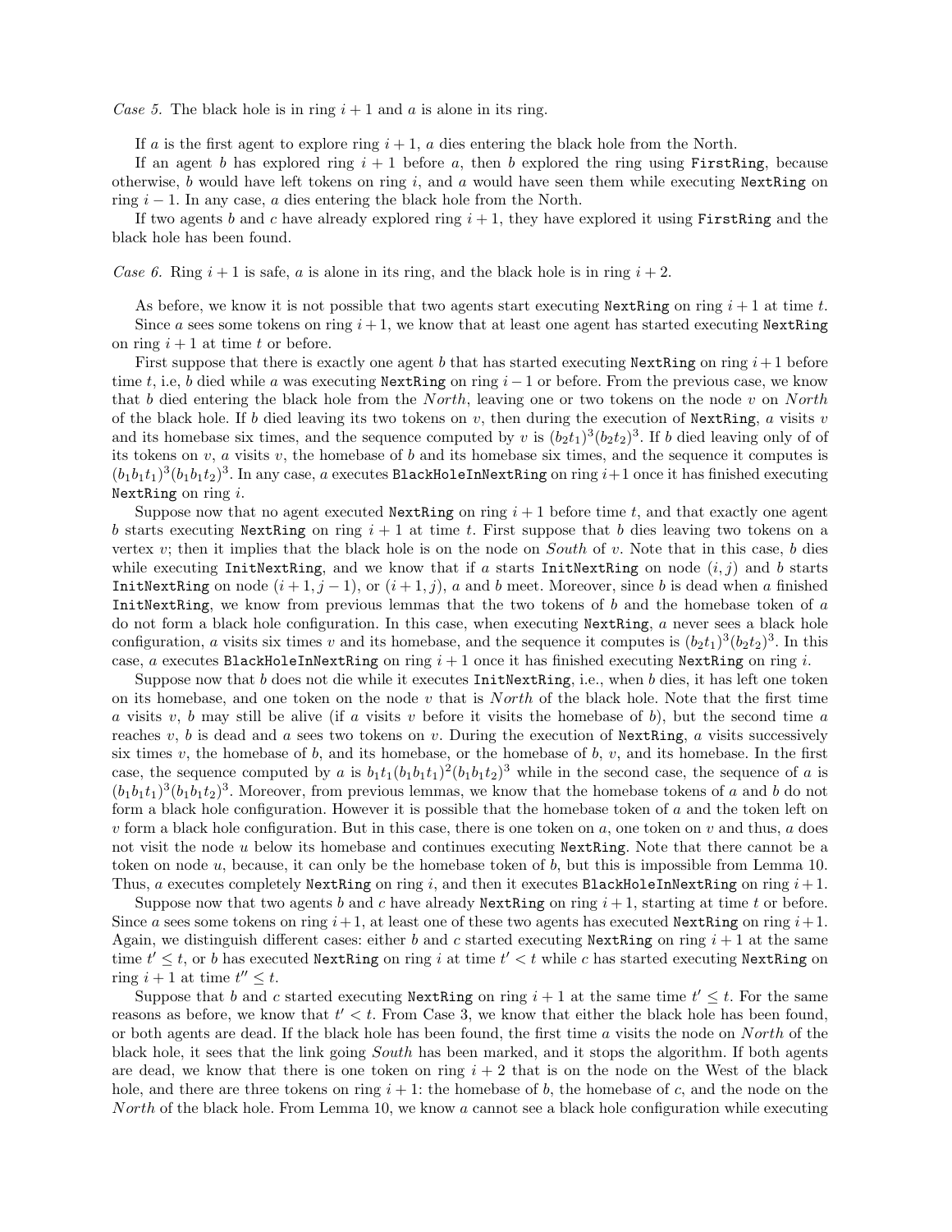*Case 5.* The black hole is in ring $i+1$ and $a$ is alone in its ring.

If $a$ is the first agent to explore ring $i+1$, $a$ dies entering the black hole from the North.

If an agent $b$ has explored ring $i+1$ before $a$, then $b$ explored the ring using `FirstRing`, because otherwise, $b$ would have left tokens on ring $i$, and $a$ would have seen them while executing `NextRing` on ring $i-1$. In any case, $a$ dies entering the black hole from the North.

If two agents $b$ and $c$ have already explored ring $i+1$, they have explored it using `FirstRing` and the black hole has been found.

*Case 6.* Ring $i+1$ is safe, $a$ is alone in its ring, and the black hole is in ring $i+2$.

As before, we know it is not possible that two agents start executing `NextRing` on ring $i+1$ at time $t$.

Since $a$ sees some tokens on ring $i+1$, we know that at least one agent has started executing `NextRing` on ring $i+1$ at time $t$ or before.

First suppose that there is exactly one agent $b$ that has started executing `NextRing` on ring $i+1$ before time $t$, i.e, $b$ died while $a$ was executing `NextRing` on ring $i-1$ or before. From the previous case, we know that $b$ died entering the black hole from the *North*, leaving one or two tokens on the node $v$ on *North* of the black hole. If $b$ died leaving its two tokens on $v$, then during the execution of `NextRing`, $a$ visits $v$ and its homebase six times, and the sequence computed by $v$ is $(b_2t_1)^3(b_2t_2)^3$. If $b$ died leaving only of of its tokens on $v$, $a$ visits $v$, the homebase of $b$ and its homebase six times, and the sequence it computes is $(b_1b_1t_1)^3(b_1b_1t_2)^3$. In any case, $a$ executes `BlackHoleInNextRing` on ring $i+1$ once it has finished executing `NextRing` on ring $i$.

Suppose now that no agent executed `NextRing` on ring $i+1$ before time $t$, and that exactly one agent $b$ starts executing `NextRing` on ring $i+1$ at time $t$. First suppose that $b$ dies leaving two tokens on a vertex $v$; then it implies that the black hole is on the node on *South* of $v$. Note that in this case, $b$ dies while executing `InitNextRing`, and we know that if $a$ starts `InitNextRing` on node $(i,j)$ and $b$ starts `InitNextRing` on node $(i+1,j-1)$, or $(i+1,j)$, $a$ and $b$ meet. Moreover, since $b$ is dead when $a$ finished `InitNextRing`, we know from previous lemmas that the two tokens of $b$ and the homebase token of $a$ do not form a black hole configuration. In this case, when executing `NextRing`, $a$ never sees a black hole configuration, $a$ visits six times $v$ and its homebase, and the sequence it computes is $(b_2t_1)^3(b_2t_2)^3$. In this case, $a$ executes `BlackHoleInNextRing` on ring $i+1$ once it has finished executing `NextRing` on ring $i$.

Suppose now that $b$ does not die while it executes `InitNextRing`, i.e., when $b$ dies, it has left one token on its homebase, and one token on the node $v$ that is *North* of the black hole. Note that the first time $a$ visits $v$, $b$ may still be alive (if $a$ visits $v$ before it visits the homebase of $b$), but the second time $a$ reaches $v$, $b$ is dead and $a$ sees two tokens on $v$. During the execution of `NextRing`, $a$ visits successively six times $v$, the homebase of $b$, and its homebase, or the homebase of $b$, $v$, and its homebase. In the first case, the sequence computed by $a$ is $b_1t_1(b_1b_1t_1)^2(b_1b_1t_2)^3$ while in the second case, the sequence of $a$ is $(b_1b_1t_1)^3(b_1b_1t_2)^3$. Moreover, from previous lemmas, we know that the homebase tokens of $a$ and $b$ do not form a black hole configuration. However it is possible that the homebase token of $a$ and the token left on $v$ form a black hole configuration. But in this case, there is one token on $a$, one token on $v$ and thus, $a$ does not visit the node $u$ below its homebase and continues executing `NextRing`. Note that there cannot be a token on node $u$, because, it can only be the homebase token of $b$, but this is impossible from Lemma 10. Thus, $a$ executes completely `NextRing` on ring $i$, and then it executes `BlackHoleInNextRing` on ring $i+1$.

Suppose now that two agents $b$ and $c$ have already `NextRing` on ring $i+1$, starting at time $t$ or before. Since $a$ sees some tokens on ring $i+1$, at least one of these two agents has executed `NextRing` on ring $i+1$. Again, we distinguish different cases: either $b$ and $c$ started executing `NextRing` on ring $i+1$ at the same time $t' \leq t$, or $b$ has executed `NextRing` on ring $i$ at time $t' < t$ while $c$ has started executing `NextRing` on ring $i+1$ at time $t'' \leq t$.

Suppose that $b$ and $c$ started executing `NextRing` on ring $i+1$ at the same time $t' \leq t$. For the same reasons as before, we know that $t' < t$. From Case 3, we know that either the black hole has been found, or both agents are dead. If the black hole has been found, the first time $a$ visits the node on *North* of the black hole, it sees that the link going *South* has been marked, and it stops the algorithm. If both agents are dead, we know that there is one token on ring $i+2$ that is on the node on the West of the black hole, and there are three tokens on ring $i+1$: the homebase of $b$, the homebase of $c$, and the node on the *North* of the black hole. From Lemma 10, we know $a$ cannot see a black hole configuration while executing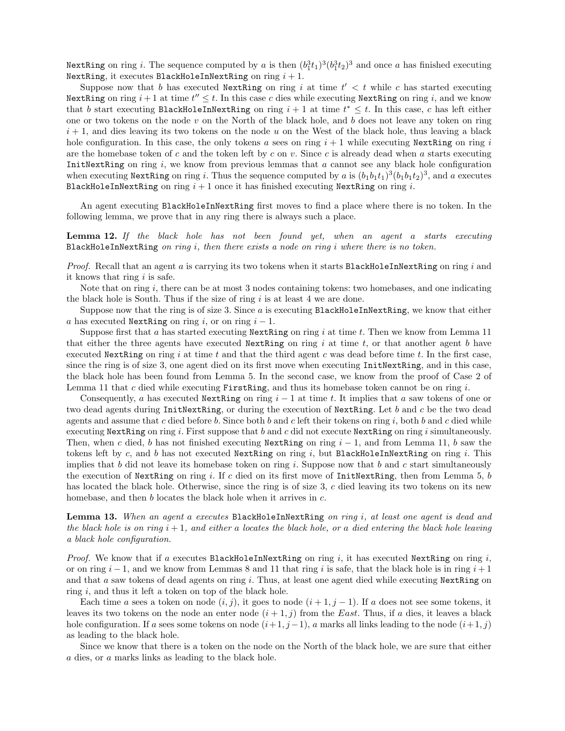NextRing on ring $i$. The sequence computed by $a$ is then $(b_1^3t_1)^3(b_1^3t_2)^3$ and once $a$ has finished executing NextRing, it executes BlackHoleInNextRing on ring $i+1$.

Suppose now that $b$ has executed NextRing on ring $i$ at time $t' < t$ while $c$ has started executing NextRing on ring $i+1$ at time $t'' \leq t$. In this case $c$ dies while executing NextRing on ring $i$, and we know that $b$ start executing BlackHoleInNextRing on ring $i+1$ at time $t^* \leq t$. In this case, $c$ has left either one or two tokens on the node $v$ on the North of the black hole, and $b$ does not leave any token on ring $i+1$, and dies leaving its two tokens on the node $u$ on the West of the black hole, thus leaving a black hole configuration. In this case, the only tokens $a$ sees on ring $i+1$ while executing NextRing on ring $i$ are the homebase token of $c$ and the token left by $c$ on $v$. Since $c$ is already dead when $a$ starts executing InitNextRing on ring $i$, we know from previous lemmas that $a$ cannot see any black hole configuration when executing NextRing on ring $i$. Thus the sequence computed by $a$ is $(b_1b_1t_1)^3(b_1b_1t_2)^3$, and $a$ executes BlackHoleInNextRing on ring $i+1$ once it has finished executing NextRing on ring $i$.

An agent executing BlackHoleInNextRing first moves to find a place where there is no token. In the following lemma, we prove that in any ring there is always such a place.

**Lemma 12.** *If the black hole has not been found yet, when an agent $a$ starts executing* BlackHoleInNextRing *on ring $i$, then there exists a node on ring $i$ where there is no token.*

*Proof.* Recall that an agent $a$ is carrying its two tokens when it starts BlackHoleInNextRing on ring $i$ and it knows that ring $i$ is safe.

Note that on ring $i$, there can be at most 3 nodes containing tokens: two homebases, and one indicating the black hole is South. Thus if the size of ring $i$ is at least 4 we are done.

Suppose now that the ring is of size 3. Since $a$ is executing BlackHoleInNextRing, we know that either $a$ has executed NextRing on ring $i$, or on ring $i-1$.

Suppose first that $a$ has started executing NextRing on ring $i$ at time $t$. Then we know from Lemma 11 that either the three agents have executed NextRing on ring $i$ at time $t$, or that another agent $b$ have executed NextRing on ring $i$ at time $t$ and that the third agent $c$ was dead before time $t$. In the first case, since the ring is of size 3, one agent died on its first move when executing InitNextRing, and in this case, the black hole has been found from Lemma 5. In the second case, we know from the proof of Case 2 of Lemma 11 that $c$ died while executing FirstRing, and thus its homebase token cannot be on ring $i$.

Consequently, $a$ has executed NextRing on ring $i-1$ at time $t$. It implies that $a$ saw tokens of one or two dead agents during InitNextRing, or during the execution of NextRing. Let $b$ and $c$ be the two dead agents and assume that $c$ died before $b$. Since both $b$ and $c$ left their tokens on ring $i$, both $b$ and $c$ died while executing NextRing on ring $i$. First suppose that $b$ and $c$ did not execute NextRing on ring $i$ simultaneously. Then, when $c$ died, $b$ has not finished executing NextRing on ring $i-1$, and from Lemma 11, $b$ saw the tokens left by $c$, and $b$ has not executed NextRing on ring $i$, but BlackHoleInNextRing on ring $i$. This implies that $b$ did not leave its homebase token on ring $i$. Suppose now that $b$ and $c$ start simultaneously the execution of NextRing on ring $i$. If $c$ died on its first move of InitNextRing, then from Lemma 5, $b$ has located the black hole. Otherwise, since the ring is of size 3, $c$ died leaving its two tokens on its new homebase, and then $b$ locates the black hole when it arrives in $c$.

**Lemma 13.** *When an agent $a$ executes* BlackHoleInNextRing *on ring $i$, at least one agent is dead and the black hole is on ring $i+1$, and either $a$ locates the black hole, or $a$ died entering the black hole leaving a black hole configuration.*

*Proof.* We know that if $a$ executes BlackHoleInNextRing on ring $i$, it has executed NextRing on ring $i$, or on ring $i-1$, and we know from Lemmas 8 and 11 that ring $i$ is safe, that the black hole is in ring $i+1$ and that $a$ saw tokens of dead agents on ring $i$. Thus, at least one agent died while executing NextRing on ring $i$, and thus it left a token on top of the black hole.

Each time $a$ sees a token on node $(i,j)$, it goes to node $(i+1, j-1)$. If $a$ does not see some tokens, it leaves its two tokens on the node an enter node $(i+1, j)$ from the *East*. Thus, if $a$ dies, it leaves a black hole configuration. If $a$ sees some tokens on node $(i+1, j-1)$, $a$ marks all links leading to the node $(i+1, j)$ as leading to the black hole.

Since we know that there is a token on the node on the North of the black hole, we are sure that either $a$ dies, or $a$ marks links as leading to the black hole.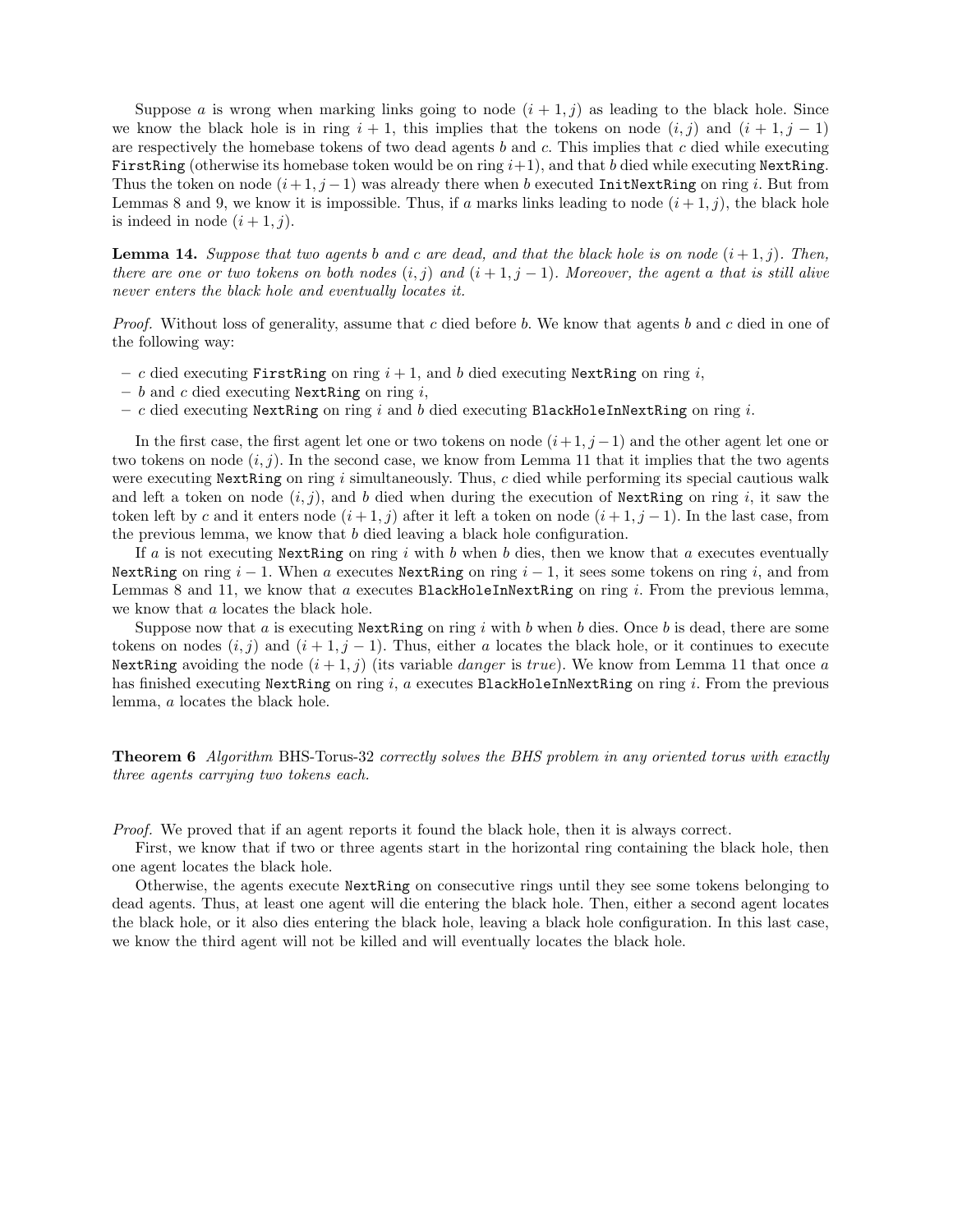Suppose $a$ is wrong when marking links going to node $(i+1,j)$ as leading to the black hole. Since we know the black hole is in ring $i+1$, this implies that the tokens on node $(i,j)$ and $(i+1,j-1)$ are respectively the homebase tokens of two dead agents $b$ and $c$. This implies that $c$ died while executing `FirstRing` (otherwise its homebase token would be on ring $i+1$), and that $b$ died while executing `NextRing`. Thus the token on node $(i+1,j-1)$ was already there when $b$ executed `InitNextRing` on ring $i$. But from Lemmas 8 and 9, we know it is impossible. Thus, if $a$ marks links leading to node $(i+1,j)$, the black hole is indeed in node $(i+1,j)$.

**Lemma 14.** *Suppose that two agents $b$ and $c$ are dead, and that the black hole is on node $(i+1,j)$. Then, there are one or two tokens on both nodes $(i,j)$ and $(i+1,j-1)$. Moreover, the agent $a$ that is still alive never enters the black hole and eventually locates it.*

*Proof.* Without loss of generality, assume that $c$ died before $b$. We know that agents $b$ and $c$ died in one of the following way:

- $c$ died executing `FirstRing` on ring $i+1$, and $b$ died executing `NextRing` on ring $i$,
- $b$ and $c$ died executing `NextRing` on ring $i$,
- $c$ died executing `NextRing` on ring $i$ and $b$ died executing `BlackHoleInNextRing` on ring $i$.

In the first case, the first agent let one or two tokens on node $(i+1,j-1)$ and the other agent let one or two tokens on node $(i,j)$. In the second case, we know from Lemma 11 that it implies that the two agents were executing `NextRing` on ring $i$ simultaneously. Thus, $c$ died while performing its special cautious walk and left a token on node $(i,j)$, and $b$ died when during the execution of `NextRing` on ring $i$, it saw the token left by $c$ and it enters node $(i+1,j)$ after it left a token on node $(i+1,j-1)$. In the last case, from the previous lemma, we know that $b$ died leaving a black hole configuration.

If $a$ is not executing `NextRing` on ring $i$ with $b$ when $b$ dies, then we know that $a$ executes eventually `NextRing` on ring $i-1$. When $a$ executes `NextRing` on ring $i-1$, it sees some tokens on ring $i$, and from Lemmas 8 and 11, we know that $a$ executes `BlackHoleInNextRing` on ring $i$. From the previous lemma, we know that $a$ locates the black hole.

Suppose now that $a$ is executing `NextRing` on ring $i$ with $b$ when $b$ dies. Once $b$ is dead, there are some tokens on nodes $(i,j)$ and $(i+1,j-1)$. Thus, either $a$ locates the black hole, or it continues to execute `NextRing` avoiding the node $(i+1,j)$ (its variable *danger* is *true*). We know from Lemma 11 that once $a$ has finished executing `NextRing` on ring $i$, $a$ executes `BlackHoleInNextRing` on ring $i$. From the previous lemma, $a$ locates the black hole.

**Theorem 6** *Algorithm* BHS-Torus-32 *correctly solves the BHS problem in any oriented torus with exactly three agents carrying two tokens each.*

*Proof.* We proved that if an agent reports it found the black hole, then it is always correct.

First, we know that if two or three agents start in the horizontal ring containing the black hole, then one agent locates the black hole.

Otherwise, the agents execute `NextRing` on consecutive rings until they see some tokens belonging to dead agents. Thus, at least one agent will die entering the black hole. Then, either a second agent locates the black hole, or it also dies entering the black hole, leaving a black hole configuration. In this last case, we know the third agent will not be killed and will eventually locates the black hole.